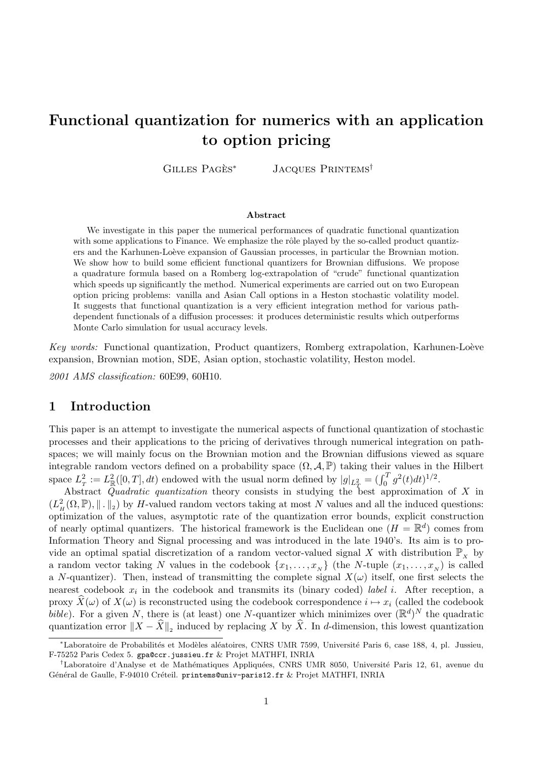# Functional quantization for numerics with an application to option pricing

Gilles Pagès[*] Jacques Printems[†]

**Abstract**

We investigate in this paper the numerical performances of quadratic functional quantization with some applications to Finance. We emphasize the rôle played by the so-called product quantizers and the Karhunen-Loève expansion of Gaussian processes, in particular the Brownian motion. We show how to build some efficient functional quantizers for Brownian diffusions. We propose a quadrature formula based on a Romberg log-extrapolation of "crude" functional quantization which speeds up significantly the method. Numerical experiments are carried out on two European option pricing problems: vanilla and Asian Call options in a Heston stochastic volatility model. It suggests that functional quantization is a very efficient integration method for various path-dependent functionals of a diffusion processes: it produces deterministic results which outperforms Monte Carlo simulation for usual accuracy levels.

*Key words:* Functional quantization, Product quantizers, Romberg extrapolation, Karhunen-Loève expansion, Brownian motion, SDE, Asian option, stochastic volatility, Heston model.

*2001 AMS classification:* 60E99, 60H10.

## 1 Introduction

This paper is an attempt to investigate the numerical aspects of functional quantization of stochastic processes and their applications to the pricing of derivatives through numerical integration on path-spaces; we will mainly focus on the Brownian motion and the Brownian diffusions viewed as square integrable random vectors defined on a probability space $(\Omega, \mathcal{A}, \mathbb{P})$ taking their values in the Hilbert space $L^2_T := L^2_{\mathbb{R}}([0,T], dt)$ endowed with the usual norm defined by $|g|_{L^2_T} = (\int_0^T g^2(t)dt)^{1/2}$.

Abstract *Quadratic quantization* theory consists in studying the best approximation of $X$ in $(L^2_H(\Omega, \mathbb{P}), \|\,.\,\|_2)$ by $H$-valued random vectors taking at most $N$ values and all the induced questions: optimization of the values, asymptotic rate of the quantization error bounds, explicit construction of nearly optimal quantizers. The historical framework is the Euclidean one ($H = \mathbb{R}^d$) comes from Information Theory and Signal processing and was introduced in the late 1940's. Its aim is to provide an optimal spatial discretization of a random vector-valued signal $X$ with distribution $\mathbb{P}_X$ by a random vector taking $N$ values in the codebook $\{x_1, \ldots, x_N\}$ (the $N$-tuple $(x_1, \ldots, x_N)$ is called a $N$-quantizer). Then, instead of transmitting the complete signal $X(\omega)$ itself, one first selects the nearest codebook $x_i$ in the codebook and transmits its (binary coded) *label* $i$. After reception, a proxy $\widehat{X}(\omega)$ of $X(\omega)$ is reconstructed using the codebook correspondence $i \mapsto x_i$ (called the codebook *bible*). For a given $N$, there is (at least) one $N$-quantizer which minimizes over $(\mathbb{R}^d)^N$ the quadratic quantization error $\|X - \widehat{X}\|_2$ induced by replacing $X$ by $\widehat{X}$. In $d$-dimension, this lowest quantization

[*] Laboratoire de Probabilités et Modèles aléatoires, CNRS UMR 7599, Université Paris 6, case 188, 4, pl. Jussieu, F-75252 Paris Cedex 5. gpa@ccr.jussieu.fr & Projet MATHFI, INRIA

[†] Laboratoire d'Analyse et de Mathématiques Appliquées, CNRS UMR 8050, Université Paris 12, 61, avenue du Général de Gaulle, F-94010 Créteil. printems@univ-paris12.fr & Projet MATHFI, INRIA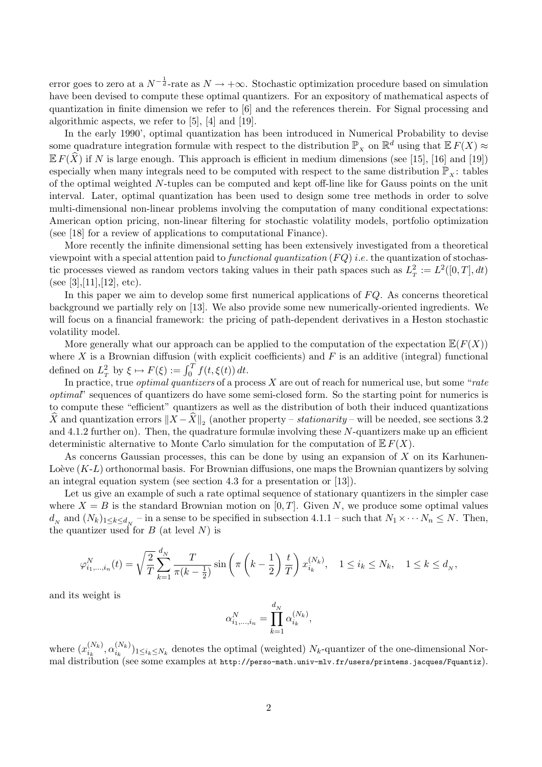error goes to zero at a $N^{-\frac{1}{d}}$-rate as $N \to +\infty$. Stochastic optimization procedure based on simulation have been devised to compute these optimal quantizers. For an expository of mathematical aspects of quantization in finite dimension we refer to [6] and the references therein. For Signal processing and algorithmic aspects, we refer to [5], [4] and [19].

In the early 1990', optimal quantization has been introduced in Numerical Probability to devise some quadrature integration formulæ with respect to the distribution $\mathbb{P}_X$ on $\mathbb{R}^d$ using that $\mathbb{E}\,F(X) \approx \mathbb{E}\,F(\widehat{X})$ if $N$ is large enough. This approach is efficient in medium dimensions (see [15], [16] and [19]) especially when many integrals need to be computed with respect to the same distribution $\mathbb{P}_X$: tables of the optimal weighted $N$-tuples can be computed and kept off-line like for Gauss points on the unit interval. Later, optimal quantization has been used to design some tree methods in order to solve multi-dimensional non-linear problems involving the computation of many conditional expectations: American option pricing, non-linear filtering for stochastic volatility models, portfolio optimization (see [18] for a review of applications to computational Finance).

More recently the infinite dimensional setting has been extensively investigated from a theoretical viewpoint with a special attention paid to *functional quantization* ($FQ$) *i.e.* the quantization of stochastic processes viewed as random vectors taking values in their path spaces such as $L^2_T := L^2([0,T], dt)$ (see [3],[11],[12], etc).

In this paper we aim to develop some first numerical applications of $FQ$. As concerns theoretical background we partially rely on [13]. We also provide some new numerically-oriented ingredients. We will focus on a financial framework: the pricing of path-dependent derivatives in a Heston stochastic volatility model.

More generally what our approach can be applied to the computation of the expectation $\mathbb{E}(F(X))$ where $X$ is a Brownian diffusion (with explicit coefficients) and $F$ is an additive (integral) functional defined on $L^2_T$ by $\xi \mapsto F(\xi) := \int_0^T f(t, \xi(t))\,dt$.

In practice, true *optimal quantizers* of a process $X$ are out of reach for numerical use, but some "*rate optimal*" sequences of quantizers do have some semi-closed form. So the starting point for numerics is to compute these "efficient" quantizers as well as the distribution of both their induced quantizations $\widehat{X}$ and quantization errors $\|X - \widehat{X}\|_2$ (another property – *stationarity* – will be needed, see sections 3.2 and 4.1.2 further on). Then, the quadrature formulæ involving these $N$-quantizers make up an efficient deterministic alternative to Monte Carlo simulation for the computation of $\mathbb{E}\,F(X)$.

As concerns Gaussian processes, this can be done by using an expansion of $X$ on its Karhunen-Loève ($K$-$L$) orthonormal basis. For Brownian diffusions, one maps the Brownian quantizers by solving an integral equation system (see section 4.3 for a presentation or [13]).

Let us give an example of such a rate optimal sequence of stationary quantizers in the simpler case where $X = B$ is the standard Brownian motion on $[0,T]$. Given $N$, we produce some optimal values $d_N$ and $(N_k)_{1 \le k \le d_N}$ – in a sense to be specified in subsection 4.1.1 – such that $N_1 \times \cdots N_n \le N$. Then, the quantizer used for $B$ (at level $N$) is

$$\varphi^N_{i_1,\ldots,i_n}(t) = \sqrt{\frac{2}{T}} \sum_{k=1}^{d_N} \frac{T}{\pi(k - \frac{1}{2})} \sin\left(\pi\left(k - \frac{1}{2}\right)\frac{t}{T}\right) x^{(N_k)}_{i_k}, \quad 1 \le i_k \le N_k, \quad 1 \le k \le d_N,$$

and its weight is

$$\alpha^N_{i_1,\ldots,i_n} = \prod_{k=1}^{d_N} \alpha^{(N_k)}_{i_k},$$

where $(x^{(N_k)}_{i_k}, \alpha^{(N_k)}_{i_k})_{1 \le i_k \le N_k}$ denotes the optimal (weighted) $N_k$-quantizer of the one-dimensional Normal distribution (see some examples at `http://perso-math.univ-mlv.fr/users/printems.jacques/Fquantiz`).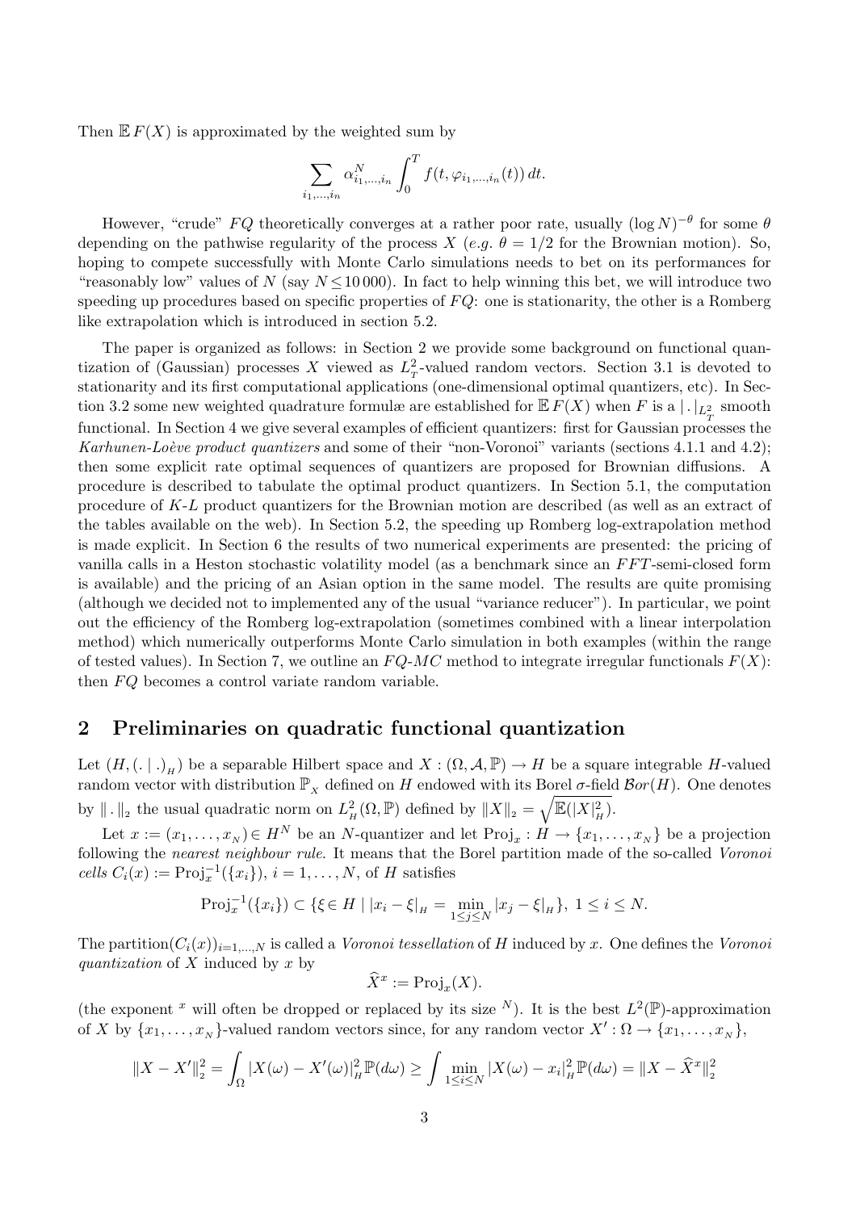Then $\mathbb{E}\,F(X)$ is approximated by the weighted sum by

$$\sum_{i_1,\ldots,i_n} \alpha^N_{i_1,\ldots,i_n} \int_0^T f(t, \varphi_{i_1,\ldots,i_n}(t))\,dt.$$

However, "crude" $FQ$ theoretically converges at a rather poor rate, usually $(\log N)^{-\theta}$ for some $\theta$ depending on the pathwise regularity of the process $X$ (*e.g.* $\theta = 1/2$ for the Brownian motion). So, hoping to compete successfully with Monte Carlo simulations needs to bet on its performances for "reasonably low" values of $N$ (say $N \le 10\,000$). In fact to help winning this bet, we will introduce two speeding up procedures based on specific properties of $FQ$: one is stationarity, the other is a Romberg like extrapolation which is introduced in section 5.2.

The paper is organized as follows: in Section 2 we provide some background on functional quantization of (Gaussian) processes $X$ viewed as $L^2_T$-valued random vectors. Section 3.1 is devoted to stationarity and its first computational applications (one-dimensional optimal quantizers, etc). In Section 3.2 some new weighted quadrature formulæ are established for $\mathbb{E}\,F(X)$ when $F$ is a $|\,.\,|_{L^2_T}$ smooth functional. In Section 4 we give several examples of efficient quantizers: first for Gaussian processes the *Karhunen-Loève product quantizers* and some of their "non-Voronoi" variants (sections 4.1.1 and 4.2); then some explicit rate optimal sequences of quantizers are proposed for Brownian diffusions. A procedure is described to tabulate the optimal product quantizers. In Section 5.1, the computation procedure of *K-L* product quantizers for the Brownian motion are described (as well as an extract of the tables available on the web). In Section 5.2, the speeding up Romberg log-extrapolation method is made explicit. In Section 6 the results of two numerical experiments are presented: the pricing of vanilla calls in a Heston stochastic volatility model (as a benchmark since an $FFT$-semi-closed form is available) and the pricing of an Asian option in the same model. The results are quite promising (although we decided not to implemented any of the usual "variance reducer"). In particular, we point out the efficiency of the Romberg log-extrapolation (sometimes combined with a linear interpolation method) which numerically outperforms Monte Carlo simulation in both examples (within the range of tested values). In Section 7, we outline an *FQ-MC* method to integrate irregular functionals $F(X)$: then $FQ$ becomes a control variate random variable.

## 2 Preliminaries on quadratic functional quantization

Let $(H, (\,.\,|\,.\,)_H)$ be a separable Hilbert space and $X : (\Omega, \mathcal{A}, \mathbb{P}) \to H$ be a square integrable $H$-valued random vector with distribution $\mathbb{P}_X$ defined on $H$ endowed with its Borel $\sigma$-field $\mathcal{B}or(H)$. One denotes by $\|\,.\,\|_2$ the usual quadratic norm on $L^2_H(\Omega, \mathbb{P})$ defined by $\|X\|_2 = \sqrt{\mathbb{E}(|X|^2_H)}$.

Let $x := (x_1, \ldots, x_N) \in H^N$ be an $N$-quantizer and let $\mathrm{Proj}_x : H \to \{x_1, \ldots, x_N\}$ be a projection following the *nearest neighbour rule*. It means that the Borel partition made of the so-called *Voronoi cells* $C_i(x) := \mathrm{Proj}_x^{-1}(\{x_i\})$, $i = 1, \ldots, N$, of $H$ satisfies

$$\mathrm{Proj}_x^{-1}(\{x_i\}) \subset \{\xi \in H \mid |x_i - \xi|_H = \min_{1\le j\le N} |x_j - \xi|_H\},\ 1 \le i \le N.$$

The partition$(C_i(x))_{i=1,\ldots,N}$ is called a *Voronoi tessellation* of $H$ induced by $x$. One defines the *Voronoi quantization* of $X$ induced by $x$ by

$$\widehat{X}^x := \mathrm{Proj}_x(X).$$

(the exponent $^x$ will often be dropped or replaced by its size $^N$). It is the best $L^2(\mathbb{P})$-approximation of $X$ by $\{x_1, \ldots, x_N\}$-valued random vectors since, for any random vector $X' : \Omega \to \{x_1, \ldots, x_N\}$,

$$\|X - X'\|_2^2 = \int_\Omega |X(\omega) - X'(\omega)|^2_H \mathbb{P}(d\omega) \ge \int \min_{1\le i\le N} |X(\omega) - x_i|^2_H \mathbb{P}(d\omega) = \|X - \widehat{X}^x\|_2^2$$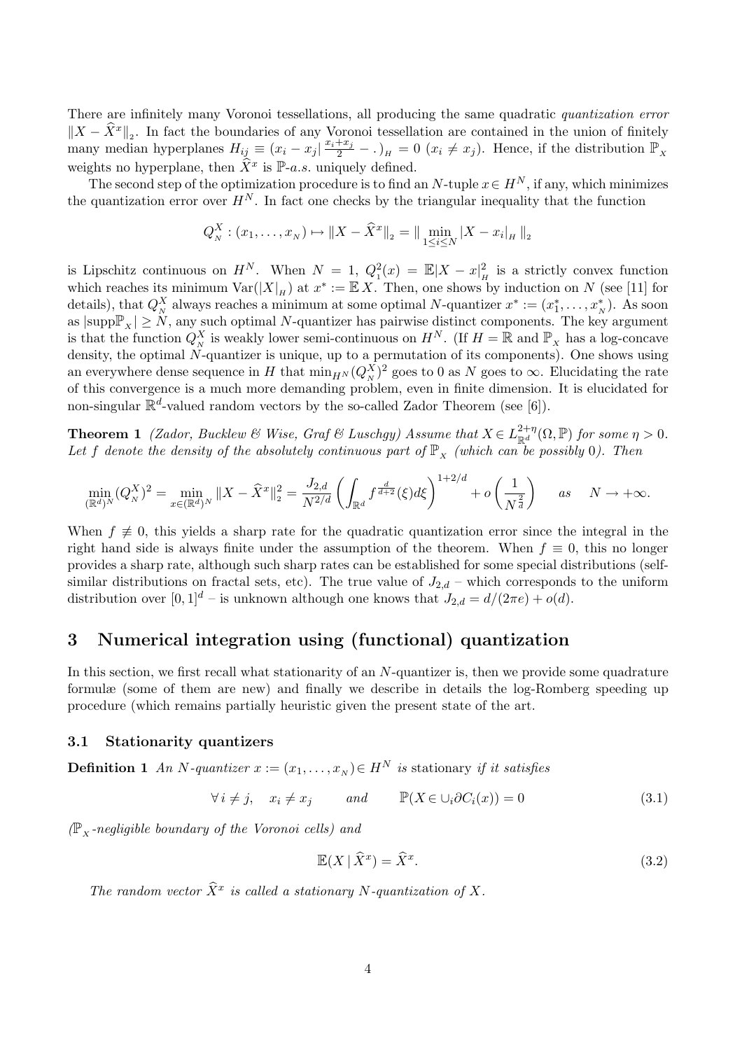There are infinitely many Voronoi tessellations, all producing the same quadratic *quantization error* $\|X-\widehat{X}^x\|_2$. In fact the boundaries of any Voronoi tessellation are contained in the union of finitely many median hyperplanes $H_{ij} \equiv (x_i - x_j | \frac{x_i+x_j}{2} - .)_H = 0$ $(x_i \neq x_j)$. Hence, if the distribution $\mathbb{P}_X$ weights no hyperplane, then $\widehat{X}^x$ is $\mathbb{P}$-*a.s.* uniquely defined.

The second step of the optimization procedure is to find an $N$-tuple $x \in H^N$, if any, which minimizes the quantization error over $H^N$. In fact one checks by the triangular inequality that the function

$$Q_N^X : (x_1, \ldots, x_N) \mapsto \|X - \widehat{X}^x\|_2 = \| \min_{1\le i\le N} |X - x_i|_H \|_2$$

is Lipschitz continuous on $H^N$. When $N = 1$, $Q_1^2(x) = \mathbb{E}|X - x|_H^2$ is a strictly convex function which reaches its minimum $\mathrm{Var}(|X|_H)$ at $x^* := \mathbb{E}\,X$. Then, one shows by induction on $N$ (see [11] for details), that $Q_N^X$ always reaches a minimum at some optimal $N$-quantizer $x^* := (x_1^*, \ldots, x_N^*)$. As soon as $|\mathrm{supp}\mathbb{P}_X| \ge N$, any such optimal $N$-quantizer has pairwise distinct components. The key argument is that the function $Q_N^X$ is weakly lower semi-continuous on $H^N$. (If $H = \mathbb{R}$ and $\mathbb{P}_X$ has a log-concave density, the optimal $N$-quantizer is unique, up to a permutation of its components). One shows using an everywhere dense sequence in $H$ that $\min_{H^N}(Q_N^X)^2$ goes to 0 as $N$ goes to $\infty$. Elucidating the rate of this convergence is a much more demanding problem, even in finite dimension. It is elucidated for non-singular $\mathbb{R}^d$-valued random vectors by the so-called Zador Theorem (see [6]).

**Theorem 1** *(Zador, Bucklew & Wise, Graf & Luschgy) Assume that $X \in L^{2+\eta}_{\mathbb{R}^d}(\Omega, \mathbb{P})$ for some $\eta > 0$. Let $f$ denote the density of the absolutely continuous part of $\mathbb{P}_X$ (which can be possibly 0). Then*

$$\min_{(\mathbb{R}^d)^N}(Q_N^X)^2 = \min_{x\in(\mathbb{R}^d)^N} \|X - \widehat{X}^x\|_2^2 = \frac{J_{2,d}}{N^{2/d}}\left(\int_{\mathbb{R}^d} f^{\frac{d}{d+2}}(\xi)d\xi\right)^{1+2/d} + o\left(\frac{1}{N^{\frac{2}{d}}}\right) \qquad as \quad N \to +\infty.$$

When $f \not\equiv 0$, this yields a sharp rate for the quadratic quantization error since the integral in the right hand side is always finite under the assumption of the theorem. When $f \equiv 0$, this no longer provides a sharp rate, although such sharp rates can be established for some special distributions (self-similar distributions on fractal sets, etc). The true value of $J_{2,d}$ – which corresponds to the uniform distribution over $[0, 1]^d$ – is unknown although one knows that $J_{2,d} = d/(2\pi e) + o(d)$.

## 3 Numerical integration using (functional) quantization

In this section, we first recall what stationarity of an $N$-quantizer is, then we provide some quadrature formulæ (some of them are new) and finally we describe in details the log-Romberg speeding up procedure (which remains partially heuristic given the present state of the art.

### 3.1 Stationarity quantizers

**Definition 1** *An $N$-quantizer $x := (x_1, \ldots, x_N) \in H^N$ is* stationary *if it satisfies*

$$\forall\, i \neq j, \quad x_i \neq x_j \qquad and \qquad \mathbb{P}(X \in \cup_i \partial C_i(x)) = 0 \tag{3.1}$$

*($\mathbb{P}_X$-negligible boundary of the Voronoi cells) and*

$$\mathbb{E}(X\,|\,\widehat{X}^x) = \widehat{X}^x. \tag{3.2}$$

*The random vector $\widehat{X}^x$ is called a stationary $N$-quantization of $X$.*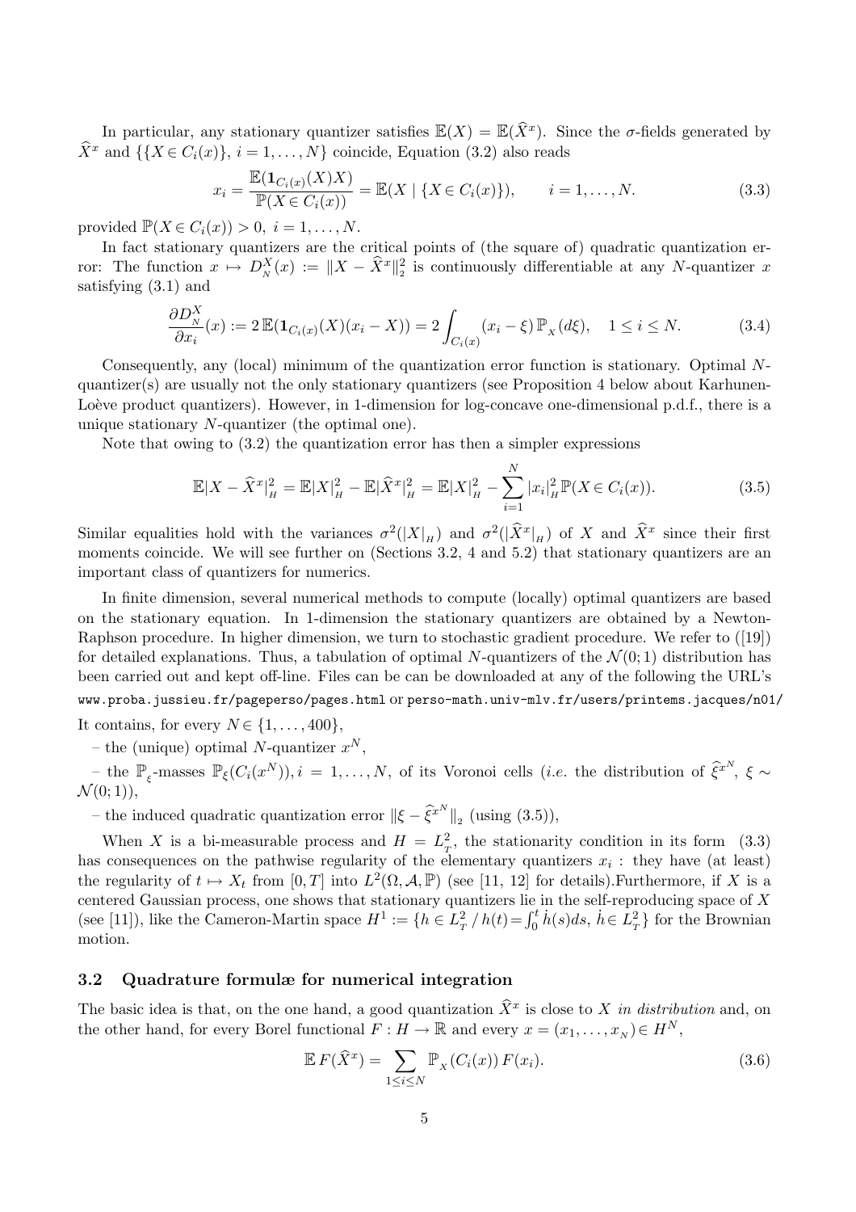In particular, any stationary quantizer satisfies $\mathbb{E}(X) = \mathbb{E}(\widehat{X}^x)$. Since the $\sigma$-fields generated by $\widehat{X}^x$ and $\{\{X \in C_i(x)\},\ i = 1, \ldots, N\}$ coincide, Equation (3.2) also reads

$$x_i = \frac{\mathbb{E}(\mathbf{1}_{C_i(x)}(X)X)}{\mathbb{P}(X \in C_i(x))} = \mathbb{E}(X \mid \{X \in C_i(x)\}), \qquad i = 1, \ldots, N. \tag{3.3}$$

provided $\mathbb{P}(X \in C_i(x)) > 0,\ i = 1, \ldots, N$.

In fact stationary quantizers are the critical points of (the square of) quadratic quantization error: The function $x \mapsto D^X_N(x) := \|X - \widehat{X}^x\|_2^2$ is continuously differentiable at any $N$-quantizer $x$ satisfying (3.1) and

$$\frac{\partial D^X_N}{\partial x_i}(x) := 2\,\mathbb{E}(\mathbf{1}_{C_i(x)}(X)(x_i - X)) = 2\int_{C_i(x)} (x_i - \xi)\,\mathbb{P}_X(d\xi), \quad 1 \le i \le N. \tag{3.4}$$

Consequently, any (local) minimum of the quantization error function is stationary. Optimal $N$-quantizer(s) are usually not the only stationary quantizers (see Proposition 4 below about Karhunen-Loève product quantizers). However, in 1-dimension for log-concave one-dimensional p.d.f., there is a unique stationary $N$-quantizer (the optimal one).

Note that owing to (3.2) the quantization error has then a simpler expressions

$$\mathbb{E}|X - \widehat{X}^x|_H^2 = \mathbb{E}|X|_H^2 - \mathbb{E}|\widehat{X}^x|_H^2 = \mathbb{E}|X|_H^2 - \sum_{i=1}^{N} |x_i|_H^2\,\mathbb{P}(X \in C_i(x)). \tag{3.5}$$

Similar equalities hold with the variances $\sigma^2(|X|_H)$ and $\sigma^2(|\widehat{X}^x|_H)$ of $X$ and $\widehat{X}^x$ since their first moments coincide. We will see further on (Sections 3.2, 4 and 5.2) that stationary quantizers are an important class of quantizers for numerics.

In finite dimension, several numerical methods to compute (locally) optimal quantizers are based on the stationary equation. In 1-dimension the stationary quantizers are obtained by a Newton-Raphson procedure. In higher dimension, we turn to stochastic gradient procedure. We refer to ([19]) for detailed explanations. Thus, a tabulation of optimal $N$-quantizers of the $\mathcal{N}(0;1)$ distribution has been carried out and kept off-line. Files can be can be downloaded at any of the following the URL's www.proba.jussieu.fr/pageperso/pages.html or perso-math.univ-mlv.fr/users/printems.jacques/n01/

It contains, for every $N \in \{1, \ldots, 400\}$,

– the (unique) optimal $N$-quantizer $x^N$,

– the $\mathbb{P}_\xi$-masses $\mathbb{P}_\xi(C_i(x^N)), i = 1, \ldots, N$, of its Voronoi cells (*i.e.* the distribution of $\widehat{\xi}^{x^N}$, $\xi \sim \mathcal{N}(0;1)$),

– the induced quadratic quantization error $\|\xi - \widehat{\xi}^{x^N}\|_2$ (using (3.5)),

When $X$ is a bi-measurable process and $H = L^2_T$, the stationarity condition in its form (3.3) has consequences on the pathwise regularity of the elementary quantizers $x_i$ : they have (at least) the regularity of $t \mapsto X_t$ from $[0,T]$ into $L^2(\Omega, \mathcal{A}, \mathbb{P})$ (see [11, 12] for details).Furthermore, if $X$ is a centered Gaussian process, one shows that stationary quantizers lie in the self-reproducing space of $X$ (see [11]), like the Cameron-Martin space $H^1 := \{h \in L^2_T \,/\, h(t) = \int_0^t \dot{h}(s)ds,\ \dot{h} \in L^2_T\}$ for the Brownian motion.

### 3.2 Quadrature formulæ for numerical integration

The basic idea is that, on the one hand, a good quantization $\widehat{X}^x$ is close to $X$ *in distribution* and, on the other hand, for every Borel functional $F : H \to \mathbb{R}$ and every $x = (x_1, \ldots, x_N) \in H^N$,

$$\mathbb{E}\,F(\widehat{X}^x) = \sum_{1 \le i \le N} \mathbb{P}_X(C_i(x))\,F(x_i). \tag{3.6}$$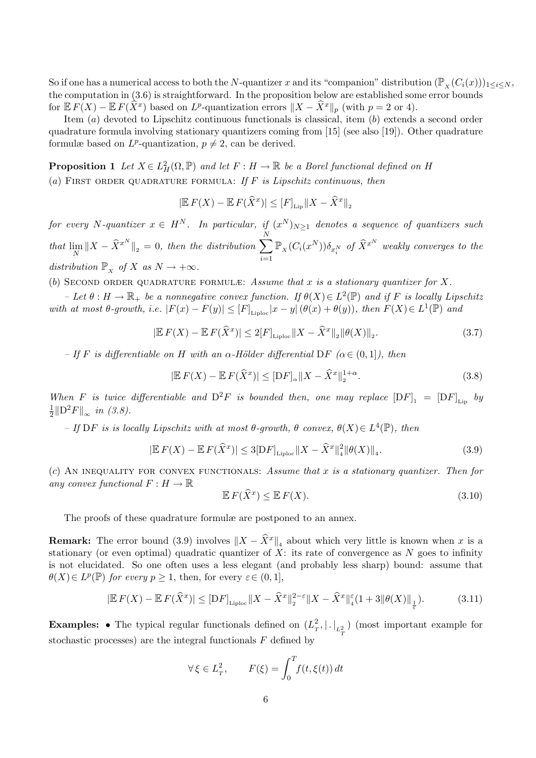So if one has a numerical access to both the $N$-quantizer $x$ and its "companion" distribution $(\mathbb{P}_{_X}(C_i(x)))_{1\le i\le N}$, the computation in (3.6) is straightforward. In the proposition below are established some error bounds for $\mathbb{E}\,F(X) - \mathbb{E}\,F(\widehat{X}^x)$ based on $L^p$-quantization errors $\|X - \widehat{X}^x\|_{_p}$ (with $p = 2$ or $4$).

Item $(a)$ devoted to Lipschitz continuous functionals is classical, item $(b)$ extends a second order quadrature formula involving stationary quantizers coming from [15] (see also [19]). Other quadrature formulæ based on $L^p$-quantization, $p \neq 2$, can be derived.

**Proposition 1** *Let $X \in L^2_H(\Omega, \mathbb{P})$ and let $F : H \to \mathbb{R}$ be a Borel functional defined on $H$*

$(a)$ First order quadrature formula: *If $F$ is Lipschitz continuous, then*

$$|\mathbb{E}\,F(X) - \mathbb{E}\,F(\widehat{X}^x)| \le [F]_{_{\rm Lip}} \|X - \widehat{X}^x\|_{_2}$$

*for every $N$-quantizer $x \in H^N$. In particular, if $(x^N)_{N\ge1}$ denotes a sequence of quantizers such that $\lim_N \|X - \widehat{X}^{x^N}\|_{_2} = 0$, then the distribution $\displaystyle\sum_{i=1}^N \mathbb{P}_{_X}(C_i(x^N))\delta_{x_i^N}$ of $\widehat{X}^{x^N}$ weakly converges to the distribution $\mathbb{P}_{_X}$ of $X$ as $N \to +\infty$.*

$(b)$ Second order quadrature formulæ: *Assume that $x$ is a stationary quantizer for $X$.*

*– Let $\theta : H \to \mathbb{R}_+$ be a nonnegative convex function. If $\theta(X) \in L^2(\mathbb{P})$ and if $F$ is locally Lipschitz with at most $\theta$-growth, i.e. $|F(x) - F(y)| \le [F]_{_{\rm Liploc}} |x - y|\,(\theta(x) + \theta(y))$, then $F(X) \in L^1(\mathbb{P})$ and*

$$|\mathbb{E}\,F(X) - \mathbb{E}\,F(\widehat{X}^x)| \le 2[F]_{_{\rm Liploc}} \|X - \widehat{X}^x\|_{_2} \|\theta(X)\|_{_2}. \tag{3.7}$$

*– If $F$ is differentiable on $H$ with an $\alpha$-Hölder differential $\mathrm{D}F$ ($\alpha \in (0, 1]$), then*

$$|\mathbb{E}\,F(X) - \mathbb{E}\,F(\widehat{X}^x)| \le [\mathrm{D}F]_{_\alpha} \|X - \widehat{X}^x\|_{_2}^{1+\alpha}. \tag{3.8}$$

*When $F$ is twice differentiable and $\mathrm{D}^2F$ is bounded then, one may replace $[\mathrm{D}F]_{_1} = [\mathrm{D}F]_{_{\rm Lip}}$ by $\frac{1}{2}\|\mathrm{D}^2F\|_{_\infty}$ in (3.8).*

*– If $\mathrm{D}F$ is is locally Lipschitz with at most $\theta$-growth, $\theta$ convex, $\theta(X) \in L^4(\mathbb{P})$, then*

$$|\mathbb{E}\,F(X) - \mathbb{E}\,F(\widehat{X}^x)| \le 3[\mathrm{D}F]_{_{\rm Liploc}} \|X - \widehat{X}^x\|_{_4}^2 \|\theta(X)\|_{_4}. \tag{3.9}$$

$(c)$ An inequality for convex functionals: *Assume that $x$ is a stationary quantizer. Then for any convex functional $F : H \to \mathbb{R}$*

$$\mathbb{E}\,F(\widehat{X}^x) \le \mathbb{E}\,F(X). \tag{3.10}$$

The proofs of these quadrature formulæ are postponed to an annex.

**Remark:** The error bound (3.9) involves $\|X - \widehat{X}^x\|_{_4}$ about which very little is known when $x$ is a stationary (or even optimal) quadratic quantizer of $X$: its rate of convergence as $N$ goes to infinity is not elucidated. So one often uses a less elegant (and probably less sharp) bound: assume that $\theta(X) \in L^p(\mathbb{P})$ *for every* $p \ge 1$, then, for every $\varepsilon \in (0, 1]$,

$$|\mathbb{E}\,F(X) - \mathbb{E}\,F(\widehat{X}^x)| \le [\mathrm{D}F]_{_{\rm Liploc}} \|X - \widehat{X}^x\|_{_2}^{2-\varepsilon} \|X - \widehat{X}^x\|_{_4}^{\varepsilon} (1 + 3\|\theta(X)\|_{_{\frac{1}{\varepsilon}}}). \tag{3.11}$$

**Examples:** • The typical regular functionals defined on $(L^2_{_T}, |\,.\,|_{_{L^2_T}})$ (most important example for stochastic processes) are the integral functionals $F$ defined by

$$\forall\, \xi \in L^2_{_T}, \qquad F(\xi) = \int_0^T f(t, \xi(t))\,dt$$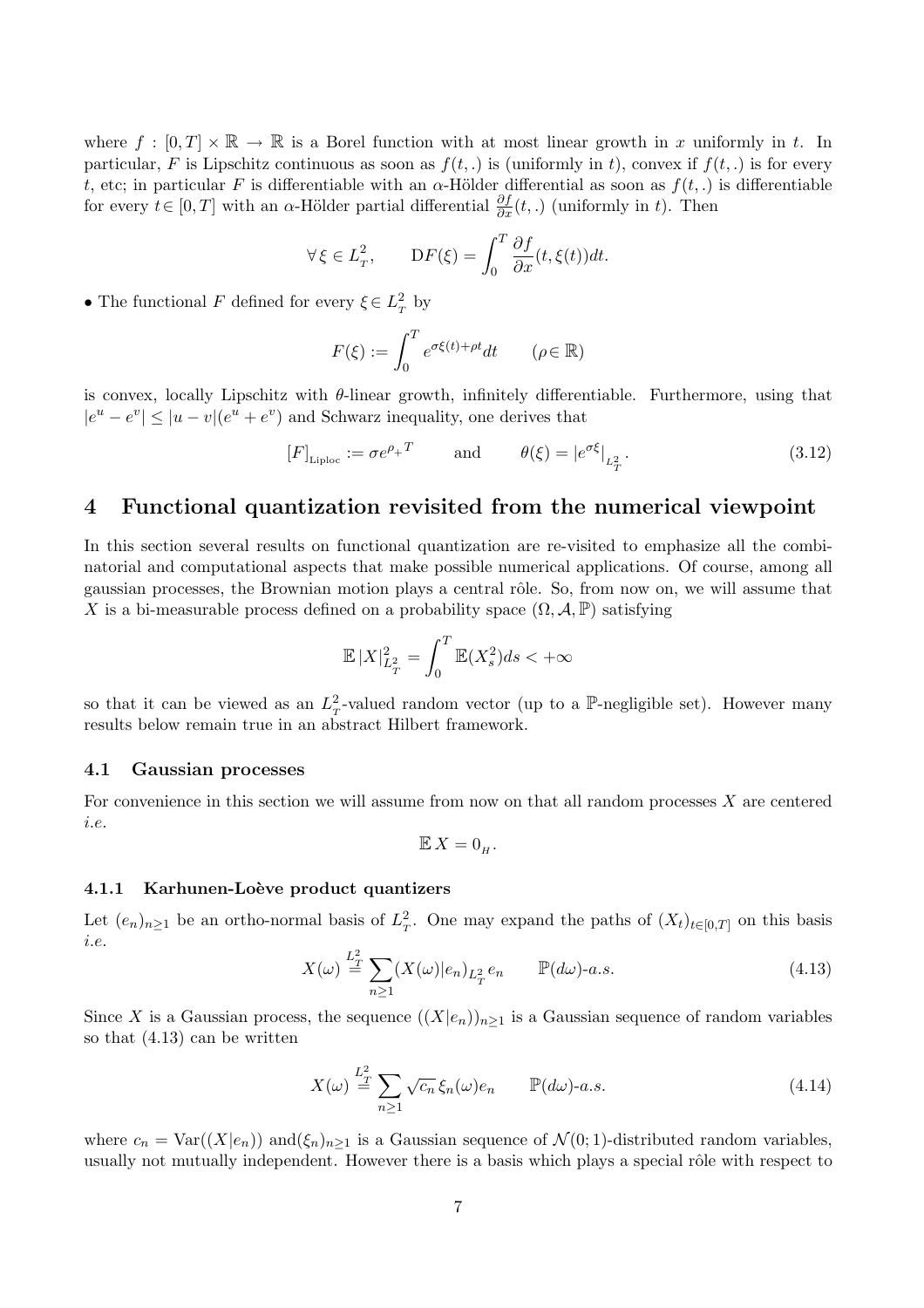where $f : [0,T] \times \mathbb{R} \to \mathbb{R}$ is a Borel function with at most linear growth in $x$ uniformly in $t$. In particular, $F$ is Lipschitz continuous as soon as $f(t,.)$ is (uniformly in $t$), convex if $f(t,.)$ is for every $t$, etc; in particular $F$ is differentiable with an $\alpha$-Hölder differential as soon as $f(t,.)$ is differentiable for every $t \in [0,T]$ with an $\alpha$-Hölder partial differential $\frac{\partial f}{\partial x}(t,.)$ (uniformly in $t$). Then

$$\forall\, \xi \in L^2_T, \qquad \mathrm{D}F(\xi) = \int_0^T \frac{\partial f}{\partial x}(t, \xi(t))dt.$$

- The functional $F$ defined for every $\xi \in L^2_T$ by

$$F(\xi) := \int_0^T e^{\sigma \xi(t) + \rho t} dt \qquad (\rho \in \mathbb{R})$$

is convex, locally Lipschitz with $\theta$-linear growth, infinitely differentiable. Furthermore, using that $|e^u - e^v| \le |u - v|(e^u + e^v)$ and Schwarz inequality, one derives that

$$[F]_{\text{Liploc}} := \sigma e^{\rho_+ T} \qquad \text{and} \qquad \theta(\xi) = |e^{\sigma\xi}|_{L^2_T}. \tag{3.12}$$

# 4 Functional quantization revisited from the numerical viewpoint

In this section several results on functional quantization are re-visited to emphasize all the combinatorial and computational aspects that make possible numerical applications. Of course, among all gaussian processes, the Brownian motion plays a central rôle. So, from now on, we will assume that $X$ is a bi-measurable process defined on a probability space $(\Omega, \mathcal{A}, \mathbb{P})$ satisfying

$$\mathbb{E}\,|X|^2_{L^2_T} = \int_0^T \mathbb{E}(X_s^2)ds < +\infty$$

so that it can be viewed as an $L^2_T$-valued random vector (up to a $\mathbb{P}$-negligible set). However many results below remain true in an abstract Hilbert framework.

## 4.1 Gaussian processes

For convenience in this section we will assume from now on that all random processes $X$ are centered *i.e.*

$$\mathbb{E}\, X = 0_H.$$

### 4.1.1 Karhunen-Loève product quantizers

Let $(e_n)_{n\ge1}$ be an ortho-normal basis of $L^2_T$. One may expand the paths of $(X_t)_{t\in[0,T]}$ on this basis *i.e.*

$$X(\omega) \overset{L^2_T}{=} \sum_{n\ge1} (X(\omega)|e_n)_{L^2_T} e_n \qquad \mathbb{P}(d\omega)\text{-}a.s. \tag{4.13}$$

Since $X$ is a Gaussian process, the sequence $((X|e_n))_{n\ge1}$ is a Gaussian sequence of random variables so that (4.13) can be written

$$X(\omega) \overset{L^2_T}{=} \sum_{n\ge1} \sqrt{c_n}\,\xi_n(\omega) e_n \qquad \mathbb{P}(d\omega)\text{-}a.s. \tag{4.14}$$

where $c_n = \mathrm{Var}((X|e_n))$ and$(\xi_n)_{n\ge1}$ is a Gaussian sequence of $\mathcal{N}(0;1)$-distributed random variables, usually not mutually independent. However there is a basis which plays a special rôle with respect to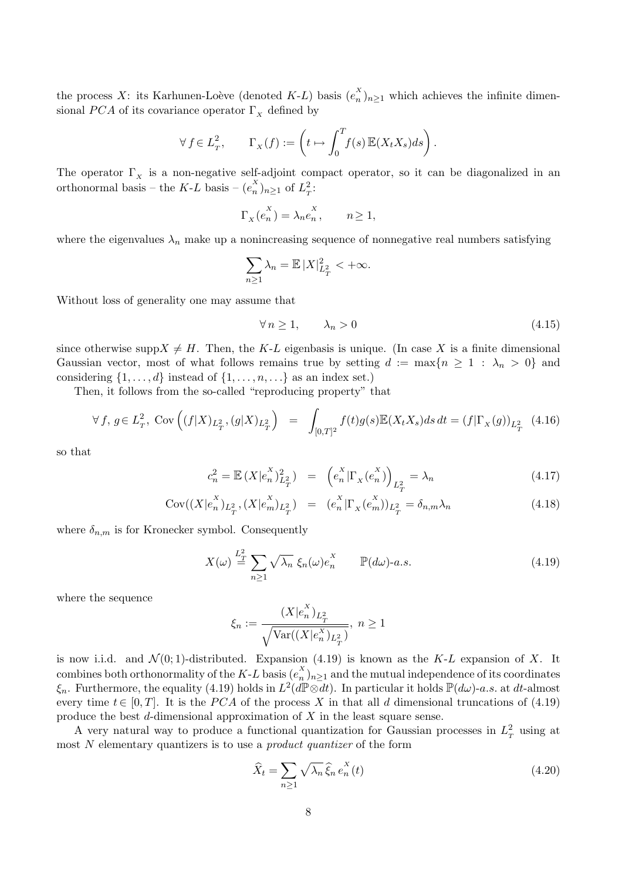the process $X$: its Karhunen-Loève (denoted *K-L*) basis $(e_n^X)_{n\geq 1}$ which achieves the infinite dimensional *PCA* of its covariance operator $\Gamma_X$ defined by

$$\forall\, f\in L^2_T, \qquad \Gamma_X(f) := \left(t\mapsto \int_0^T f(s)\,\mathbb{E}(X_tX_s)ds\right).$$

The operator $\Gamma_X$ is a non-negative self-adjoint compact operator, so it can be diagonalized in an orthonormal basis – the *K-L* basis – $(e_n^X)_{n\geq 1}$ of $L^2_T$:

$$\Gamma_X(e_n^X) = \lambda_n e_n^X, \qquad n\geq 1,$$

where the eigenvalues $\lambda_n$ make up a nonincreasing sequence of nonnegative real numbers satisfying

$$\sum_{n\geq 1}\lambda_n = \mathbb{E}\,|X|^2_{L^2_T} < +\infty.$$

Without loss of generality one may assume that

$$\forall\, n\geq 1, \qquad \lambda_n > 0 \tag{4.15}$$

since otherwise $\mathrm{supp}X \neq H$. Then, the *K-L* eigenbasis is unique. (In case $X$ is a finite dimensional Gaussian vector, most of what follows remains true by setting $d := \max\{n\geq 1 \;:\; \lambda_n > 0\}$ and considering $\{1,\ldots,d\}$ instead of $\{1,\ldots,n,\ldots\}$ as an index set.)

Then, it follows from the so-called "reproducing property" that

$$\forall\, f,\, g\in L^2_T,\ \mathrm{Cov}\left((f|X)_{L^2_T}, (g|X)_{L^2_T}\right) \;=\; \int_{[0,T]^2} f(t)g(s)\mathbb{E}(X_tX_s)ds\,dt = (f|\Gamma_X(g))_{L^2_T} \tag{4.16}$$

so that

$$c_n^2 = \mathbb{E}\,(X|e_n^X)^2_{L^2_T}) \;=\; \left(e_n^X|\Gamma_X(e_n^X)\right)_{L^2_T} = \lambda_n \tag{4.17}$$

$$\mathrm{Cov}((X|e_n^X)_{L^2_T}, (X|e_m^X)_{L^2_T}) \;=\; (e_n^X|\Gamma_X(e_m^X))_{L^2_T} = \delta_{n,m}\lambda_n \tag{4.18}$$

where $\delta_{n,m}$ is for Kronecker symbol. Consequently

$$X(\omega) \stackrel{L^2_T}{=} \sum_{n\geq 1}\sqrt{\lambda_n}\,\xi_n(\omega)e_n^X \qquad \mathbb{P}(d\omega)\text{-}a.s. \tag{4.19}$$

where the sequence

$$\xi_n := \frac{(X|e_n^X)_{L^2_T}}{\sqrt{\mathrm{Var}((X|e_n^X)_{L^2_T})}},\ n\geq 1$$

is now i.i.d. and $\mathcal{N}(0;1)$-distributed. Expansion (4.19) is known as the *K-L* expansion of $X$. It combines both orthonormality of the *K-L* basis $(e_n^X)_{n\geq 1}$ and the mutual independence of its coordinates $\xi_n$. Furthermore, the equality (4.19) holds in $L^2(d\mathbb{P}\otimes dt)$. In particular it holds $\mathbb{P}(d\omega)$-*a.s.* at $dt$-almost every time $t\in[0,T]$. It is the *PCA* of the process $X$ in that all $d$ dimensional truncations of (4.19) produce the best $d$-dimensional approximation of $X$ in the least square sense.

A very natural way to produce a functional quantization for Gaussian processes in $L^2_T$ using at most $N$ elementary quantizers is to use a *product quantizer* of the form

$$\widehat{X}_t = \sum_{n\geq 1}\sqrt{\lambda_n}\,\widehat{\xi}_n\,e_n^X(t) \tag{4.20}$$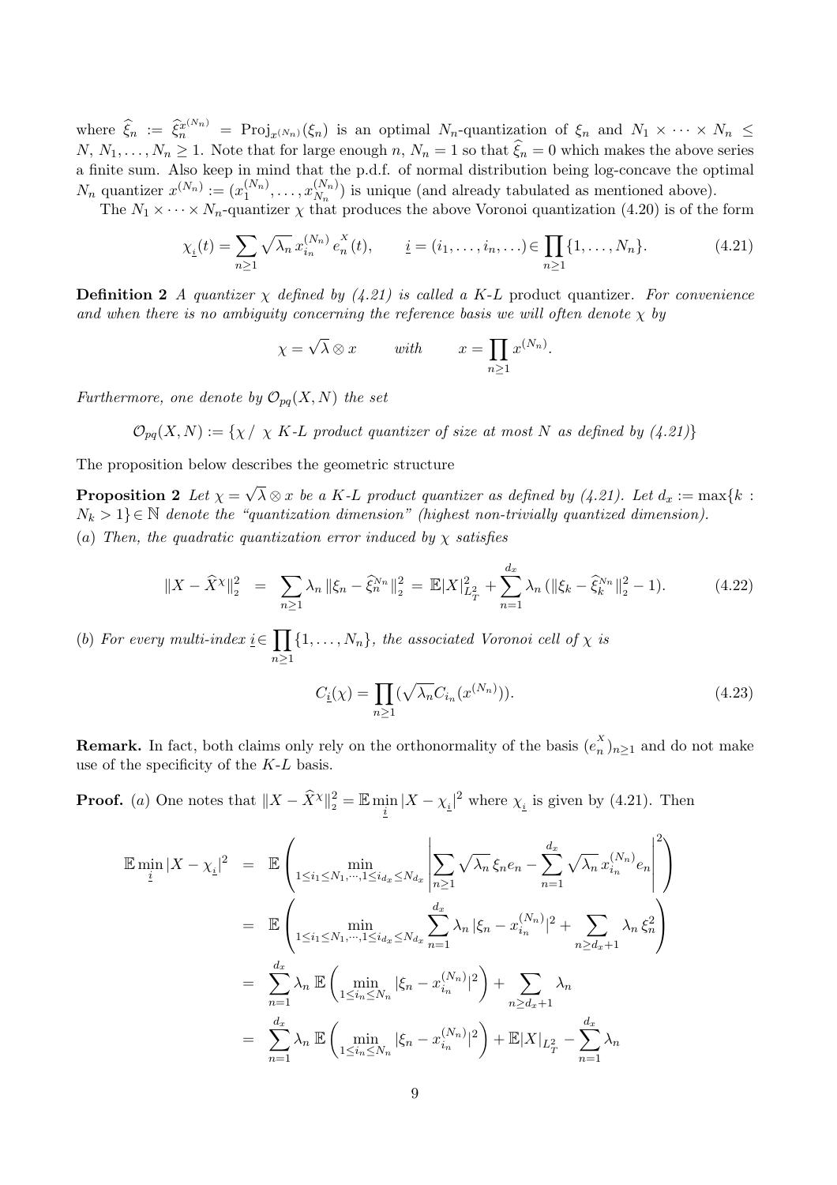where $\widehat{\xi}_n := \widehat{\xi}_n^{x^{(N_n)}} = \mathrm{Proj}_{x^{(N_n)}}(\xi_n)$ is an optimal $N_n$-quantization of $\xi_n$ and $N_1 \times \cdots \times N_n \leq N$, $N_1, \ldots, N_n \geq 1$. Note that for large enough $n$, $N_n = 1$ so that $\widehat{\xi}_n = 0$ which makes the above series a finite sum. Also keep in mind that the p.d.f. of normal distribution being log-concave the optimal $N_n$ quantizer $x^{(N_n)} := (x_1^{(N_n)}, \ldots, x_{N_n}^{(N_n)})$ is unique (and already tabulated as mentioned above).

The $N_1 \times \cdots \times N_n$-quantizer $\chi$ that produces the above Voronoi quantization (4.20) is of the form

$$\chi_{\underline{i}}(t) = \sum_{n\geq 1} \sqrt{\lambda_n}\, x_{i_n}^{(N_n)}\, e_n^{X}(t), \qquad \underline{i} = (i_1, \ldots, i_n, \ldots) \in \prod_{n\geq 1}\{1, \ldots, N_n\}. \tag{4.21}$$

**Definition 2** *A quantizer $\chi$ defined by (4.21) is called a K-L* product quantizer. *For convenience and when there is no ambiguity concerning the reference basis we will often denote $\chi$ by*

$$\chi = \sqrt{\lambda} \otimes x \qquad \textit{with} \qquad x = \prod_{n\geq 1} x^{(N_n)}.$$

*Furthermore, one denote by $\mathcal{O}_{pq}(X, N)$ the set*

$$\mathcal{O}_{pq}(X, N) := \{\chi \,/\, \chi \text{ K-L product quantizer of size at most } N \text{ as defined by (4.21)}\}$$

The proposition below describes the geometric structure

**Proposition 2** *Let $\chi = \sqrt{\lambda} \otimes x$ be a K-L product quantizer as defined by (4.21). Let $d_x := \max\{k : N_k > 1\} \in \mathbb{N}$ denote the "quantization dimension" (highest non-trivially quantized dimension).*

*(a) Then, the quadratic quantization error induced by $\chi$ satisfies*

$$\|X - \widehat{X}^{\chi}\|_2^2 \;=\; \sum_{n\geq 1} \lambda_n \|\xi_n - \widehat{\xi}_n^{N_n}\|_2^2 = \mathbb{E}|X|_{L_T^2}^2 + \sum_{n=1}^{d_x} \lambda_n \left(\|\xi_k - \widehat{\xi}_k^{N_n}\|_2^2 - 1\right). \tag{4.22}$$

*(b) For every multi-index $\underline{i} \in \prod_{n\geq 1}\{1, \ldots, N_n\}$, the associated Voronoi cell of $\chi$ is*

$$C_{\underline{i}}(\chi) = \prod_{n\geq 1} (\sqrt{\lambda_n} C_{i_n}(x^{(N_n)})). \tag{4.23}$$

**Remark.** In fact, both claims only rely on the orthonormality of the basis $(e_n^{X})_{n\geq 1}$ and do not make use of the specificity of the *K-L* basis.

**Proof.** (*a*) One notes that $\|X - \widehat{X}^{\chi}\|_2^2 = \mathbb{E} \min_{\underline{i}} |X - \chi_{\underline{i}}|^2$ where $\chi_{\underline{i}}$ is given by (4.21). Then

$$\begin{aligned}
\mathbb{E} \min_{\underline{i}} |X - \chi_{\underline{i}}|^2 &= \mathbb{E}\left( \min_{1\leq i_1\leq N_1, \cdots, 1\leq i_{d_x}\leq N_{d_x}} \left| \sum_{n\geq 1} \sqrt{\lambda_n}\, \xi_n e_n - \sum_{n=1}^{d_x} \sqrt{\lambda_n}\, x_{i_n}^{(N_n)} e_n \right|^2 \right) \\
&= \mathbb{E}\left( \min_{1\leq i_1\leq N_1, \cdots, 1\leq i_{d_x}\leq N_{d_x}} \sum_{n=1}^{d_x} \lambda_n\, |\xi_n - x_{i_n}^{(N_n)}|^2 + \sum_{n\geq d_x+1} \lambda_n\, \xi_n^2 \right) \\
&= \sum_{n=1}^{d_x} \lambda_n\, \mathbb{E}\left( \min_{1\leq i_n\leq N_n} |\xi_n - x_{i_n}^{(N_n)}|^2 \right) + \sum_{n\geq d_x+1} \lambda_n \\
&= \sum_{n=1}^{d_x} \lambda_n\, \mathbb{E}\left( \min_{1\leq i_n\leq N_n} |\xi_n - x_{i_n}^{(N_n)}|^2 \right) + \mathbb{E}|X|_{L_T^2} - \sum_{n=1}^{d_x} \lambda_n
\end{aligned}$$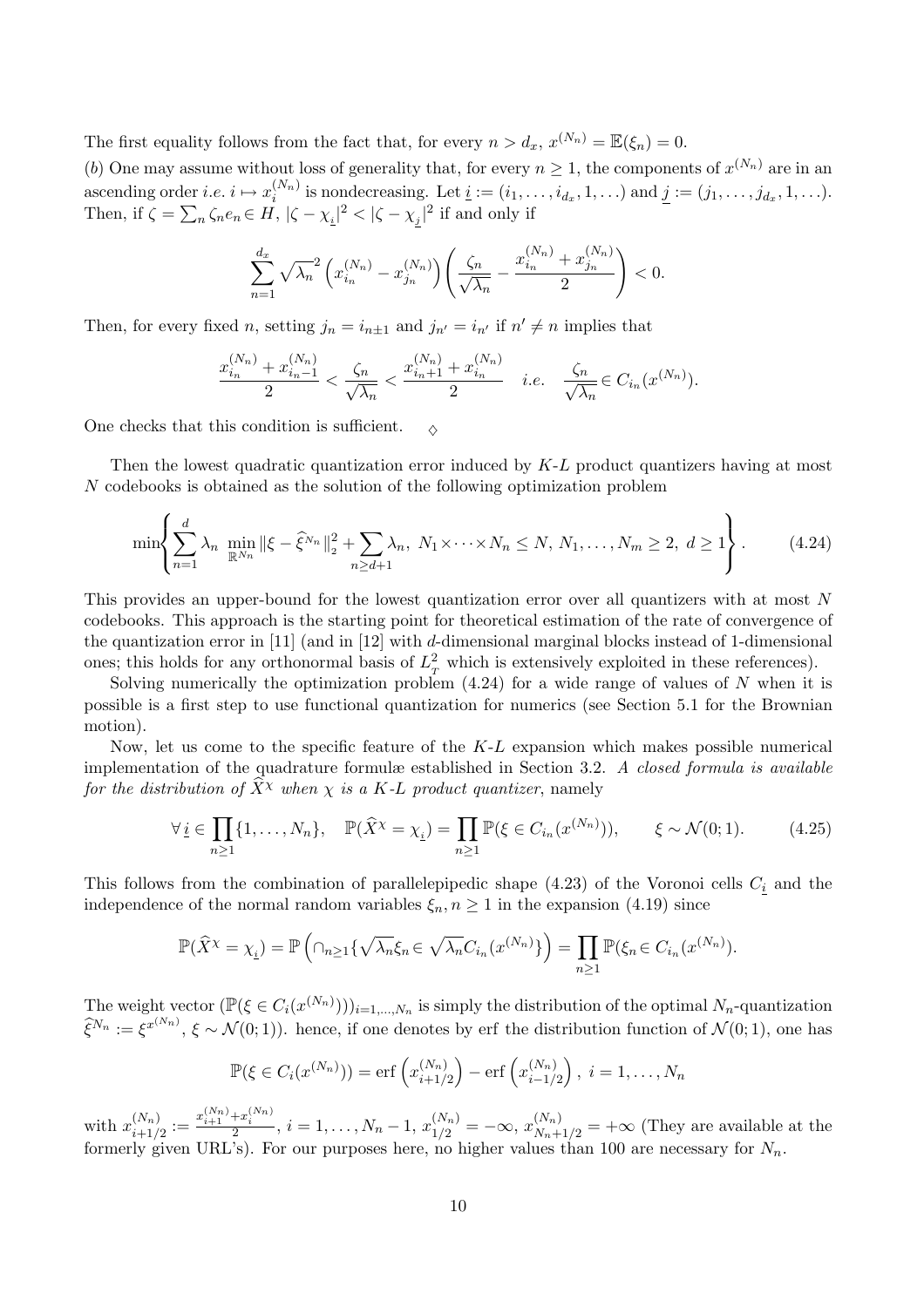The first equality follows from the fact that, for every $n > d_x$, $x^{(N_n)} = \mathbb{E}(\xi_n) = 0$.

$(b)$ One may assume without loss of generality that, for every $n \geq 1$, the components of $x^{(N_n)}$ are in an ascending order *i.e.* $i \mapsto x_i^{(N_n)}$ is nondecreasing. Let $\underline{i} := (i_1, \ldots, i_{d_x}, 1, \ldots)$ and $\underline{j} := (j_1, \ldots, j_{d_x}, 1, \ldots)$. Then, if $\zeta = \sum_n \zeta_n e_n \in H$, $|\zeta - \chi_{\underline{i}}|^2 < |\zeta - \chi_{\underline{j}}|^2$ if and only if

$$\sum_{n=1}^{d_x} \sqrt{\lambda_n}^2 \left(x_{i_n}^{(N_n)} - x_{j_n}^{(N_n)}\right)\left(\frac{\zeta_n}{\sqrt{\lambda_n}} - \frac{x_{i_n}^{(N_n)} + x_{j_n}^{(N_n)}}{2}\right) < 0.$$

Then, for every fixed $n$, setting $j_n = i_{n\pm 1}$ and $j_{n'} = i_{n'}$ if $n' \neq n$ implies that

$$\frac{x_{i_n}^{(N_n)} + x_{i_n-1}^{(N_n)}}{2} < \frac{\zeta_n}{\sqrt{\lambda_n}} < \frac{x_{i_n+1}^{(N_n)} + x_{i_n}^{(N_n)}}{2} \quad i.e. \quad \frac{\zeta_n}{\sqrt{\lambda_n}} \in C_{i_n}(x^{(N_n)}).$$

One checks that this condition is sufficient. $\diamond$

Then the lowest quadratic quantization error induced by $K$-$L$ product quantizers having at most $N$ codebooks is obtained as the solution of the following optimization problem

$$\min\left\{\sum_{n=1}^{d} \lambda_n \min_{\mathbb{R}^{N_n}} \|\xi - \widehat{\xi}^{N_n}\|_2^2 + \sum_{n \geq d+1} \lambda_n,\ N_1 \times \cdots \times N_n \leq N,\ N_1, \ldots, N_m \geq 2,\ d \geq 1\right\}. \tag{4.24}$$

This provides an upper-bound for the lowest quantization error over all quantizers with at most $N$ codebooks. This approach is the starting point for theoretical estimation of the rate of convergence of the quantization error in [11] (and in [12] with $d$-dimensional marginal blocks instead of 1-dimensional ones; this holds for any orthonormal basis of $L_T^2$ which is extensively exploited in these references).

Solving numerically the optimization problem (4.24) for a wide range of values of $N$ when it is possible is a first step to use functional quantization for numerics (see Section 5.1 for the Brownian motion).

Now, let us come to the specific feature of the $K$-$L$ expansion which makes possible numerical implementation of the quadrature formulæ established in Section 3.2. *A closed formula is available for the distribution of $\widehat{X}^\chi$ when $\chi$ is a K-L product quantizer*, namely

$$\forall\, \underline{i} \in \prod_{n \geq 1}\{1, \ldots, N_n\}, \quad \mathbb{P}(\widehat{X}^\chi = \chi_{\underline{i}}) = \prod_{n \geq 1} \mathbb{P}(\xi \in C_{i_n}(x^{(N_n)})), \qquad \xi \sim \mathcal{N}(0;1). \tag{4.25}$$

This follows from the combination of parallelepipedic shape (4.23) of the Voronoi cells $C_{\underline{i}}$ and the independence of the normal random variables $\xi_n, n \geq 1$ in the expansion (4.19) since

$$\mathbb{P}(\widehat{X}^\chi = \chi_{\underline{i}}) = \mathbb{P}\left(\cap_{n \geq 1}\{\sqrt{\lambda_n}\xi_n \in \sqrt{\lambda_n} C_{i_n}(x^{(N_n)})\}\right) = \prod_{n \geq 1} \mathbb{P}(\xi_n \in C_{i_n}(x^{(N_n)}).$$

The weight vector $(\mathbb{P}(\xi \in C_i(x^{(N_n)})))_{i=1,\ldots,N_n}$ is simply the distribution of the optimal $N_n$-quantization $\widehat{\xi}^{N_n} := \xi^{x^{(N_n)}}$, $\xi \sim \mathcal{N}(0;1)$). hence, if one denotes by erf the distribution function of $\mathcal{N}(0;1)$, one has

$$\mathbb{P}(\xi \in C_i(x^{(N_n)})) = \operatorname{erf}\left(x_{i+1/2}^{(N_n)}\right) - \operatorname{erf}\left(x_{i-1/2}^{(N_n)}\right),\ i = 1, \ldots, N_n$$

with $x_{i+1/2}^{(N_n)} := \frac{x_{i+1}^{(N_n)} + x_i^{(N_n)}}{2}$, $i = 1, \ldots, N_n - 1$, $x_{1/2}^{(N_n)} = -\infty$, $x_{N_n+1/2}^{(N_n)} = +\infty$ (They are available at the formerly given URL's). For our purposes here, no higher values than 100 are necessary for $N_n$.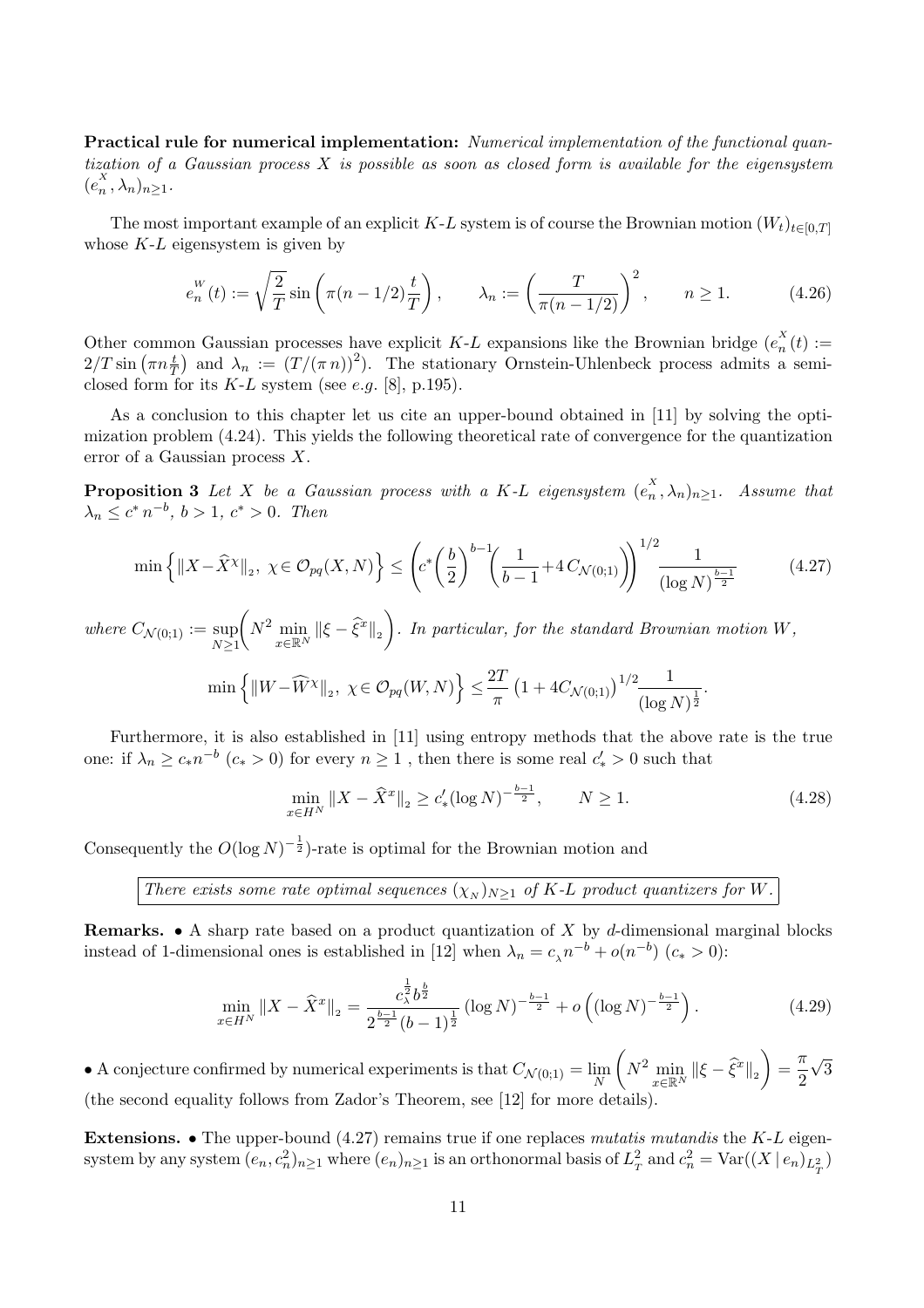**Practical rule for numerical implementation:** *Numerical implementation of the functional quantization of a Gaussian process $X$ is possible as soon as closed form is available for the eigensystem $(e_n^X, \lambda_n)_{n\geq 1}$.*

The most important example of an explicit $K$-$L$ system is of course the Brownian motion $(W_t)_{t\in[0,T]}$ whose $K$-$L$ eigensystem is given by

$$e_n^W(t) := \sqrt{\frac{2}{T}}\sin\left(\pi(n-1/2)\frac{t}{T}\right), \qquad \lambda_n := \left(\frac{T}{\pi(n-1/2)}\right)^2, \qquad n\geq 1. \tag{4.26}$$

Other common Gaussian processes have explicit $K$-$L$ expansions like the Brownian bridge ($e_n^X(t) := 2/T\sin\left(\pi n\frac{t}{T}\right)$ and $\lambda_n := (T/(\pi\, n))^2$). The stationary Ornstein-Uhlenbeck process admits a semi-closed form for its $K$-$L$ system (see *e.g.* [8], p.195).

As a conclusion to this chapter let us cite an upper-bound obtained in [11] by solving the optimization problem (4.24). This yields the following theoretical rate of convergence for the quantization error of a Gaussian process $X$.

**Proposition 3** *Let $X$ be a Gaussian process with a K-L eigensystem $(e_n^X, \lambda_n)_{n\geq 1}$. Assume that $\lambda_n \leq c^*\, n^{-b}$, $b>1$, $c^*>0$. Then*

$$\min\left\{\|X-\widehat{X}^{\chi}\|_2,\ \chi\in\mathcal{O}_{pq}(X,N)\right\} \leq \left(c^*\left(\frac{b}{2}\right)^{b-1}\left(\frac{1}{b-1}+4\,C_{\mathcal{N}(0;1)}\right)\right)^{1/2}\frac{1}{(\log N)^{\frac{b-1}{2}}} \tag{4.27}$$

*where* $C_{\mathcal{N}(0;1)} := \sup\limits_{N\geq 1}\left(N^2\min\limits_{x\in\mathbb{R}^N}\|\xi-\widehat{\xi}^x\|_2\right)$. *In particular, for the standard Brownian motion $W$,*

$$\min\left\{\|W-\widehat{W}^{\chi}\|_2,\ \chi\in\mathcal{O}_{pq}(W,N)\right\} \leq \frac{2T}{\pi}\left(1+4C_{\mathcal{N}(0;1)}\right)^{1/2}\frac{1}{(\log N)^{\frac{1}{2}}}.$$

Furthermore, it is also established in [11] using entropy methods that the above rate is the true one: if $\lambda_n \geq c_* n^{-b}$ ($c_*>0$) for every $n\geq 1$, then there is some real $c'_*>0$ such that

$$\min_{x\in H^N}\|X-\widehat{X}^x\|_2 \geq c'_*(\log N)^{-\frac{b-1}{2}}, \qquad N\geq 1. \tag{4.28}$$

Consequently the $O(\log N)^{-\frac{1}{2}}$)-rate is optimal for the Brownian motion and

*There exists some rate optimal sequences $(\chi_N)_{N\geq 1}$ of K-L product quantizers for $W$.*

**Remarks.** • A sharp rate based on a product quantization of $X$ by $d$-dimensional marginal blocks instead of 1-dimensional ones is established in [12] when $\lambda_n = c_\lambda n^{-b} + o(n^{-b})$ ($c_*>0$):

$$\min_{x\in H^N}\|X-\widehat{X}^x\|_2 = \frac{c_\lambda^{\frac{1}{2}} b^{\frac{b}{2}}}{2^{\frac{b-1}{2}}(b-1)^{\frac{1}{2}}}(\log N)^{-\frac{b-1}{2}} + o\left((\log N)^{-\frac{b-1}{2}}\right). \tag{4.29}$$

• A conjecture confirmed by numerical experiments is that $C_{\mathcal{N}(0;1)} = \lim\limits_{N}\left(N^2\min\limits_{x\in\mathbb{R}^N}\|\xi-\widehat{\xi}^x\|_2\right) = \frac{\pi}{2}\sqrt{3}$ (the second equality follows from Zador's Theorem, see [12] for more details).

**Extensions.** • The upper-bound (4.27) remains true if one replaces *mutatis mutandis* the $K$-$L$ eigensystem by any system $(e_n, c_n^2)_{n\geq 1}$ where $(e_n)_{n\geq 1}$ is an orthonormal basis of $L^2_T$ and $c_n^2 = \mathrm{Var}((X\,|\,e_n)_{L^2_T})$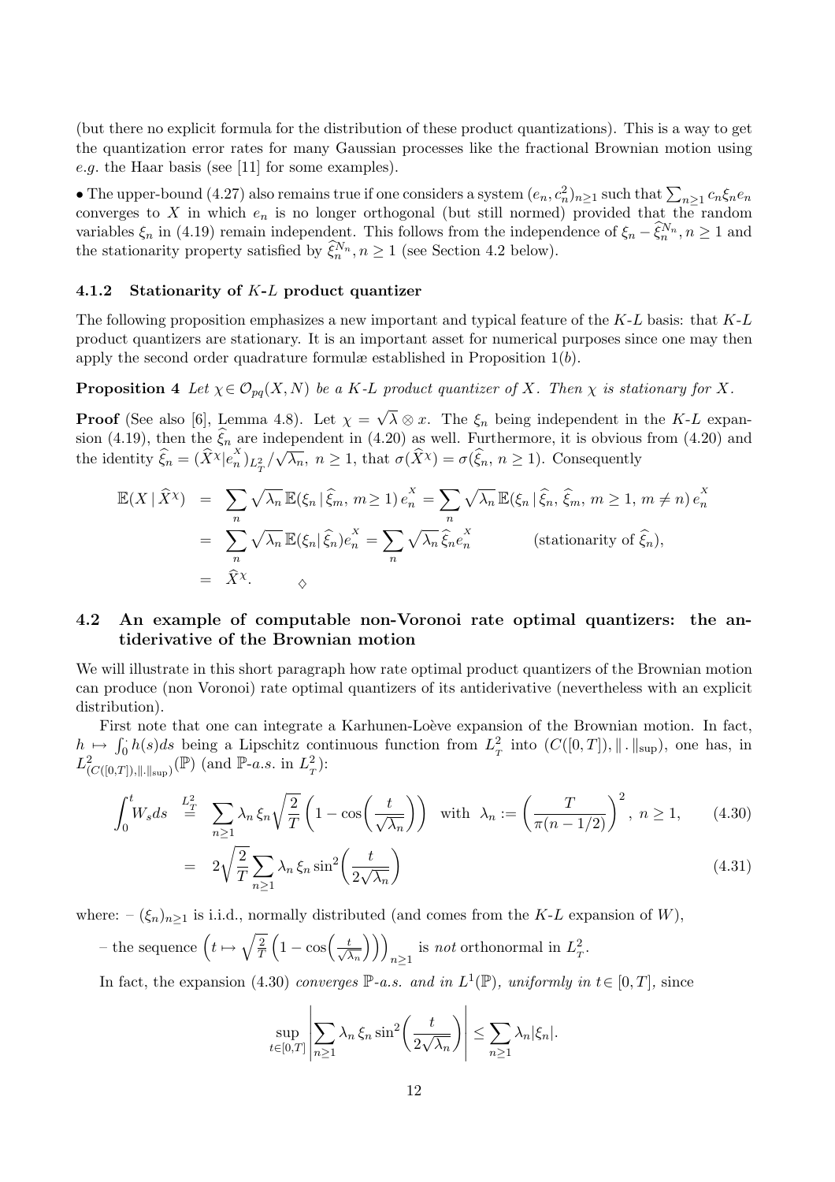(but there no explicit formula for the distribution of these product quantizations). This is a way to get the quantization error rates for many Gaussian processes like the fractional Brownian motion using *e.g.* the Haar basis (see [11] for some examples).

• The upper-bound (4.27) also remains true if one considers a system $(e_n, c_n^2)_{n\ge1}$ such that $\sum_{n\ge1} c_n\xi_n e_n$ converges to $X$ in which $e_n$ is no longer orthogonal (but still normed) provided that the random variables $\xi_n$ in (4.19) remain independent. This follows from the independence of $\xi_n - \widehat{\xi}_n^{N_n}, n\ge 1$ and the stationarity property satisfied by $\widehat{\xi}_n^{N_n}, n\ge 1$ (see Section 4.2 below).

### 4.1.2 Stationarity of $K$-$L$ product quantizer

The following proposition emphasizes a new important and typical feature of the $K$-$L$ basis: that $K$-$L$ product quantizers are stationary. It is an important asset for numerical purposes since one may then apply the second order quadrature formulæ established in Proposition 1($b$).

**Proposition 4** *Let $\chi \in \mathcal{O}_{pq}(X,N)$ be a $K$-$L$ product quantizer of $X$. Then $\chi$ is stationary for $X$.*

**Proof** (See also [6], Lemma 4.8). Let $\chi = \sqrt{\lambda}\otimes x$. The $\xi_n$ being independent in the $K$-$L$ expansion (4.19), then the $\widehat{\xi}_n$ are independent in (4.20) as well. Furthermore, it is obvious from (4.20) and the identity $\widehat{\xi}_n = (\widehat{X}^{\chi}|e_n^{X})_{L^2_T}/\sqrt{\lambda_n},\ n\ge 1$, that $\sigma(\widehat{X}^{\chi}) = \sigma(\widehat{\xi}_n,\ n\ge 1)$. Consequently

$$
\begin{aligned}
\mathbb{E}(X\,|\,\widehat{X}^{\chi}) &= \sum_n \sqrt{\lambda_n}\,\mathbb{E}(\xi_n\,|\,\widehat{\xi}_m,\ m\ge 1)\,e_n^{X} = \sum_n \sqrt{\lambda_n}\,\mathbb{E}(\xi_n\,|\,\widehat{\xi}_n,\ \widehat{\xi}_m,\ m\ge 1,\ m\neq n)\,e_n^{X}\\
&= \sum_n \sqrt{\lambda_n}\,\mathbb{E}(\xi_n|\,\widehat{\xi}_n)e_n^{X} = \sum_n \sqrt{\lambda_n}\,\widehat{\xi}_n e_n^{X} \qquad\qquad \text{(stationarity of } \widehat{\xi}_n),\\
&= \widehat{X}^{\chi}. \qquad \diamond
\end{aligned}
$$

## 4.2 An example of computable non-Voronoi rate optimal quantizers: the antiderivative of the Brownian motion

We will illustrate in this short paragraph how rate optimal product quantizers of the Brownian motion can produce (non Voronoi) rate optimal quantizers of its antiderivative (nevertheless with an explicit distribution).

First note that one can integrate a Karhunen-Loève expansion of the Brownian motion. In fact, $h \mapsto \int_0^{\cdot} h(s)ds$ being a Lipschitz continuous function from $L^2_T$ into $(C([0,T]),\|\,.\,\|_{\sup})$, one has, in $L^2_{(C([0,T]),\|.\|_{\sup})}(\mathbb{P})$ (and $\mathbb{P}$-*a.s.* in $L^2_T$):

$$
\begin{aligned}
\int_0^t W_s ds &\overset{L^2_T}{=} \sum_{n\ge1} \lambda_n\,\xi_n \sqrt{\frac{2}{T}}\left(1-\cos\!\left(\frac{t}{\sqrt{\lambda_n}}\right)\right) \quad \text{with} \quad \lambda_n := \left(\frac{T}{\pi(n-1/2)}\right)^2,\ n\ge 1, \qquad (4.30)\\
&= 2\sqrt{\frac{2}{T}}\sum_{n\ge1}\lambda_n\,\xi_n \sin^2\!\left(\frac{t}{2\sqrt{\lambda_n}}\right) \qquad (4.31)
\end{aligned}
$$

where: – $(\xi_n)_{n\ge1}$ is i.i.d., normally distributed (and comes from the $K$-$L$ expansion of $W$),

– the sequence $\left(t\mapsto \sqrt{\frac{2}{T}}\left(1-\cos\!\left(\frac{t}{\sqrt{\lambda_n}}\right)\right)\right)_{n\ge1}$ is *not* orthonormal in $L^2_T$.

In fact, the expansion (4.30) *converges $\mathbb{P}$-a.s. and in $L^1(\mathbb{P})$, uniformly in $t\in[0,T]$*, since

$$
\sup_{t\in[0,T]}\left|\sum_{n\ge1}\lambda_n\,\xi_n\sin^2\!\left(\frac{t}{2\sqrt{\lambda_n}}\right)\right| \le \sum_{n\ge1}\lambda_n|\xi_n|.
$$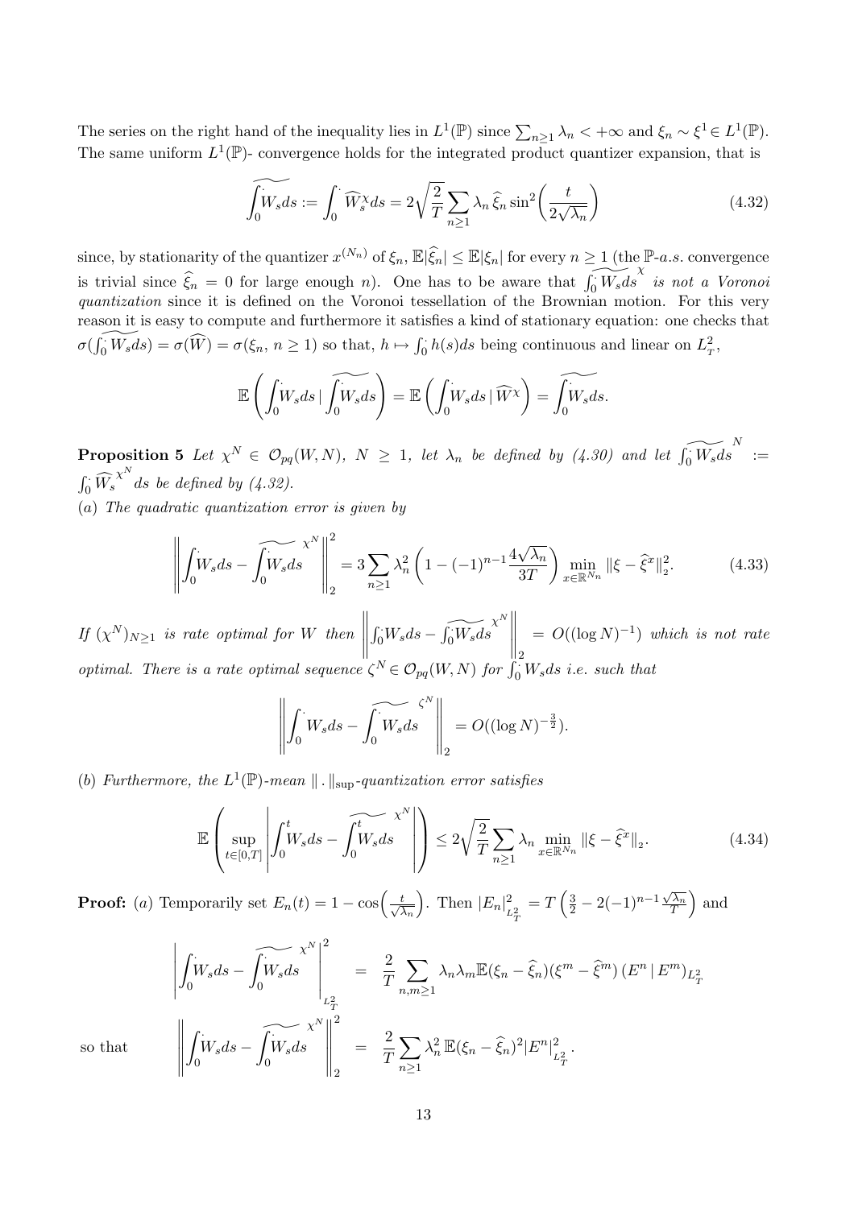The series on the right hand of the inequality lies in $L^1(\mathbb{P})$ since $\sum_{n\geq 1}\lambda_n < +\infty$ and $\xi_n \sim \xi^1 \in L^1(\mathbb{P})$. The same uniform $L^1(\mathbb{P})$- convergence holds for the integrated product quantizer expansion, that is

$$\widetilde{\int_0^{\cdot} W_s ds} := \int_0^{\cdot} \widehat{W}_s^{\chi} ds = 2\sqrt{\frac{2}{T}}\sum_{n\geq 1}\lambda_n\,\widehat{\xi}_n \sin^2\!\left(\frac{t}{2\sqrt{\lambda_n}}\right) \tag{4.32}$$

since, by stationarity of the quantizer $x^{(N_n)}$ of $\xi_n$, $\mathbb{E}|\widehat{\xi}_n| \leq \mathbb{E}|\xi_n|$ for every $n\geq 1$ (the $\mathbb{P}$-*a.s.* convergence is trivial since $\widehat{\xi}_n = 0$ for large enough $n$). One has to be aware that $\widetilde{\int_0^{\cdot} W_s ds}^{\chi}$ *is not a Voronoi quantization* since it is defined on the Voronoi tessellation of the Brownian motion. For this very reason it is easy to compute and furthermore it satisfies a kind of stationary equation: one checks that $\sigma(\widetilde{\int_0^{\cdot} W_s ds}) = \sigma(\widehat{W}) = \sigma(\xi_n,\, n\geq 1)$ so that, $h\mapsto \int_0^{\cdot} h(s)ds$ being continuous and linear on $L^2_T$,

$$\mathbb{E}\left(\int_0^{\cdot} W_s ds \,|\, \widetilde{\int_0^{\cdot} W_s ds}\right) = \mathbb{E}\left(\int_0^{\cdot} W_s ds \,|\, \widehat{W}^{\chi}\right) = \widetilde{\int_0^{\cdot} W_s ds}.$$

**Proposition 5** *Let $\chi^N \in \mathcal{O}_{pq}(W,N)$, $N\geq 1$, let $\lambda_n$ be defined by (4.30) and let $\widetilde{\int_0^{\cdot} W_s ds}^{N} := \int_0^{\cdot} \widehat{W}_s^{\chi^N} ds$ be defined by (4.32).*

*(a) The quadratic quantization error is given by*

$$\left\|\int_0^{\cdot} W_s ds - \widetilde{\int_0^{\cdot} W_s ds}^{\chi^N}\right\|_2^2 = 3\sum_{n\geq 1}\lambda_n^2\left(1-(-1)^{n-1}\frac{4\sqrt{\lambda_n}}{3T}\right)\min_{x\in\mathbb{R}^{N_n}}\|\xi - \widehat{\xi}^x\|_2^2. \tag{4.33}$$

*If $(\chi^N)_{N\geq 1}$ is rate optimal for $W$ then $\left\|\int_0^{\cdot} W_s ds - \widetilde{\int_0^{\cdot} W_s ds}^{\chi^N}\right\|_2 = O((\log N)^{-1})$ which is not rate optimal. There is a rate optimal sequence $\zeta^N \in \mathcal{O}_{pq}(W,N)$ for $\int_0^{\cdot} W_s ds$ i.e. such that*

$$\left\|\int_0^{\cdot} W_s ds - \widetilde{\int_0^{\cdot} W_s ds}^{\zeta^N}\right\|_2 = O((\log N)^{-\frac{3}{2}}).$$

*(b) Furthermore, the $L^1(\mathbb{P})$-mean $\|\,.\,\|_{\sup}$-quantization error satisfies*

$$\mathbb{E}\left(\sup_{t\in[0,T]}\left|\int_0^t W_s ds - \widetilde{\int_0^t W_s ds}^{\chi^N}\right|\right) \leq 2\sqrt{\frac{2}{T}}\sum_{n\geq 1}\lambda_n \min_{x\in\mathbb{R}^{N_n}}\|\xi - \widehat{\xi}^x\|_2. \tag{4.34}$$

**Proof:** $(a)$ Temporarily set $E_n(t) = 1-\cos\!\left(\frac{t}{\sqrt{\lambda_n}}\right)$. Then $|E_n|^2_{L^2_T} = T\left(\frac{3}{2} - 2(-1)^{n-1}\frac{\sqrt{\lambda_n}}{T}\right)$ and

$$\left|\int_0^{\cdot} W_s ds - \widetilde{\int_0^{\cdot} W_s ds}^{\chi^N}\right|^2_{L^2_T} = \frac{2}{T}\sum_{n,m\geq 1}\lambda_n\lambda_m \mathbb{E}(\xi_n - \widehat{\xi}_n)(\xi^m - \widehat{\xi}^m)\,(E^n\,|\,E^m)_{L^2_T}$$

so that

$$\left\|\int_0^{\cdot} W_s ds - \widetilde{\int_0^{\cdot} W_s ds}^{\chi^N}\right\|_2^2 = \frac{2}{T}\sum_{n\geq 1}\lambda_n^2\,\mathbb{E}(\xi_n - \widehat{\xi}_n)^2 |E^n|^2_{L^2_T}.$$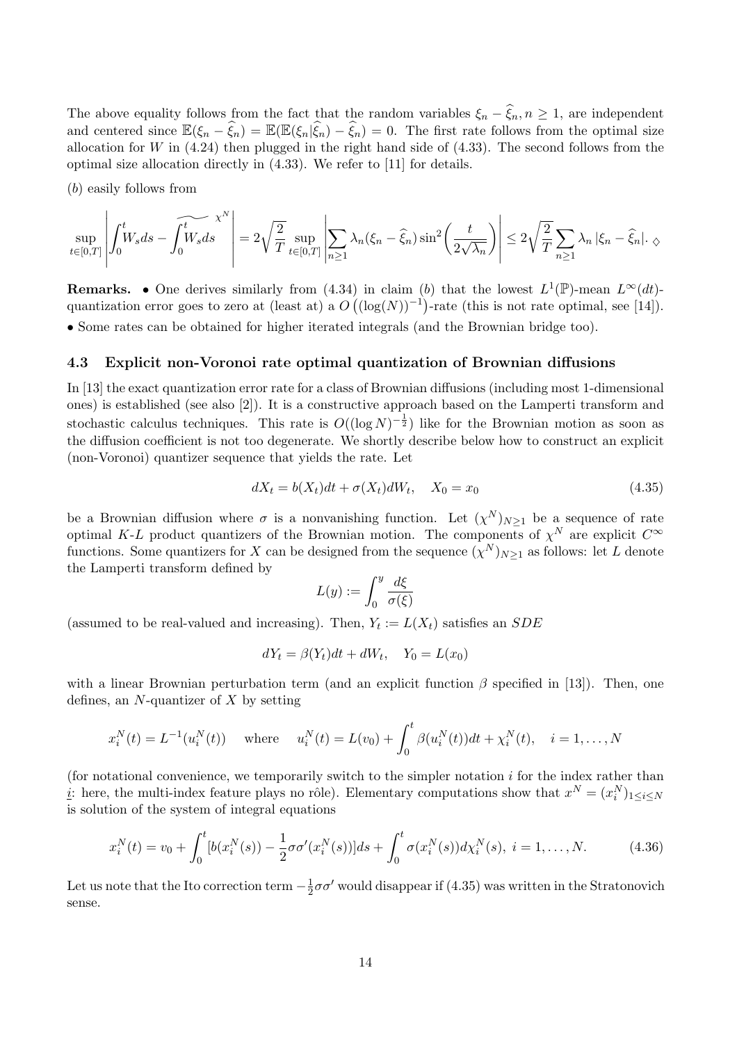The above equality follows from the fact that the random variables $\xi_n - \widehat{\xi}_n, n \geq 1$, are independent and centered since $\mathbb{E}(\xi_n - \widehat{\xi}_n) = \mathbb{E}(\mathbb{E}(\xi_n|\widehat{\xi}_n) - \widehat{\xi}_n) = 0$. The first rate follows from the optimal size allocation for $W$ in (4.24) then plugged in the right hand side of (4.33). The second follows from the optimal size allocation directly in (4.33). We refer to [11] for details.

$(b)$ easily follows from

$$\sup_{t\in[0,T]}\left|\int_0^t W_s ds - \widetilde{\int_0^t W_s ds}^{\,\chi^N}\right| = 2\sqrt{\frac{2}{T}}\sup_{t\in[0,T]}\left|\sum_{n\geq 1}\lambda_n(\xi_n - \widehat{\xi}_n)\sin^2\!\left(\frac{t}{2\sqrt{\lambda_n}}\right)\right| \leq 2\sqrt{\frac{2}{T}}\sum_{n\geq 1}\lambda_n\,|\xi_n - \widehat{\xi}_n|. \diamond$$

**Remarks.** • One derives similarly from (4.34) in claim $(b)$ that the lowest $L^1(\mathbb{P})$-mean $L^\infty(dt)$-quantization error goes to zero at (least at) a $O\left((\log(N))^{-1}\right)$-rate (this is not rate optimal, see [14]).

• Some rates can be obtained for higher iterated integrals (and the Brownian bridge too).

### 4.3 Explicit non-Voronoi rate optimal quantization of Brownian diffusions

In [13] the exact quantization error rate for a class of Brownian diffusions (including most 1-dimensional ones) is established (see also [2]). It is a constructive approach based on the Lamperti transform and stochastic calculus techniques. This rate is $O((\log N)^{-\frac{1}{2}})$ like for the Brownian motion as soon as the diffusion coefficient is not too degenerate. We shortly describe below how to construct an explicit (non-Voronoi) quantizer sequence that yields the rate. Let

$$dX_t = b(X_t)dt + \sigma(X_t)dW_t, \quad X_0 = x_0 \tag{4.35}$$

be a Brownian diffusion where $\sigma$ is a nonvanishing function. Let $(\chi^N)_{N\geq 1}$ be a sequence of rate optimal $K$-$L$ product quantizers of the Brownian motion. The components of $\chi^N$ are explicit $C^\infty$ functions. Some quantizers for $X$ can be designed from the sequence $(\chi^N)_{N\geq 1}$ as follows: let $L$ denote the Lamperti transform defined by

$$L(y) := \int_0^y \frac{d\xi}{\sigma(\xi)}$$

(assumed to be real-valued and increasing). Then, $Y_t := L(X_t)$ satisfies an $SDE$

$$dY_t = \beta(Y_t)dt + dW_t, \quad Y_0 = L(x_0)$$

with a linear Brownian perturbation term (and an explicit function $\beta$ specified in [13]). Then, one defines, an $N$-quantizer of $X$ by setting

$$x_i^N(t) = L^{-1}(u_i^N(t)) \quad \text{where} \quad u_i^N(t) = L(v_0) + \int_0^t \beta(u_i^N(t))dt + \chi_i^N(t), \quad i = 1,\ldots,N$$

(for notational convenience, we temporarily switch to the simpler notation $i$ for the index rather than $\underline{i}$: here, the multi-index feature plays no rôle). Elementary computations show that $x^N = (x_i^N)_{1\leq i\leq N}$ is solution of the system of integral equations

$$x_i^N(t) = v_0 + \int_0^t [b(x_i^N(s)) - \frac{1}{2}\sigma\sigma'(x_i^N(s))]ds + \int_0^t \sigma(x_i^N(s))d\chi_i^N(s),\ i = 1,\ldots,N. \tag{4.36}$$

Let us note that the Ito correction term $-\frac{1}{2}\sigma\sigma'$ would disappear if (4.35) was written in the Stratonovich sense.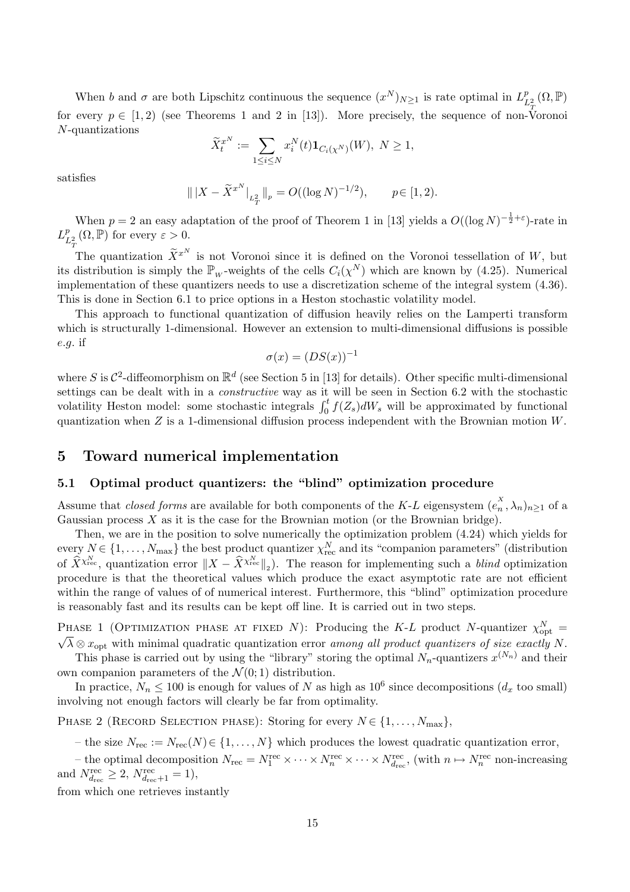When $b$ and $\sigma$ are both Lipschitz continuous the sequence $(x^N)_{N\ge1}$ is rate optimal in $L^p_{L^2_T}(\Omega,\mathbb{P})$ for every $p\in[1,2)$ (see Theorems 1 and 2 in [13]). More precisely, the sequence of non-Voronoi $N$-quantizations

$$\widetilde{X}^{x^N}_t := \sum_{1\le i\le N} x^N_i(t)\mathbf{1}_{C_i(\chi^N)}(W),\ N\ge 1,$$

satisfies

$$\|\,|X-\widetilde{X}^{x^N}|_{L^2_T}\|_p = O((\log N)^{-1/2}), \qquad p\in[1,2).$$

When $p=2$ an easy adaptation of the proof of Theorem 1 in [13] yields a $O((\log N)^{-\frac12+\varepsilon})$-rate in $L^p_{L^2_T}(\Omega,\mathbb{P})$ for every $\varepsilon>0$.

The quantization $\widetilde{X}^{x^N}$ is not Voronoi since it is defined on the Voronoi tessellation of $W$, but its distribution is simply the $\mathbb{P}_W$-weights of the cells $C_i(\chi^N)$ which are known by (4.25). Numerical implementation of these quantizers needs to use a discretization scheme of the integral system (4.36). This is done in Section 6.1 to price options in a Heston stochastic volatility model.

This approach to functional quantization of diffusion heavily relies on the Lamperti transform which is structurally 1-dimensional. However an extension to multi-dimensional diffusions is possible *e.g.* if

$$\sigma(x) = (DS(x))^{-1}$$

where $S$ is $\mathcal{C}^2$-diffeomorphism on $\mathbb{R}^d$ (see Section 5 in [13] for details). Other specific multi-dimensional settings can be dealt with in a *constructive* way as it will be seen in Section 6.2 with the stochastic volatility Heston model: some stochastic integrals $\int_0^t f(Z_s)dW_s$ will be approximated by functional quantization when $Z$ is a 1-dimensional diffusion process independent with the Brownian motion $W$.

# 5 Toward numerical implementation

## 5.1 Optimal product quantizers: the "blind" optimization procedure

Assume that *closed forms* are available for both components of the *K-L* eigensystem $(e^X_n,\lambda_n)_{n\ge1}$ of a Gaussian process $X$ as it is the case for the Brownian motion (or the Brownian bridge).

Then, we are in the position to solve numerically the optimization problem (4.24) which yields for every $N\in\{1,\dots,N_{\max}\}$ the best product quantizer $\chi^N_{\rm rec}$ and its "companion parameters" (distribution of $\widehat{X}^{\chi^N_{\rm rec}}$, quantization error $\|X-\widehat{X}^{\chi^N_{\rm rec}}\|_2$). The reason for implementing such a *blind* optimization procedure is that the theoretical values which produce the exact asymptotic rate are not efficient within the range of values of of numerical interest. Furthermore, this "blind" optimization procedure is reasonably fast and its results can be kept off line. It is carried out in two steps.

Phase 1 (Optimization phase at fixed $N$): Producing the *K-L* product $N$-quantizer $\chi^N_{\rm opt} = \sqrt{\lambda}\otimes x_{\rm opt}$ with minimal quadratic quantization error *among all product quantizers of size exactly* $N$.

This phase is carried out by using the "library" storing the optimal $N_n$-quantizers $x^{(N_n)}$ and their own companion parameters of the $\mathcal{N}(0;1)$ distribution.

In practice, $N_n\le 100$ is enough for values of $N$ as high as $10^6$ since decompositions ($d_x$ too small) involving not enough factors will clearly be far from optimality.

Phase 2 (Record Selection phase): Storing for every $N\in\{1,\dots,N_{\max}\}$,

– the size $N_{\rm rec} := N_{\rm rec}(N)\in\{1,\dots,N\}$ which produces the lowest quadratic quantization error,

– the optimal decomposition $N_{\rm rec} = N^{\rm rec}_1\times\cdots\times N^{\rm rec}_n\times\cdots\times N^{\rm rec}_{d_{\rm rec}}$, (with $n\mapsto N^{\rm rec}_n$ non-increasing and $N^{\rm rec}_{d_{\rm rec}}\ge 2$, $N^{\rm rec}_{d_{\rm rec}+1}=1$),

from which one retrieves instantly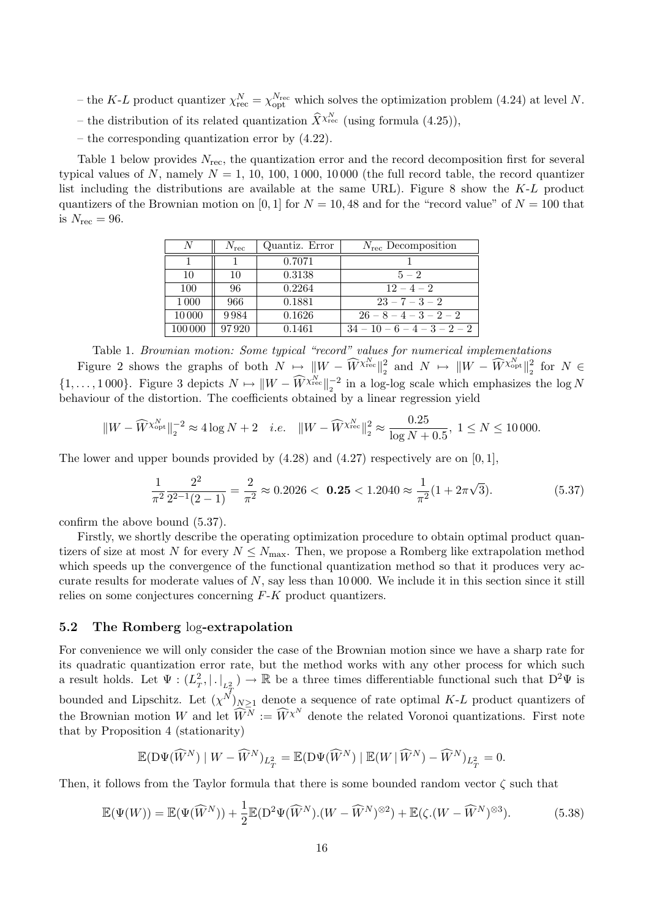– the $K$-$L$ product quantizer $\chi^N_{\rm rec} = \chi^{N_{\rm rec}}_{\rm opt}$ which solves the optimization problem (4.24) at level $N$.

– the distribution of its related quantization $\widehat{X}^{\chi^N_{\rm rec}}$ (using formula (4.25)),

– the corresponding quantization error by (4.22).

Table 1 below provides $N_{\rm rec}$, the quantization error and the record decomposition first for several typical values of $N$, namely $N = 1$, 10, 100, 1 000, 10 000 (the full record table, the record quantizer list including the distributions are available at the same URL). Figure 8 show the $K$-$L$ product quantizers of the Brownian motion on $[0,1]$ for $N = 10, 48$ and for the "record value" of $N = 100$ that is $N_{\rm rec} = 96$.

| $N$ | $N_{\rm rec}$ | Quantiz. Error | $N_{\rm rec}$ Decomposition |
|---|---|---|---|
| 1 | 1 | 0.7071 | 1 |
| 10 | 10 | 0.3138 | 5 – 2 |
| 100 | 96 | 0.2264 | 12 – 4 – 2 |
| 1 000 | 966 | 0.1881 | 23 – 7 – 3 – 2 |
| 10 000 | 9 984 | 0.1626 | 26 – 8 – 4 – 3 – 2 – 2 |
| 100 000 | 97 920 | 0.1461 | 34 – 10 – 6 – 4 – 3 – 2 – 2 |

Table 1. *Brownian motion: Some typical "record" values for numerical implementations*

Figure 2 shows the graphs of both $N \mapsto \|W - \widehat{W}^{\chi^N_{\rm rec}}\|^2_2$ and $N \mapsto \|W - \widehat{W}^{\chi^N_{\rm opt}}\|^2_2$ for $N \in \{1, \ldots, 1\,000\}$. Figure 3 depicts $N \mapsto \|W - \widehat{W}^{\chi^N_{\rm rec}}\|^{-2}_2$ in a log-log scale which emphasizes the $\log N$ behaviour of the distortion. The coefficients obtained by a linear regression yield

$$\|W - \widehat{W}^{\chi^N_{\rm opt}}\|^{-2}_2 \approx 4 \log N + 2 \quad i.e. \quad \|W - \widehat{W}^{\chi^N_{\rm rec}}\|^2_2 \approx \frac{0.25}{\log N + 0.5},\ 1 \le N \le 10\,000.$$

The lower and upper bounds provided by (4.28) and (4.27) respectively are on $[0,1]$,

$$\frac{1}{\pi^2}\frac{2^2}{2^{2-1}(2-1)} = \frac{2}{\pi^2} \approx 0.2026 < \ \mathbf{0.25} < 1.2040 \approx \frac{1}{\pi^2}(1 + 2\pi\sqrt{3}). \tag{5.37}$$

confirm the above bound (5.37).

Firstly, we shortly describe the operating optimization procedure to obtain optimal product quantizers of size at most $N$ for every $N \le N_{\max}$. Then, we propose a Romberg like extrapolation method which speeds up the convergence of the functional quantization method so that it produces very accurate results for moderate values of $N$, say less than 10 000. We include it in this section since it still relies on some conjectures concerning $F$-$K$ product quantizers.

## 5.2 The Romberg log-extrapolation

For convenience we will only consider the case of the Brownian motion since we have a sharp rate for its quadratic quantization error rate, but the method works with any other process for which such a result holds. Let $\Psi : (L^2_T, |\,.\,|_{L^2_T}) \to \mathbb{R}$ be a three times differentiable functional such that $D^2\Psi$ is bounded and Lipschitz. Let $(\chi^N)_{N \ge 1}$ denote a sequence of rate optimal $K$-$L$ product quantizers of the Brownian motion $W$ and let $\widehat{W}^N := \widehat{W}^{\chi^N}$ denote the related Voronoi quantizations. First note that by Proposition 4 (stationarity)

$$\mathbb{E}(D\Psi(\widehat{W}^N) \mid W - \widehat{W}^N)_{L^2_T} = \mathbb{E}(D\Psi(\widehat{W}^N) \mid \mathbb{E}(W \mid \widehat{W}^N) - \widehat{W}^N)_{L^2_T} = 0.$$

Then, it follows from the Taylor formula that there is some bounded random vector $\zeta$ such that

$$\mathbb{E}(\Psi(W)) = \mathbb{E}(\Psi(\widehat{W}^N)) + \frac{1}{2}\mathbb{E}(D^2\Psi(\widehat{W}^N).(W - \widehat{W}^N)^{\otimes 2}) + \mathbb{E}(\zeta.(W - \widehat{W}^N)^{\otimes 3}). \tag{5.38}$$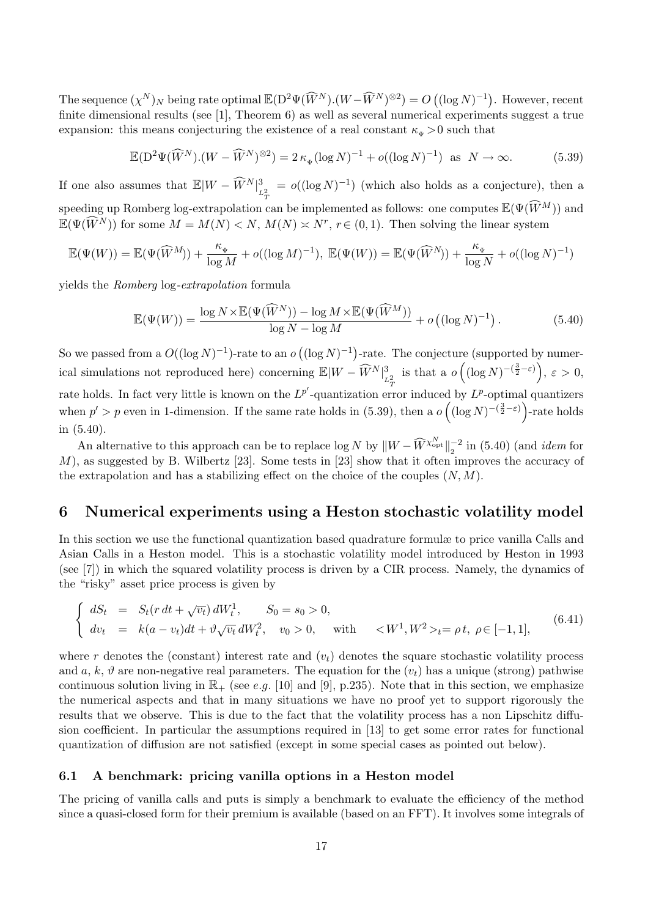The sequence $(\chi^N)_N$ being rate optimal $\mathbb{E}(\mathrm{D}^2\Psi(\widehat{W}^N).(W-\widehat{W}^N)^{\otimes 2}) = O\left((\log N)^{-1}\right)$. However, recent finite dimensional results (see [1], Theorem 6) as well as several numerical experiments suggest a true expansion: this means conjecturing the existence of a real constant $\kappa_{\Psi} > 0$ such that

$$
\mathbb{E}(\mathrm{D}^2\Psi(\widehat{W}^N).(W-\widehat{W}^N)^{\otimes 2}) = 2\,\kappa_{\Psi}(\log N)^{-1} + o((\log N)^{-1}) \;\text{ as }\; N\to\infty. \tag{5.39}
$$

If one also assumes that $\mathbb{E}|W-\widehat{W}^N|^3_{L^2_T} = o((\log N)^{-1})$ (which also holds as a conjecture), then a speeding up Romberg log-extrapolation can be implemented as follows: one computes $\mathbb{E}(\Psi(\widehat{W}^M))$ and $\mathbb{E}(\Psi(\widehat{W}^N))$ for some $M = M(N) < N$, $M(N) \asymp N^r$, $r\in(0,1)$. Then solving the linear system

$$
\mathbb{E}(\Psi(W)) = \mathbb{E}(\Psi(\widehat{W}^M)) + \frac{\kappa_{\Psi}}{\log M} + o((\log M)^{-1}),\; \mathbb{E}(\Psi(W)) = \mathbb{E}(\Psi(\widehat{W}^N)) + \frac{\kappa_{\Psi}}{\log N} + o((\log N)^{-1})
$$

yields the *Romberg* log-*extrapolation* formula

$$
\mathbb{E}(\Psi(W)) = \frac{\log N\times\mathbb{E}(\Psi(\widehat{W}^N)) - \log M\times\mathbb{E}(\Psi(\widehat{W}^M))}{\log N - \log M} + o\left((\log N)^{-1}\right). \tag{5.40}
$$

So we passed from a $O((\log N)^{-1})$-rate to an $o\left((\log N)^{-1}\right)$-rate. The conjecture (supported by numerical simulations not reproduced here) concerning $\mathbb{E}|W-\widehat{W}^N|^3_{L^2_T}$ is that a $o\left((\log N)^{-(\frac{3}{2}-\varepsilon)}\right)$, $\varepsilon>0$, rate holds. In fact very little is known on the $L^{p'}$-quantization error induced by $L^p$-optimal quantizers when $p' > p$ even in 1-dimension. If the same rate holds in (5.39), then a $o\left((\log N)^{-(\frac{3}{2}-\varepsilon)}\right)$-rate holds in (5.40).

An alternative to this approach can be to replace $\log N$ by $\|W-\widehat{W}^{\chi^N_{\rm opt}}\|_2^{-2}$ in (5.40) (and *idem* for $M$), as suggested by B. Wilbertz [23]. Some tests in [23] show that it often improves the accuracy of the extrapolation and has a stabilizing effect on the choice of the couples $(N,M)$.

# 6 Numerical experiments using a Heston stochastic volatility model

In this section we use the functional quantization based quadrature formulæ to price vanilla Calls and Asian Calls in a Heston model. This is a stochastic volatility model introduced by Heston in 1993 (see [7]) in which the squared volatility process is driven by a CIR process. Namely, the dynamics of the "risky" asset price process is given by

$$
\left\{\begin{array}{rcl} dS_t &=& S_t(r\,dt + \sqrt{v_t})\,dW^1_t, \qquad S_0 = s_0 > 0,\\ dv_t &=& k(a-v_t)dt + \vartheta\sqrt{v_t}\,dW^2_t, \quad v_0>0, \quad \text{with} \qquad <W^1,W^2>_t = \rho\,t,\ \rho\in[-1,1], \end{array}\right. \tag{6.41}
$$

where $r$ denotes the (constant) interest rate and $(v_t)$ denotes the square stochastic volatility process and $a$, $k$, $\vartheta$ are non-negative real parameters. The equation for the $(v_t)$ has a unique (strong) pathwise continuous solution living in $\mathbb{R}_+$ (see *e.g.* [10] and [9], p.235). Note that in this section, we emphasize the numerical aspects and that in many situations we have no proof yet to support rigorously the results that we observe. This is due to the fact that the volatility process has a non Lipschitz diffusion coefficient. In particular the assumptions required in [13] to get some error rates for functional quantization of diffusion are not satisfied (except in some special cases as pointed out below).

## 6.1 A benchmark: pricing vanilla options in a Heston model

The pricing of vanilla calls and puts is simply a benchmark to evaluate the efficiency of the method since a quasi-closed form for their premium is available (based on an FFT). It involves some integrals of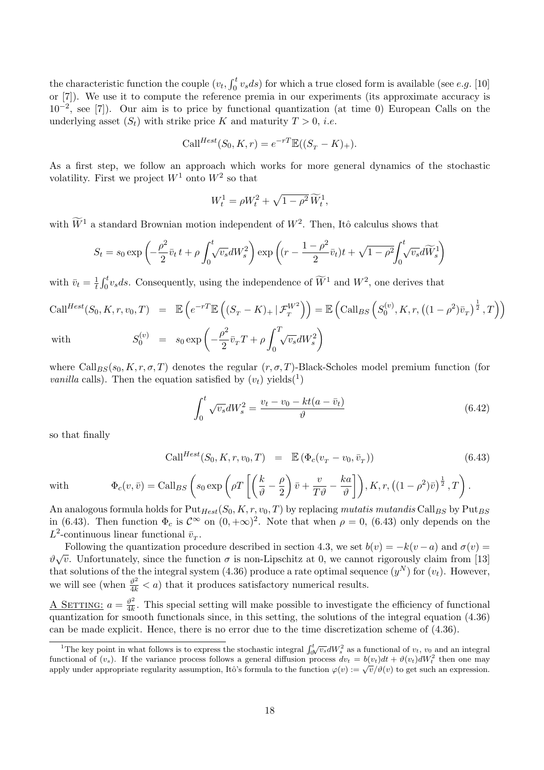the characteristic function the couple $(v_t, \int_0^t v_s ds)$ for which a true closed form is available (see *e.g.* [10] or [7]). We use it to compute the reference premia in our experiments (its approximate accuracy is $10^{-2}$, see [7]). Our aim is to price by functional quantization (at time 0) European Calls on the underlying asset $(S_t)$ with strike price $K$ and maturity $T > 0$, *i.e.*

$$\text{Call}^{Hest}(S_0, K, r) = e^{-rT}\mathbb{E}((S_T - K)_+).$$

As a first step, we follow an approach which works for more general dynamics of the stochastic volatility. First we project $W^1$ onto $W^2$ so that

$$W_t^1 = \rho W_t^2 + \sqrt{1-\rho^2}\,\widetilde{W}_t^1,$$

with $\widetilde{W}^1$ a standard Brownian motion independent of $W^2$. Then, Itô calculus shows that

$$S_t = s_0 \exp\left(-\frac{\rho^2}{2}\bar{v}_t\, t + \rho\int_0^t \sqrt{v_s}dW_s^2\right)\exp\left((r - \frac{1-\rho^2}{2}\bar{v}_t)t + \sqrt{1-\rho^2}\int_0^t \sqrt{v_s}d\widetilde{W}_s^1\right)$$

with $\bar{v}_t = \frac{1}{t}\int_0^t v_s ds$. Consequently, using the independence of $\widetilde{W}^1$ and $W^2$, one derives that

$$\begin{aligned}
\text{Call}^{Hest}(S_0, K, r, v_0, T) &= \mathbb{E}\left(e^{-rT}\mathbb{E}\left((S_T - K)_+ \,|\, \mathcal{F}_T^{W^2}\right)\right) = \mathbb{E}\left(\text{Call}_{BS}\left(S_0^{(v)}, K, r, \left((1-\rho^2)\bar{v}_T\right)^{\frac{1}{2}}, T\right)\right)\\
\text{with} \qquad S_0^{(v)} &= s_0 \exp\left(-\frac{\rho^2}{2}\bar{v}_T T + \rho\int_0^T \sqrt{v_s}dW_s^2\right)
\end{aligned}$$

where $\text{Call}_{BS}(s_0, K, r, \sigma, T)$ denotes the regular $(r, \sigma, T)$-Black-Scholes model premium function (for *vanilla* calls). Then the equation satisfied by $(v_t)$ yields[1]

$$\int_0^t \sqrt{v_s}dW_s^2 = \frac{v_t - v_0 - kt(a - \bar{v}_t)}{\vartheta} \tag{6.42}$$

so that finally

$$\text{Call}^{Hest}(S_0, K, r, v_0, T) = \mathbb{E}\left(\Phi_c(v_T - v_0, \bar{v}_T)\right) \tag{6.43}$$

$$\text{with} \qquad \Phi_c(v, \bar{v}) = \text{Call}_{BS}\left(s_0 \exp\left(\rho T\left[\left(\frac{k}{\vartheta} - \frac{\rho}{2}\right)\bar{v} + \frac{v}{T\vartheta} - \frac{ka}{\vartheta}\right]\right), K, r, \left((1-\rho^2)\bar{v}\right)^{\frac{1}{2}}, T\right).$$

An analogous formula holds for $\text{Put}_{Hest}(S_0, K, r, v_0, T)$ by replacing *mutatis mutandis* $\text{Call}_{BS}$ by $\text{Put}_{BS}$ in (6.43). Then function $\Phi_c$ is $\mathcal{C}^\infty$ on $(0, +\infty)^2$. Note that when $\rho = 0$, (6.43) only depends on the $L^2$-continuous linear functional $\bar{v}_T$.

Following the quantization procedure described in section 4.3, we set $b(v) = -k(v - a)$ and $\sigma(v) = \vartheta\sqrt{v}$. Unfortunately, since the function $\sigma$ is non-Lipschitz at 0, we cannot rigorously claim from [13] that solutions of the the integral system (4.36) produce a rate optimal sequence $(y^N)$ for $(v_t)$. However, we will see (when $\frac{\vartheta^2}{4k} < a$) that it produces satisfactory numerical results.

<u>A Setting:</u> $a = \frac{\vartheta^2}{4k}$. This special setting will make possible to investigate the efficiency of functional quantization for smooth functionals since, in this setting, the solutions of the integral equation (4.36) can be made explicit. Hence, there is no error due to the time discretization scheme of (4.36).

---

[1] The key point in what follows is to express the stochastic integral $\int_0^t \sqrt{v_s}dW_s^2$ as a functional of $v_t$, $v_0$ and an integral functional of $(v_s)$. If the variance process follows a general diffusion process $dv_t = b(v_t)dt + \vartheta(v_t)dW_t^2$ then one may apply under appropriate regularity assumption, Itô's formula to the function $\varphi(v) := \sqrt{v}/\vartheta(v)$ to get such an expression.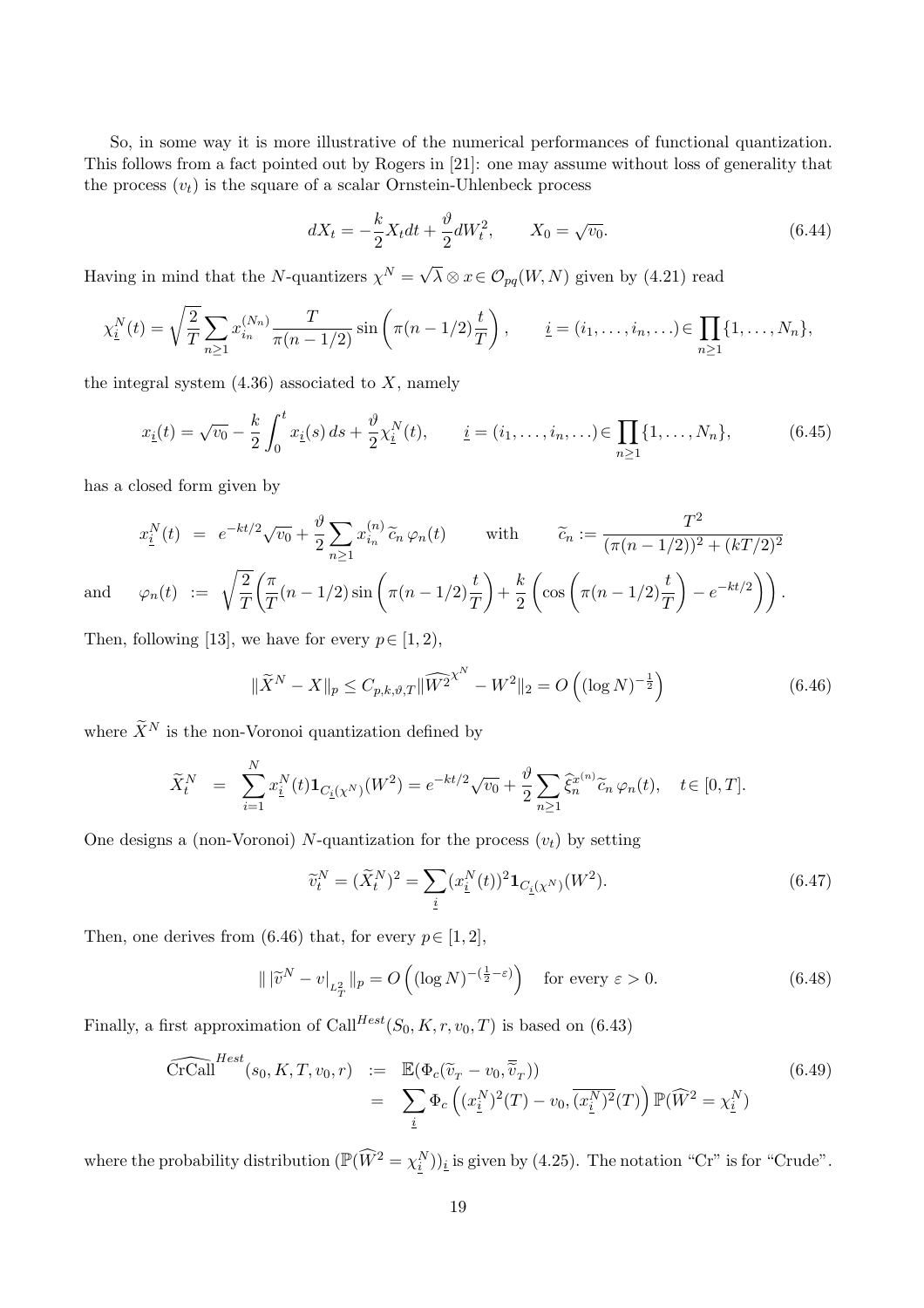So, in some way it is more illustrative of the numerical performances of functional quantization. This follows from a fact pointed out by Rogers in [21]: one may assume without loss of generality that the process $(v_t)$ is the square of a scalar Ornstein-Uhlenbeck process

$$dX_t = -\frac{k}{2}X_t dt + \frac{\vartheta}{2}dW_t^2, \qquad X_0 = \sqrt{v_0}. \tag{6.44}$$

Having in mind that the $N$-quantizers $\chi^N = \sqrt{\lambda}\otimes x \in \mathcal{O}_{pq}(W,N)$ given by (4.21) read

$$\chi_{\underline{i}}^N(t) = \sqrt{\frac{2}{T}}\sum_{n\geq 1} x_{i_n}^{(N_n)}\frac{T}{\pi(n-1/2)}\sin\left(\pi(n-1/2)\frac{t}{T}\right), \qquad \underline{i} = (i_1,\ldots,i_n,\ldots)\in \prod_{n\geq 1}\{1,\ldots,N_n\},$$

the integral system (4.36) associated to $X$, namely

$$x_{\underline{i}}(t) = \sqrt{v_0} - \frac{k}{2}\int_0^t x_{\underline{i}}(s)\,ds + \frac{\vartheta}{2}\chi_{\underline{i}}^N(t), \qquad \underline{i} = (i_1,\ldots,i_n,\ldots)\in \prod_{n\geq 1}\{1,\ldots,N_n\}, \tag{6.45}$$

has a closed form given by

$$x_{\underline{i}}^N(t) = e^{-kt/2}\sqrt{v_0} + \frac{\vartheta}{2}\sum_{n\geq 1} x_{i_n}^{(n)}\,\widetilde{c}_n\,\varphi_n(t) \qquad \text{with} \qquad \widetilde{c}_n := \frac{T^2}{(\pi(n-1/2))^2+(kT/2)^2}$$

and $\quad \varphi_n(t) := \sqrt{\dfrac{2}{T}}\left(\dfrac{\pi}{T}(n-1/2)\sin\left(\pi(n-1/2)\dfrac{t}{T}\right) + \dfrac{k}{2}\left(\cos\left(\pi(n-1/2)\dfrac{t}{T}\right) - e^{-kt/2}\right)\right).$

Then, following [13], we have for every $p\in[1,2)$,

$$\|\widetilde{X}^N - X\|_p \leq C_{p,k,\vartheta,T}\|\widehat{W^2}^{\chi^N} - W^2\|_2 = O\left((\log N)^{-\frac{1}{2}}\right) \tag{6.46}$$

where $\widetilde{X}^N$ is the non-Voronoi quantization defined by

$$\widetilde{X}_t^N = \sum_{i=1}^N x_{\underline{i}}^N(t)\mathbf{1}_{C_{\underline{i}}(\chi^N)}(W^2) = e^{-kt/2}\sqrt{v_0} + \frac{\vartheta}{2}\sum_{n\geq 1}\widehat{\xi}_n^{x^{(n)}}\widetilde{c}_n\,\varphi_n(t), \quad t\in[0,T].$$

One designs a (non-Voronoi) $N$-quantization for the process $(v_t)$ by setting

$$\widetilde{v}_t^N = (\widetilde{X}_t^N)^2 = \sum_{\underline{i}}(x_{\underline{i}}^N(t))^2\mathbf{1}_{C_{\underline{i}}(\chi^N)}(W^2). \tag{6.47}$$

Then, one derives from (6.46) that, for every $p\in[1,2]$,

$$\|\,|\widetilde{v}^N - v|_{L_T^2}\,\|_p = O\left((\log N)^{-(\frac{1}{2}-\varepsilon)}\right) \quad \text{for every } \varepsilon>0. \tag{6.48}$$

Finally, a first approximation of $\text{Call}^{Hest}(S_0,K,r,v_0,T)$ is based on (6.43)

$$\begin{aligned}\widehat{\text{CrCall}}^{Hest}(s_0,K,T,v_0,r) &:= \mathbb{E}(\Phi_c(\widetilde{v}_T - v_0, \overline{\widetilde{v}}_T)) \\ &= \sum_{\underline{i}}\Phi_c\left((x_{\underline{i}}^N)^2(T) - v_0, \overline{(x_{\underline{i}}^N)^2}(T)\right)\mathbb{P}(\widehat{W}^2 = \chi_{\underline{i}}^N)\end{aligned} \tag{6.49}$$

where the probability distribution $(\mathbb{P}(\widehat{W}^2 = \chi_{\underline{i}}^N))_{\underline{i}}$ is given by (4.25). The notation "Cr" is for "Crude".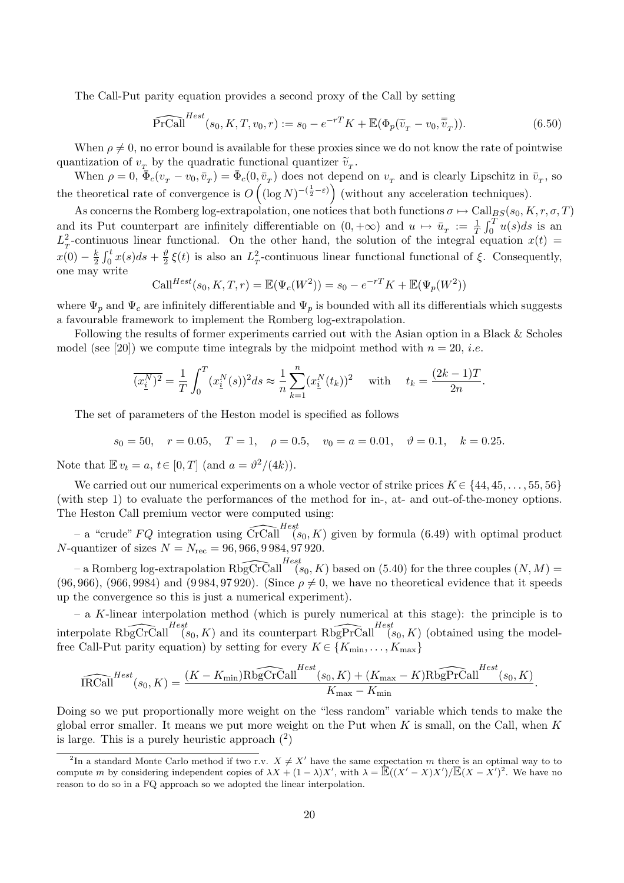The Call-Put parity equation provides a second proxy of the Call by setting

$$\widehat{\text{PrCall}}^{Hest}(s_0, K, T, v_0, r) := s_0 - e^{-rT}K + \mathbb{E}(\Phi_p(\widetilde{v}_{_T} - v_0, \overline{\widetilde{v}}_{_T})). \tag{6.50}$$

When $\rho \neq 0$, no error bound is available for these proxies since we do not know the rate of pointwise quantization of $v_{_T}$ by the quadratic functional quantizer $\widetilde{v}_{_T}$.

When $\rho = 0$, $\bar{\Phi}_c(v_{_T} - v_0, \bar{v}_{_T}) = \bar{\Phi}_c(0, \bar{v}_{_T})$ does not depend on $v_{_T}$ and is clearly Lipschitz in $\bar{v}_{_T}$, so the theoretical rate of convergence is $O\left((\log N)^{-(\frac{1}{2}-\varepsilon)}\right)$ (without any acceleration techniques).

As concerns the Romberg log-extrapolation, one notices that both functions $\sigma \mapsto \text{Call}_{BS}(s_0, K, r, \sigma, T)$ and its Put counterpart are infinitely differentiable on $(0, +\infty)$ and $u \mapsto \bar{u}_{_T} := \frac{1}{T}\int_0^T u(s)ds$ is an $L^2_{_T}$-continuous linear functional. On the other hand, the solution of the integral equation $x(t) = x(0) - \frac{k}{2}\int_0^t x(s)ds + \frac{\vartheta}{2}\xi(t)$ is also an $L^2_{_T}$-continuous linear functional functional of $\xi$. Consequently, one may write

$$\text{Call}^{Hest}(s_0, K, T, r) = \mathbb{E}(\Psi_c(W^2)) = s_0 - e^{-rT}K + \mathbb{E}(\Psi_p(W^2))$$

where $\Psi_p$ and $\Psi_c$ are infinitely differentiable and $\Psi_p$ is bounded with all its differentials which suggests a favourable framework to implement the Romberg log-extrapolation.

Following the results of former experiments carried out with the Asian option in a Black & Scholes model (see [20]) we compute time integrals by the midpoint method with $n = 20$, *i.e.*

$$\overline{(x^N_{\underline{i}})^2} = \frac{1}{T}\int_0^T (x^N_{\underline{i}}(s))^2 ds \approx \frac{1}{n}\sum_{k=1}^n (x^N_{\underline{i}}(t_k))^2 \quad \text{with} \quad t_k = \frac{(2k-1)T}{2n}.$$

The set of parameters of the Heston model is specified as follows

$$s_0 = 50, \quad r = 0.05, \quad T = 1, \quad \rho = 0.5, \quad v_0 = a = 0.01, \quad \vartheta = 0.1, \quad k = 0.25.$$

Note that $\mathbb{E}\, v_t = a$, $t \in [0, T]$ (and $a = \vartheta^2/(4k)$).

We carried out our numerical experiments on a whole vector of strike prices $K \in \{44, 45, \ldots, 55, 56\}$ (with step 1) to evaluate the performances of the method for in-, at- and out-of-the-money options. The Heston Call premium vector were computed using:

– a "crude" $FQ$ integration using $\widehat{\text{CrCall}}^{Hest}(s_0, K)$ given by formula (6.49) with optimal product $N$-quantizer of sizes $N = N_{\text{rec}} = 96, 966, 9\,984, 97\,920$.

– a Romberg log-extrapolation $\widehat{\text{RbgCrCall}}^{Hest}(s_0, K)$ based on (5.40) for the three couples $(N, M) = (96, 966)$, $(966, 9984)$ and $(9\,984, 97\,920)$. (Since $\rho \neq 0$, we have no theoretical evidence that it speeds up the convergence so this is just a numerical experiment).

– a $K$-linear interpolation method (which is purely numerical at this stage): the principle is to interpolate $\widehat{\text{RbgCrCall}}^{Hest}(s_0, K)$ and its counterpart $\widehat{\text{RbgPrCall}}^{Hest}(s_0, K)$ (obtained using the model-free Call-Put parity equation) by setting for every $K \in \{K_{\min}, \ldots, K_{\max}\}$

$$\widehat{\text{IRCall}}^{Hest}(s_0, K) = \frac{(K - K_{\min})\widehat{\text{RbgCrCall}}^{Hest}(s_0, K) + (K_{\max} - K)\widehat{\text{RbgPrCall}}^{Hest}(s_0, K)}{K_{\max} - K_{\min}}.$$

Doing so we put proportionally more weight on the "less random" variable which tends to make the global error smaller. It means we put more weight on the Put when $K$ is small, on the Call, when $K$ is large. This is a purely heuristic approach [2]

[2] In a standard Monte Carlo method if two r.v. $X \neq X'$ have the same expectation $m$ there is an optimal way to to compute $m$ by considering independent copies of $\lambda X + (1-\lambda)X'$, with $\lambda = \mathbb{E}((X' - X)X')/\mathbb{E}(X - X')^2$. We have no reason to do so in a FQ approach so we adopted the linear interpolation.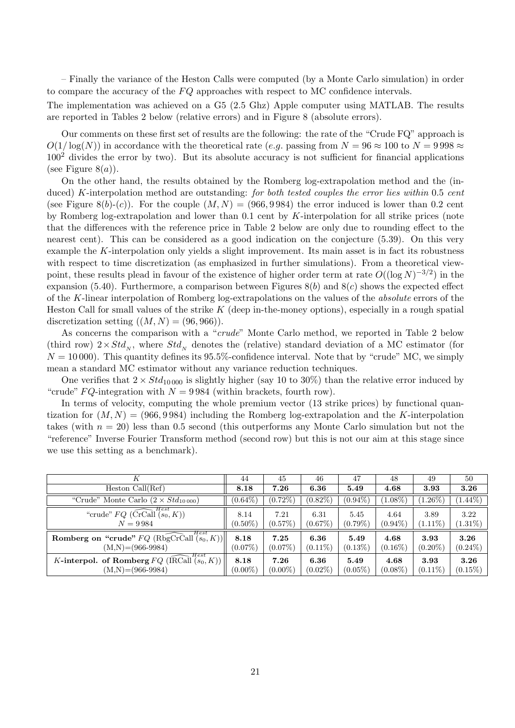– Finally the variance of the Heston Calls were computed (by a Monte Carlo simulation) in order to compare the accuracy of the $FQ$ approaches with respect to MC confidence intervals.

The implementation was achieved on a G5 (2.5 Ghz) Apple computer using MATLAB. The results are reported in Tables 2 below (relative errors) and in Figure 8 (absolute errors).

Our comments on these first set of results are the following: the rate of the "Crude FQ" approach is $O(1/\log(N))$ in accordance with the theoretical rate (*e.g.* passing from $N = 96 \approx 100$ to $N = 9\,998 \approx 100^2$ divides the error by two). But its absolute accuracy is not sufficient for financial applications (see Figure 8$(a)$).

On the other hand, the results obtained by the Romberg log-extrapolation method and the (induced) $K$-interpolation method are outstanding: *for both tested couples the error lies within* 0.5 *cent* (see Figure 8$(b)$-$(c)$). For the couple $(M, N) = (966, 9\,984)$ the error induced is lower than 0.2 cent by Romberg log-extrapolation and lower than 0.1 cent by $K$-interpolation for all strike prices (note that the differences with the reference price in Table 2 below are only due to rounding effect to the nearest cent). This can be considered as a good indication on the conjecture (5.39). On this very example the $K$-interpolation only yields a slight improvement. Its main asset is in fact its robustness with respect to time discretization (as emphasized in further simulations). From a theoretical viewpoint, these results plead in favour of the existence of higher order term at rate $O((\log N)^{-3/2})$ in the expansion (5.40). Furthermore, a comparison between Figures 8$(b)$ and 8$(c)$ shows the expected effect of the $K$-linear interpolation of Romberg log-extrapolations on the values of the *absolute* errors of the Heston Call for small values of the strike $K$ (deep in-the-money options), especially in a rough spatial discretization setting ($(M, N) = (96, 966)$).

As concerns the comparison with a "*crude*" Monte Carlo method, we reported in Table 2 below (third row) $2 \times Std_{_N}$, where $Std_{_N}$ denotes the (relative) standard deviation of a MC estimator (for $N = 10\,000$). This quantity defines its 95.5%-confidence interval. Note that by "crude" MC, we simply mean a standard MC estimator without any variance reduction techniques.

One verifies that $2 \times Std_{10\,000}$ is slightly higher (say 10 to 30%) than the relative error induced by "crude" $FQ$-integration with $N = 9\,984$ (within brackets, fourth row).

In terms of velocity, computing the whole premium vector (13 strike prices) by functional quantization for $(M, N) = (966, 9\,984)$ including the Romberg log-extrapolation and the $K$-interpolation takes (with $n = 20$) less than 0.5 second (this outperforms any Monte Carlo simulation but not the "reference" Inverse Fourier Transform method (second row) but this is not our aim at this stage since we use this setting as a benchmark).

| $K$ | 44 | 45 | 46 | 47 | 48 | 49 | 50 |
|---|---|---|---|---|---|---|---|
| Heston Call(Ref) | **8.18** | **7.26** | **6.36** | **5.49** | **4.68** | **3.93** | **3.26** |
| "Crude" Monte Carlo ($2 \times Std_{10\,000}$) | (0.64%) | (0.72%) | (0.82%) | (0.94%) | (1.08%) | (1.26%) | (1.44%) |
| "crude" $FQ$ ($\widehat{\text{CrCall}}^{Hest}(s_0, K)$) $N = 9\,984$ | 8.14 (0.50%) | 7.21 (0.57%) | 6.31 (0.67%) | 5.45 (0.79%) | 4.64 (0.94%) | 3.89 (1.11%) | 3.22 (1.31%) |
| **Romberg on "crude"** $FQ$ ($\widehat{\text{RbgCrCall}}^{Hest}(s_0, K)$) (M,N)=(966-9984) | **8.18** (0.07%) | **7.25** (0.07%) | **6.36** (0.11%) | **5.49** (0.13%) | **4.68** (0.16%) | **3.93** (0.20%) | **3.26** (0.24%) |
| $K$**-interpol. of Romberg** $FQ$ ($\widehat{\text{IRCall}}^{Hest}(s_0, K)$) (M,N)=(966-9984) | **8.18** (0.00%) | **7.26** (0.00%) | **6.36** (0.02%) | **5.49** (0.05%) | **4.68** (0.08%) | **3.93** (0.11%) | **3.26** (0.15%) |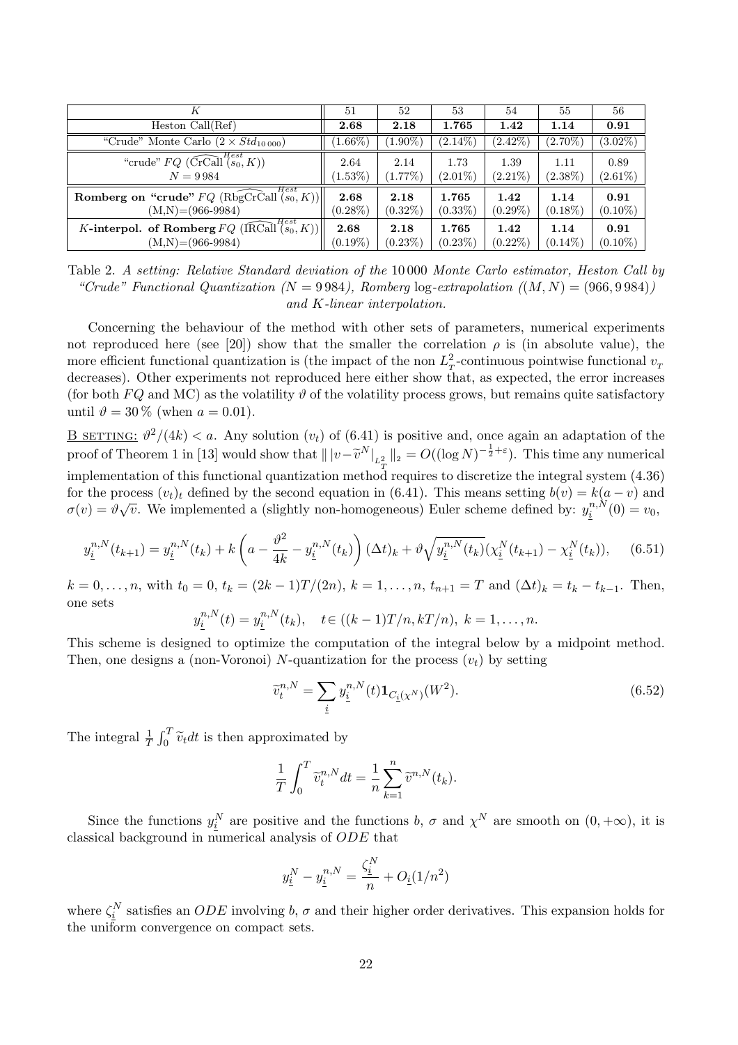| $K$ | 51 | 52 | 53 | 54 | 55 | 56 |
|---|---|---|---|---|---|---|
| Heston Call(Ref) | **2.68** | **2.18** | **1.765** | **1.42** | **1.14** | **0.91** |
| "Crude" Monte Carlo ($2 \times Std_{10\,000}$) | (1.66%) | (1.90%) | (2.14%) | (2.42%) | (2.70%) | (3.02%) |
| "crude" $FQ$ ($\widehat{\text{CrCall}}^{Hest}(s_0, K)$) $N = 9\,984$ | 2.64 (1.53%) | 2.14 (1.77%) | 1.73 (2.01%) | 1.39 (2.21%) | 1.11 (2.38%) | 0.89 (2.61%) |
| **Romberg on "crude"** $FQ$ ($\widehat{\text{RbgCrCall}}^{Hest}(s_0, K)$) (M,N)=(966-9984) | **2.68** (0.28%) | **2.18** (0.32%) | **1.765** (0.33%) | **1.42** (0.29%) | **1.14** (0.18%) | **0.91** (0.10%) |
| $K$**-interpol. of Romberg** $FQ$ ($\widehat{\text{IRCall}}^{Hest}(s_0, K)$) (M,N)=(966-9984) | **2.68** (0.19%) | **2.18** (0.23%) | **1.765** (0.23%) | **1.42** (0.22%) | **1.14** (0.14%) | **0.91** (0.10%) |

Table 2. *A setting: Relative Standard deviation of the* 10 000 *Monte Carlo estimator, Heston Call by "Crude" Functional Quantization ($N = 9\,984$), Romberg* log*-extrapolation ($(M,N) = (966, 9\,984)$) and $K$-linear interpolation.*

Concerning the behaviour of the method with other sets of parameters, numerical experiments not reproduced here (see [20]) show that the smaller the correlation $\rho$ is (in absolute value), the more efficient functional quantization is (the impact of the non $L^2_T$-continuous pointwise functional $v_T$ decreases). Other experiments not reproduced here either show that, as expected, the error increases (for both $FQ$ and MC) as the volatility $\vartheta$ of the volatility process grows, but remains quite satisfactory until $\vartheta = 30\,\%$ (when $a = 0.01$).

B SETTING: $\vartheta^2/(4k) < a$. Any solution $(v_t)$ of (6.41) is positive and, once again an adaptation of the proof of Theorem 1 in [13] would show that $\| |v - \widetilde{v}^N|_{L^2_T} \|_2 = O((\log N)^{-\frac{1}{2}+\varepsilon})$. This time any numerical implementation of this functional quantization method requires to discretize the integral system (4.36) for the process $(v_t)_t$ defined by the second equation in (6.41). This means setting $b(v) = k(a - v)$ and $\sigma(v) = \vartheta\sqrt{v}$. We implemented a (slightly non-homogeneous) Euler scheme defined by: $y^{n,N}_{\underline{i}}(0) = v_0$,

$$y^{n,N}_{\underline{i}}(t_{k+1}) = y^{n,N}_{\underline{i}}(t_k) + k\left(a - \frac{\vartheta^2}{4k} - y^{n,N}_{\underline{i}}(t_k)\right)(\Delta t)_k + \vartheta\sqrt{y^{n,N}_{\underline{i}}(t_k)}(\chi^N_{\underline{i}}(t_{k+1}) - \chi^N_{\underline{i}}(t_k)), \qquad (6.51)$$

$k = 0, \ldots, n$, with $t_0 = 0$, $t_k = (2k-1)T/(2n)$, $k = 1, \ldots, n$, $t_{n+1} = T$ and $(\Delta t)_k = t_k - t_{k-1}$. Then, one sets

$$y^{n,N}_{\underline{i}}(t) = y^{n,N}_{\underline{i}}(t_k), \quad t \in ((k-1)T/n, kT/n),\ k = 1, \ldots, n.$$

This scheme is designed to optimize the computation of the integral below by a midpoint method. Then, one designs a (non-Voronoi) $N$-quantization for the process $(v_t)$ by setting

$$\widetilde{v}^{n,N}_t = \sum_{\underline{i}} y^{n,N}_{\underline{i}}(t)\mathbf{1}_{C_{\underline{i}}(\chi^N)}(W^2). \qquad (6.52)$$

The integral $\frac{1}{T}\int_0^T \widetilde{v}_t dt$ is then approximated by

$$\frac{1}{T}\int_0^T \widetilde{v}^{n,N}_t dt = \frac{1}{n}\sum_{k=1}^n \widetilde{v}^{n,N}(t_k).$$

Since the functions $y^N_{\underline{i}}$ are positive and the functions $b$, $\sigma$ and $\chi^N$ are smooth on $(0, +\infty)$, it is classical background in numerical analysis of $ODE$ that

$$y^N_{\underline{i}} - y^{n,N}_{\underline{i}} = \frac{\zeta^N_{\underline{i}}}{n} + O_{\underline{i}}(1/n^2)$$

where $\zeta^N_{\underline{i}}$ satisfies an $ODE$ involving $b$, $\sigma$ and their higher order derivatives. This expansion holds for the uniform convergence on compact sets.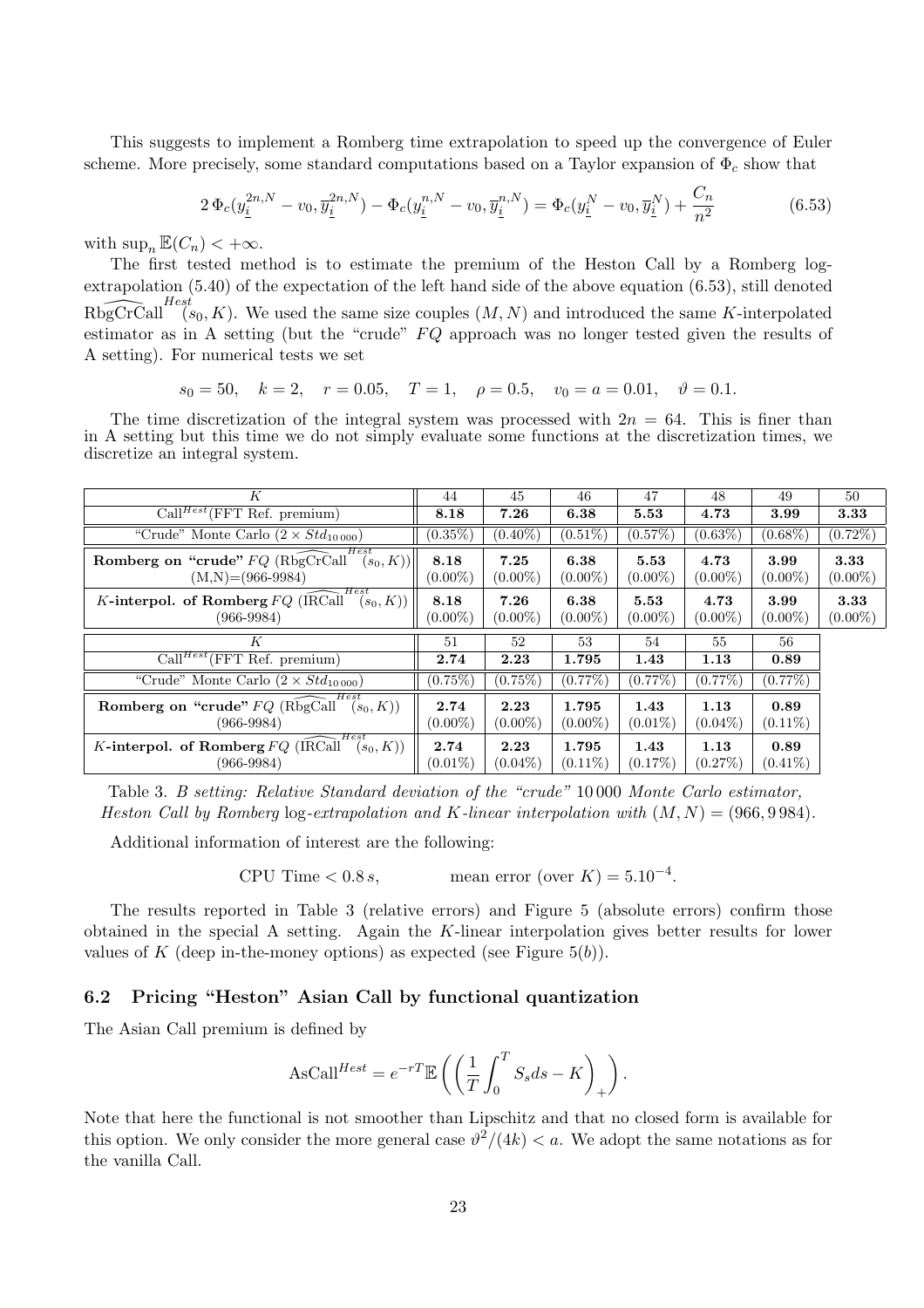This suggests to implement a Romberg time extrapolation to speed up the convergence of Euler scheme. More precisely, some standard computations based on a Taylor expansion of $\Phi_c$ show that

$$2\,\Phi_c(y_{\underline{i}}^{2n,N} - v_0, \overline{y}_{\underline{i}}^{2n,N}) - \Phi_c(y_{\underline{i}}^{n,N} - v_0, \overline{y}_{\underline{i}}^{n,N}) = \Phi_c(y_{\underline{i}}^{N} - v_0, \overline{y}_{\underline{i}}^{N}) + \frac{C_n}{n^2} \tag{6.53}$$

with $\sup_n \mathbb{E}(C_n) < +\infty$.

The first tested method is to estimate the premium of the Heston Call by a Romberg log-extrapolation (5.40) of the expectation of the left hand side of the above equation (6.53), still denoted $\widehat{\text{RbgCrCall}}^{Hest}(s_0, K)$. We used the same size couples $(M, N)$ and introduced the same $K$-interpolated estimator as in A setting (but the "crude" $FQ$ approach was no longer tested given the results of A setting). For numerical tests we set

$$s_0 = 50, \quad k = 2, \quad r = 0.05, \quad T = 1, \quad \rho = 0.5, \quad v_0 = a = 0.01, \quad \vartheta = 0.1.$$

The time discretization of the integral system was processed with $2n = 64$. This is finer than in A setting but this time we do not simply evaluate some functions at the discretization times, we discretize an integral system.

| $K$ | 44 | 45 | 46 | 47 | 48 | 49 | 50 |
|---|---|---|---|---|---|---|---|
| $\text{Call}^{Hest}$(FFT Ref. premium) | **8.18** | **7.26** | **6.38** | **5.53** | **4.73** | **3.99** | **3.33** |
| "Crude" Monte Carlo ($2 \times Std_{10\,000}$) | (0.35%) | (0.40%) | (0.51%) | (0.57%) | (0.63%) | (0.68%) | (0.72%) |
| **Romberg on "crude"** $FQ$ ($\widehat{\text{RbgCrCall}}^{Hest}(s_0, K)$) (M,N)=(966-9984) | **8.18** (0.00%) | **7.25** (0.00%) | **6.38** (0.00%) | **5.53** (0.00%) | **4.73** (0.00%) | **3.99** (0.00%) | **3.33** (0.00%) |
| $K$**-interpol. of Romberg** $FQ$ ($\widehat{\text{IRCall}}^{Hest}(s_0, K)$) (966-9984) | **8.18** (0.00%) | **7.26** (0.00%) | **6.38** (0.00%) | **5.53** (0.00%) | **4.73** (0.00%) | **3.99** (0.00%) | **3.33** (0.00%) |

| $K$ | 51 | 52 | 53 | 54 | 55 | 56 |
|---|---|---|---|---|---|---|
| $\text{Call}^{Hest}$(FFT Ref. premium) | **2.74** | **2.23** | **1.795** | **1.43** | **1.13** | **0.89** |
| "Crude" Monte Carlo ($2 \times Std_{10\,000}$) | (0.75%) | (0.75%) | (0.77%) | (0.77%) | (0.77%) | (0.77%) |
| **Romberg on "crude"** $FQ$ ($\widehat{\text{RbgCall}}^{Hest}(s_0, K)$) (966-9984) | **2.74** (0.00%) | **2.23** (0.00%) | **1.795** (0.00%) | **1.43** (0.01%) | **1.13** (0.04%) | **0.89** (0.11%) |
| $K$**-interpol. of Romberg** $FQ$ ($\widehat{\text{IRCall}}^{Hest}(s_0, K)$) (966-9984) | **2.74** (0.01%) | **2.23** (0.04%) | **1.795** (0.11%) | **1.43** (0.17%) | **1.13** (0.27%) | **0.89** (0.41%) |

Table 3. *B setting: Relative Standard deviation of the "crude"* 10 000 *Monte Carlo estimator, Heston Call by Romberg* log*-extrapolation and K-linear interpolation with* $(M, N) = (966, 9\,984)$.

Additional information of interest are the following:

$$\text{CPU Time} < 0.8\,s, \qquad \text{mean error (over } K) = 5.10^{-4}.$$

The results reported in Table 3 (relative errors) and Figure 5 (absolute errors) confirm those obtained in the special A setting. Again the $K$-linear interpolation gives better results for lower values of $K$ (deep in-the-money options) as expected (see Figure 5($b$)).

## 6.2 Pricing "Heston" Asian Call by functional quantization

The Asian Call premium is defined by

$$\text{AsCall}^{Hest} = e^{-rT}\mathbb{E}\left(\left(\frac{1}{T}\int_0^T S_s ds - K\right)_+\right).$$

Note that here the functional is not smoother than Lipschitz and that no closed form is available for this option. We only consider the more general case $\vartheta^2/(4k) < a$. We adopt the same notations as for the vanilla Call.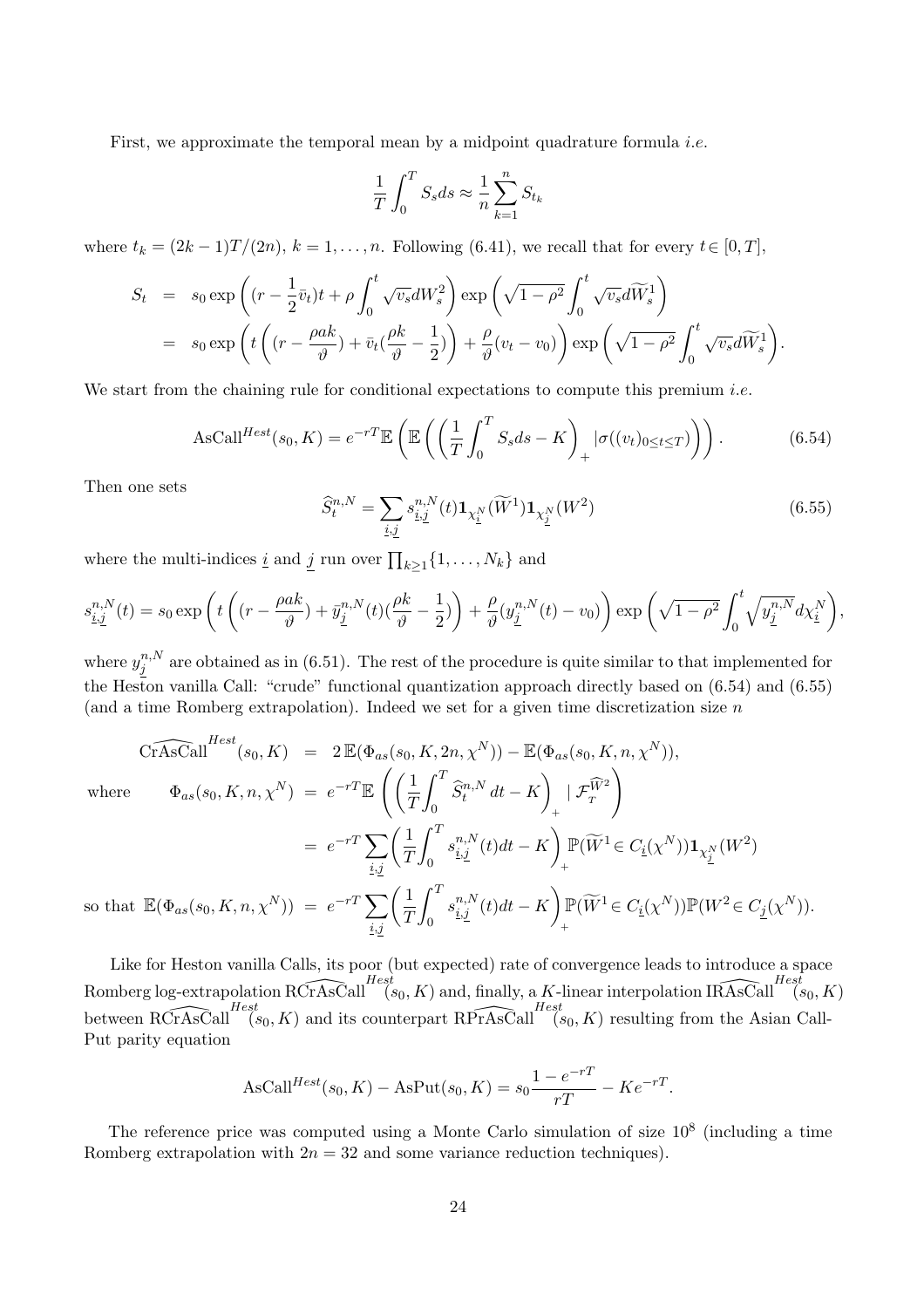First, we approximate the temporal mean by a midpoint quadrature formula *i.e.*

$$\frac{1}{T}\int_0^T S_s ds \approx \frac{1}{n}\sum_{k=1}^{n} S_{t_k}$$

where $t_k = (2k-1)T/(2n)$, $k = 1, \ldots, n$. Following (6.41), we recall that for every $t \in [0, T]$,

$$\begin{aligned}
S_t &= s_0 \exp\left((r - \frac{1}{2}\bar{v}_t)t + \rho\int_0^t \sqrt{v_s}dW_s^2\right)\exp\left(\sqrt{1-\rho^2}\int_0^t \sqrt{v_s}d\widetilde{W}_s^1\right)\\
&= s_0 \exp\left(t\left((r - \frac{\rho a k}{\vartheta}) + \bar{v}_t(\frac{\rho k}{\vartheta} - \frac{1}{2})\right) + \frac{\rho}{\vartheta}(v_t - v_0)\right)\exp\left(\sqrt{1-\rho^2}\int_0^t \sqrt{v_s}d\widetilde{W}_s^1\right).
\end{aligned}$$

We start from the chaining rule for conditional expectations to compute this premium *i.e.*

$$\mathrm{AsCall}^{Hest}(s_0, K) = e^{-rT}\mathbb{E}\left(\mathbb{E}\left(\left(\frac{1}{T}\int_0^T S_s ds - K\right)_+ |\sigma((v_t)_{0\le t\le T})\right)\right). \tag{6.54}$$

Then one sets

$$\widehat{S}_t^{n,N} = \sum_{\underline{i},\underline{j}} s_{\underline{i},\underline{j}}^{n,N}(t)\mathbf{1}_{\chi_{\underline{i}}^N}(\widetilde{W}^1)\mathbf{1}_{\chi_{\underline{j}}^N}(W^2) \tag{6.55}$$

where the multi-indices $\underline{i}$ and $\underline{j}$ run over $\prod_{k\ge 1}\{1, \ldots, N_k\}$ and

$$s_{\underline{i},\underline{j}}^{n,N}(t) = s_0 \exp\left(t\left((r - \frac{\rho a k}{\vartheta}) + \bar{y}_{\underline{j}}^{n,N}(t)(\frac{\rho k}{\vartheta} - \frac{1}{2})\right) + \frac{\rho}{\vartheta}(y_{\underline{j}}^{n,N}(t) - v_0)\right)\exp\left(\sqrt{1-\rho^2}\int_0^t \sqrt{y_{\underline{j}}^{n,N}}d\chi_{\underline{i}}^N\right),$$

where $y_{\underline{j}}^{n,N}$ are obtained as in (6.51). The rest of the procedure is quite similar to that implemented for the Heston vanilla Call: "crude" functional quantization approach directly based on (6.54) and (6.55) (and a time Romberg extrapolation). Indeed we set for a given time discretization size $n$

$$\begin{aligned}
\widehat{\mathrm{CrAsCall}}^{Hest}(s_0, K) &= 2\,\mathbb{E}(\Phi_{as}(s_0, K, 2n, \chi^N)) - \mathbb{E}(\Phi_{as}(s_0, K, n, \chi^N)),\\
\text{where}\qquad \Phi_{as}(s_0, K, n, \chi^N) &= e^{-rT}\mathbb{E}\left(\left(\frac{1}{T}\int_0^T \widehat{S}_t^{n,N}\,dt - K\right)_+ |\, \mathcal{F}_T^{\widehat{W}^2}\right)\\
&= e^{-rT}\sum_{\underline{i},\underline{j}}\left(\frac{1}{T}\int_0^T s_{\underline{i},\underline{j}}^{n,N}(t)dt - K\right)_+ \mathbb{P}(\widetilde{W}^1 \in C_{\underline{i}}(\chi^N))\mathbf{1}_{\chi_{\underline{j}}^N}(W^2)\\
\text{so that }\ \mathbb{E}(\Phi_{as}(s_0, K, n, \chi^N)) &= e^{-rT}\sum_{\underline{i},\underline{j}}\left(\frac{1}{T}\int_0^T s_{\underline{i},\underline{j}}^{n,N}(t)dt - K\right)_+ \mathbb{P}(\widetilde{W}^1 \in C_{\underline{i}}(\chi^N))\mathbb{P}(W^2 \in C_{\underline{j}}(\chi^N)).
\end{aligned}$$

Like for Heston vanilla Calls, its poor (but expected) rate of convergence leads to introduce a space Romberg log-extrapolation $\widehat{\mathrm{RCrAsCall}}^{Hest}(s_0, K)$ and, finally, a $K$-linear interpolation $\widehat{\mathrm{IRAsCall}}^{Hest}(s_0, K)$ between $\widehat{\mathrm{RCrAsCall}}^{Hest}(s_0, K)$ and its counterpart $\widehat{\mathrm{RPrAsCall}}^{Hest}(s_0, K)$ resulting from the Asian Call-Put parity equation

$$\mathrm{AsCall}^{Hest}(s_0, K) - \mathrm{AsPut}(s_0, K) = s_0\frac{1 - e^{-rT}}{rT} - Ke^{-rT}.$$

The reference price was computed using a Monte Carlo simulation of size $10^8$ (including a time Romberg extrapolation with $2n = 32$ and some variance reduction techniques).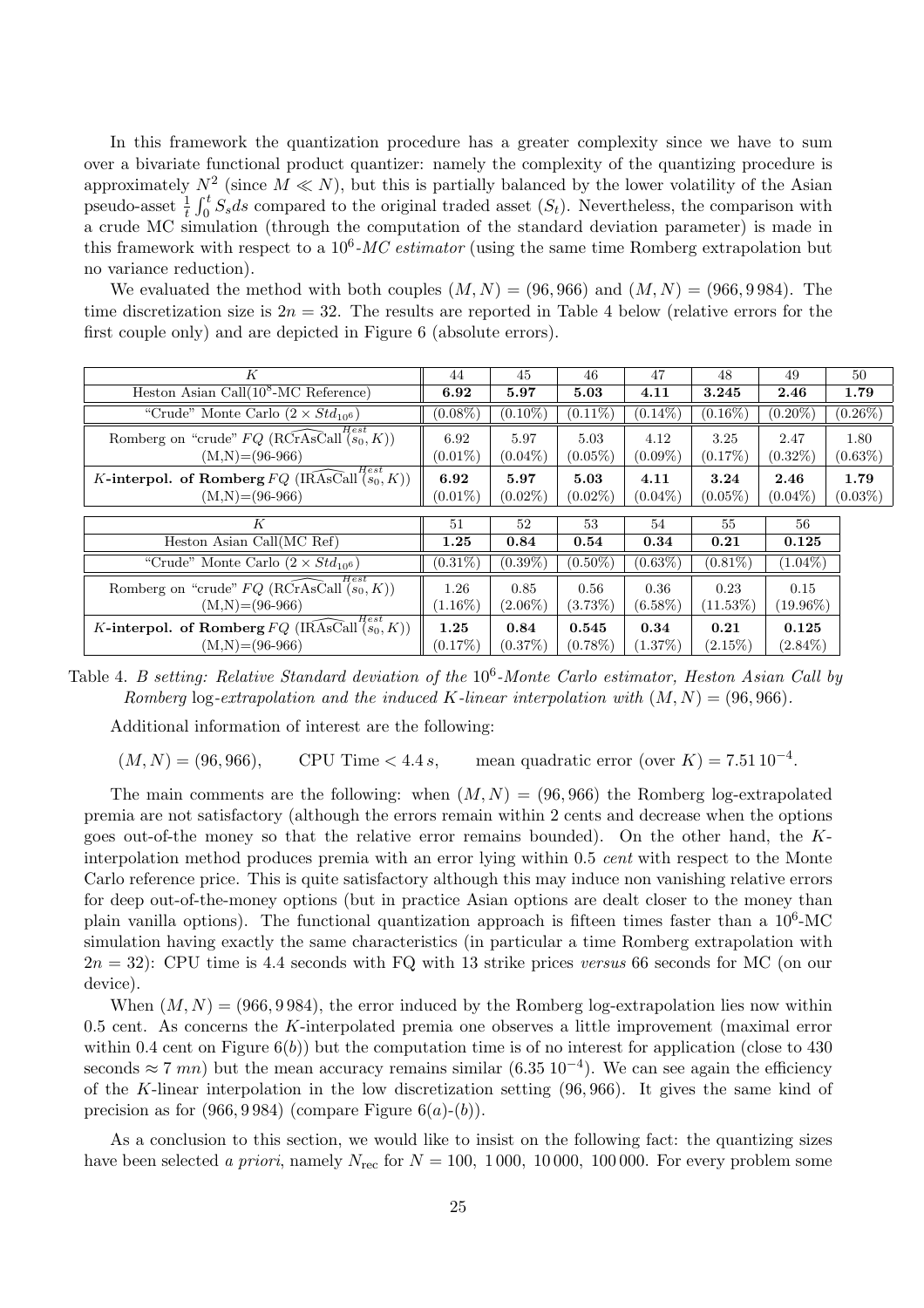In this framework the quantization procedure has a greater complexity since we have to sum over a bivariate functional product quantizer: namely the complexity of the quantizing procedure is approximately $N^2$ (since $M \ll N$), but this is partially balanced by the lower volatility of the Asian pseudo-asset $\frac{1}{t}\int_0^t S_s ds$ compared to the original traded asset $(S_t)$. Nevertheless, the comparison with a crude MC simulation (through the computation of the standard deviation parameter) is made in this framework with respect to a $10^6$-*MC estimator* (using the same time Romberg extrapolation but no variance reduction).

We evaluated the method with both couples $(M, N) = (96, 966)$ and $(M, N) = (966, 9\,984)$. The time discretization size is $2n = 32$. The results are reported in Table 4 below (relative errors for the first couple only) and are depicted in Figure 6 (absolute errors).

| $K$ | 44 | 45 | 46 | 47 | 48 | 49 | 50 |
|---|---|---|---|---|---|---|---|
| Heston Asian Call($10^8$-MC Reference) | **6.92** | **5.97** | **5.03** | **4.11** | **3.245** | **2.46** | **1.79** |
| "Crude" Monte Carlo ($2 \times Std_{10^6}$) | (0.08%) | (0.10%) | (0.11%) | (0.14%) | (0.16%) | (0.20%) | (0.26%) |
| Romberg on "crude" $FQ$ ($\widehat{\mathrm{RCrAsCall}}^{Hest}(s_0, K)$) (M,N)=(96-966) | 6.92 (0.01%) | 5.97 (0.04%) | 5.03 (0.05%) | 4.12 (0.09%) | 3.25 (0.17%) | 2.47 (0.32%) | 1.80 (0.63%) |
| **$K$-interpol. of Romberg** $FQ$ ($\widehat{\mathrm{IRAsCall}}^{Hest}(s_0, K)$) (M,N)=(96-966) | **6.92** (0.01%) | **5.97** (0.02%) | **5.03** (0.02%) | **4.11** (0.04%) | **3.24** (0.05%) | **2.46** (0.04%) | **1.79** (0.03%) |

| $K$ | 51 | 52 | 53 | 54 | 55 | 56 |
|---|---|---|---|---|---|---|
| Heston Asian Call(MC Ref) | **1.25** | **0.84** | **0.54** | **0.34** | **0.21** | **0.125** |
| "Crude" Monte Carlo ($2 \times Std_{10^6}$) | (0.31%) | (0.39%) | (0.50%) | (0.63%) | (0.81%) | (1.04%) |
| Romberg on "crude" $FQ$ ($\widehat{\mathrm{RCrAsCall}}^{Hest}(s_0, K)$) (M,N)=(96-966) | 1.26 (1.16%) | 0.85 (2.06%) | 0.56 (3.73%) | 0.36 (6.58%) | 0.23 (11.53%) | 0.15 (19.96%) |
| **$K$-interpol. of Romberg** $FQ$ ($\widehat{\mathrm{IRAsCall}}^{Hest}(s_0, K)$) (M,N)=(96-966) | **1.25** (0.17%) | **0.84** (0.37%) | **0.545** (0.78%) | **0.34** (1.37%) | **0.21** (2.15%) | **0.125** (2.84%) |

Table 4. *B setting: Relative Standard deviation of the* $10^6$*-Monte Carlo estimator, Heston Asian Call by Romberg* log*-extrapolation and the induced* $K$*-linear interpolation with* $(M, N) = (96, 966)$.

Additional information of interest are the following:

$$(M, N) = (96, 966), \qquad \text{CPU Time} < 4.4\,s, \qquad \text{mean quadratic error (over } K) = 7.51\,10^{-4}.$$

The main comments are the following: when $(M, N) = (96, 966)$ the Romberg log-extrapolated premia are not satisfactory (although the errors remain within 2 cents and decrease when the options goes out-of-the money so that the relative error remains bounded). On the other hand, the $K$-interpolation method produces premia with an error lying within 0.5 *cent* with respect to the Monte Carlo reference price. This is quite satisfactory although this may induce non vanishing relative errors for deep out-of-the-money options (but in practice Asian options are dealt closer to the money than plain vanilla options). The functional quantization approach is fifteen times faster than a $10^6$-MC simulation having exactly the same characteristics (in particular a time Romberg extrapolation with $2n = 32$): CPU time is 4.4 seconds with FQ with 13 strike prices *versus* 66 seconds for MC (on our device).

When $(M, N) = (966, 9\,984)$, the error induced by the Romberg log-extrapolation lies now within 0.5 cent. As concerns the $K$-interpolated premia one observes a little improvement (maximal error within 0.4 cent on Figure 6$(b)$) but the computation time is of no interest for application (close to 430 seconds $\approx 7\ mn$) but the mean accuracy remains similar ($6.35\,10^{-4}$). We can see again the efficiency of the $K$-linear interpolation in the low discretization setting $(96, 966)$. It gives the same kind of precision as for $(966, 9\,984)$ (compare Figure 6$(a)$-$(b)$).

As a conclusion to this section, we would like to insist on the following fact: the quantizing sizes have been selected *a priori*, namely $N_{\rm rec}$ for $N = 100,\ 1\,000,\ 10\,000,\ 100\,000$. For every problem some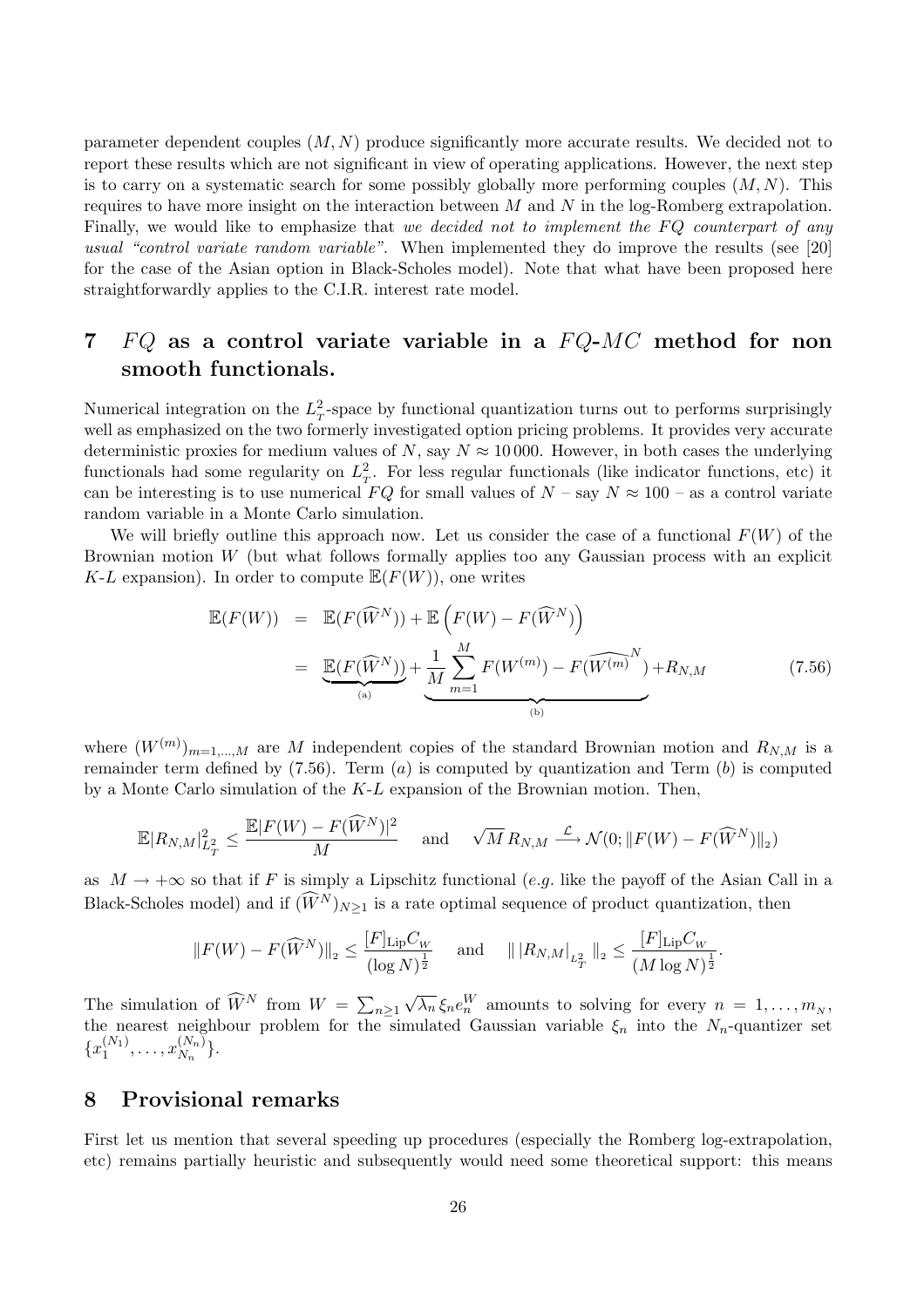parameter dependent couples $(M,N)$ produce significantly more accurate results. We decided not to report these results which are not significant in view of operating applications. However, the next step is to carry on a systematic search for some possibly globally more performing couples $(M,N)$. This requires to have more insight on the interaction between $M$ and $N$ in the log-Romberg extrapolation. Finally, we would like to emphasize that *we decided not to implement the FQ counterpart of any usual "control variate random variable"*. When implemented they do improve the results (see [20] for the case of the Asian option in Black-Scholes model). Note that what have been proposed here straightforwardly applies to the C.I.R. interest rate model.

## 7 $FQ$ as a control variate variable in a $FQ$-$MC$ method for non smooth functionals.

Numerical integration on the $L^2_T$-space by functional quantization turns out to performs surprisingly well as emphasized on the two formerly investigated option pricing problems. It provides very accurate deterministic proxies for medium values of $N$, say $N \approx 10\,000$. However, in both cases the underlying functionals had some regularity on $L^2_T$. For less regular functionals (like indicator functions, etc) it can be interesting is to use numerical $FQ$ for small values of $N$ – say $N \approx 100$ – as a control variate random variable in a Monte Carlo simulation.

We will briefly outline this approach now. Let us consider the case of a functional $F(W)$ of the Brownian motion $W$ (but what follows formally applies too any Gaussian process with an explicit $K$-$L$ expansion). In order to compute $\mathbb{E}(F(W))$, one writes

$$
\begin{aligned}
\mathbb{E}(F(W)) &= \mathbb{E}(F(\widehat{W}^N)) + \mathbb{E}\left(F(W) - F(\widehat{W}^N)\right) \\
&= \underbrace{\mathbb{E}(F(\widehat{W}^N))}_{(a)} + \underbrace{\frac{1}{M}\sum_{m=1}^{M} F(W^{(m)}) - F(\widehat{W^{(m)}}^N)}_{(b)} + R_{N,M} \qquad (7.56)
\end{aligned}
$$

where $(W^{(m)})_{m=1,\ldots,M}$ are $M$ independent copies of the standard Brownian motion and $R_{N,M}$ is a remainder term defined by (7.56). Term $(a)$ is computed by quantization and Term $(b)$ is computed by a Monte Carlo simulation of the $K$-$L$ expansion of the Brownian motion. Then,

$$
\mathbb{E}|R_{N,M}|^2_{L^2_T} \le \frac{\mathbb{E}|F(W) - F(\widehat{W}^N)|^2}{M} \quad \text{and} \quad \sqrt{M}\, R_{N,M} \xrightarrow{\mathcal{L}} \mathcal{N}(0; \|F(W) - F(\widehat{W}^N)\|_2)
$$

as $M \to +\infty$ so that if $F$ is simply a Lipschitz functional (*e.g.* like the payoff of the Asian Call in a Black-Scholes model) and if $(\widehat{W}^N)_{N\ge1}$ is a rate optimal sequence of product quantization, then

$$
\|F(W) - F(\widehat{W}^N)\|_2 \le \frac{[F]_{\mathrm{Lip}} C_W}{(\log N)^{\frac{1}{2}}} \quad \text{and} \quad \|\,|R_{N,M}|_{L^2_T}\,\|_2 \le \frac{[F]_{\mathrm{Lip}} C_W}{(M\log N)^{\frac{1}{2}}}.
$$

The simulation of $\widehat{W}^N$ from $W = \sum_{n\ge1}\sqrt{\lambda_n}\,\xi_n e^W_n$ amounts to solving for every $n = 1,\ldots,m_N$, the nearest neighbour problem for the simulated Gaussian variable $\xi_n$ into the $N_n$-quantizer set $\{x^{(N_1)}_1, \ldots, x^{(N_n)}_{N_n}\}$.

## 8 Provisional remarks

First let us mention that several speeding up procedures (especially the Romberg log-extrapolation, etc) remains partially heuristic and subsequently would need some theoretical support: this means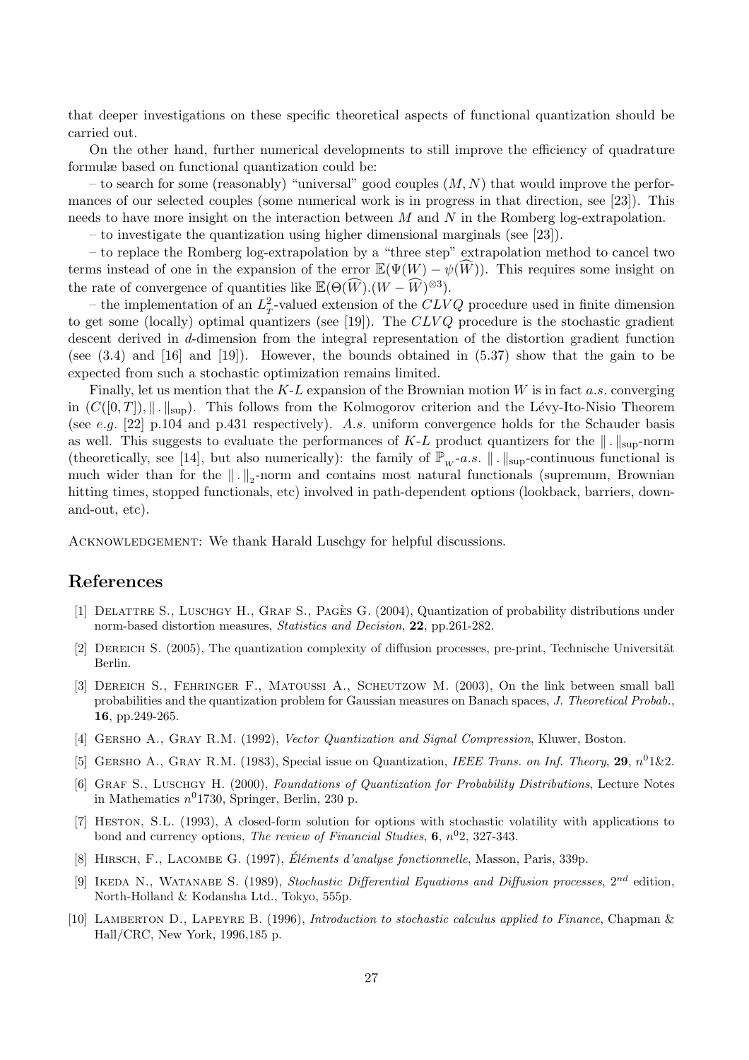that deeper investigations on these specific theoretical aspects of functional quantization should be carried out.

On the other hand, further numerical developments to still improve the efficiency of quadrature formulæ based on functional quantization could be:

– to search for some (reasonably) "universal" good couples $(M,N)$ that would improve the performances of our selected couples (some numerical work is in progress in that direction, see [23]). This needs to have more insight on the interaction between $M$ and $N$ in the Romberg log-extrapolation.

– to investigate the quantization using higher dimensional marginals (see [23]).

– to replace the Romberg log-extrapolation by a "three step" extrapolation method to cancel two terms instead of one in the expansion of the error $\mathbb{E}(\Psi(W) - \psi(\widehat{W}))$. This requires some insight on the rate of convergence of quantities like $\mathbb{E}(\Theta(\widehat{W}).(W - \widehat{W})^{\otimes 3})$.

– the implementation of an $L^2_T$-valued extension of the $CLVQ$ procedure used in finite dimension to get some (locally) optimal quantizers (see [19]). The $CLVQ$ procedure is the stochastic gradient descent derived in $d$-dimension from the integral representation of the distortion gradient function (see (3.4) and [16] and [19]). However, the bounds obtained in (5.37) show that the gain to be expected from such a stochastic optimization remains limited.

Finally, let us mention that the $K$-$L$ expansion of the Brownian motion $W$ is in fact *a.s.* converging in $(C([0,T]), \|\,.\,\|_{\sup})$. This follows from the Kolmogorov criterion and the Lévy-Ito-Nisio Theorem (see *e.g.* [22] p.104 and p.431 respectively). *A.s.* uniform convergence holds for the Schauder basis as well. This suggests to evaluate the performances of $K$-$L$ product quantizers for the $\|\,.\,\|_{\sup}$-norm (theoretically, see [14], but also numerically): the family of $\mathbb{P}_{W}$-*a.s.* $\|\,.\,\|_{\sup}$-continuous functional is much wider than for the $\|\,.\,\|_2$-norm and contains most natural functionals (supremum, Brownian hitting times, stopped functionals, etc) involved in path-dependent options (lookback, barriers, down-and-out, etc).

Acknowledgement: We thank Harald Luschgy for helpful discussions.

# References

[1] Delattre S., Luschgy H., Graf S., Pagès G. (2004), Quantization of probability distributions under norm-based distortion measures, *Statistics and Decision*, **22**, pp.261-282.

[2] Dereich S. (2005), The quantization complexity of diffusion processes, pre-print, Technische Universität Berlin.

[3] Dereich S., Fehringer F., Matoussi A., Scheutzow M. (2003), On the link between small ball probabilities and the quantization problem for Gaussian measures on Banach spaces, *J. Theoretical Probab.*, **16**, pp.249-265.

[4] Gersho A., Gray R.M. (1992), *Vector Quantization and Signal Compression*, Kluwer, Boston.

[5] Gersho A., Gray R.M. (1983), Special issue on Quantization, *IEEE Trans. on Inf. Theory*, **29**, $n^0$1&2.

[6] Graf S., Luschgy H. (2000), *Foundations of Quantization for Probability Distributions*, Lecture Notes in Mathematics $n^0$1730, Springer, Berlin, 230 p.

[7] Heston, S.L. (1993), A closed-form solution for options with stochastic volatility with applications to bond and currency options, *The review of Financial Studies*, **6**, $n^0$2, 327-343.

[8] Hirsch, F., Lacombe G. (1997), *Éléments d'analyse fonctionnelle*, Masson, Paris, 339p.

[9] Ikeda N., Watanabe S. (1989), *Stochastic Differential Equations and Diffusion processes*, $2^{nd}$ edition, North-Holland & Kodansha Ltd., Tokyo, 555p.

[10] Lamberton D., Lapeyre B. (1996), *Introduction to stochastic calculus applied to Finance*, Chapman & Hall/CRC, New York, 1996,185 p.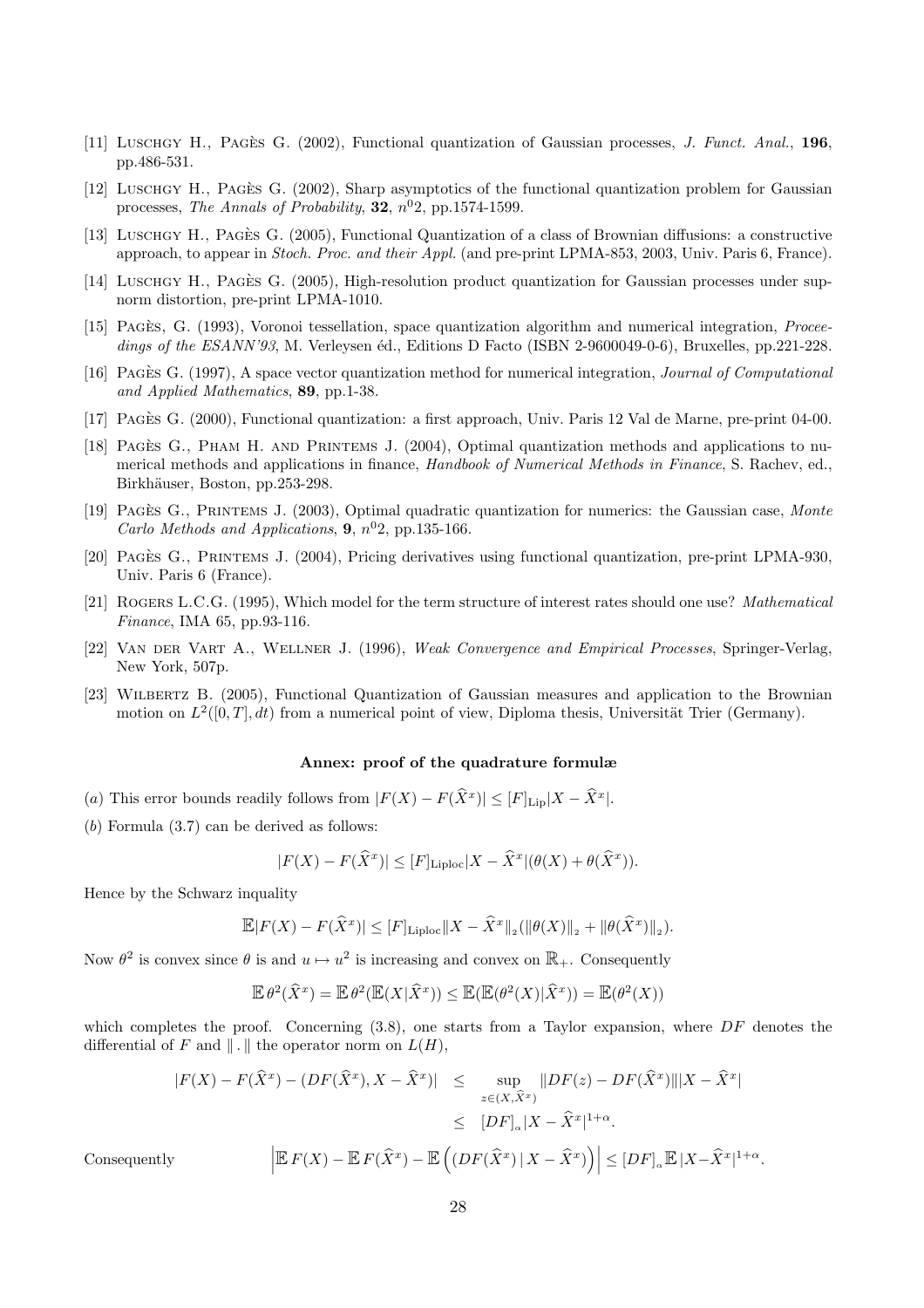[11] Luschgy H., Pagès G. (2002), Functional quantization of Gaussian processes, *J. Funct. Anal.*, **196**, pp.486-531.

[12] Luschgy H., Pagès G. (2002), Sharp asymptotics of the functional quantization problem for Gaussian processes, *The Annals of Probability*, **32**, $n^0 2$, pp.1574-1599.

[13] Luschgy H., Pagès G. (2005), Functional Quantization of a class of Brownian diffusions: a constructive approach, to appear in *Stoch. Proc. and their Appl.* (and pre-print LPMA-853, 2003, Univ. Paris 6, France).

[14] Luschgy H., Pagès G. (2005), High-resolution product quantization for Gaussian processes under sup-norm distortion, pre-print LPMA-1010.

[15] Pagès, G. (1993), Voronoi tessellation, space quantization algorithm and numerical integration, *Proceedings of the ESANN'93*, M. Verleysen éd., Editions D Facto (ISBN 2-9600049-0-6), Bruxelles, pp.221-228.

[16] Pagès G. (1997), A space vector quantization method for numerical integration, *Journal of Computational and Applied Mathematics*, **89**, pp.1-38.

[17] Pagès G. (2000), Functional quantization: a first approach, Univ. Paris 12 Val de Marne, pre-print 04-00.

[18] Pagès G., Pham H. and Printems J. (2004), Optimal quantization methods and applications to numerical methods and applications in finance, *Handbook of Numerical Methods in Finance*, S. Rachev, ed., Birkhäuser, Boston, pp.253-298.

[19] Pagès G., Printems J. (2003), Optimal quadratic quantization for numerics: the Gaussian case, *Monte Carlo Methods and Applications*, **9**, $n^0 2$, pp.135-166.

[20] Pagès G., Printems J. (2004), Pricing derivatives using functional quantization, pre-print LPMA-930, Univ. Paris 6 (France).

[21] Rogers L.C.G. (1995), Which model for the term structure of interest rates should one use? *Mathematical Finance*, IMA 65, pp.93-116.

[22] Van der Vart A., Wellner J. (1996), *Weak Convergence and Empirical Processes*, Springer-Verlag, New York, 507p.

[23] Wilbertz B. (2005), Functional Quantization of Gaussian measures and application to the Brownian motion on $L^2([0,T],dt)$ from a numerical point of view, Diploma thesis, Universität Trier (Germany).

### Annex: proof of the quadrature formulæ

$(a)$ This error bounds readily follows from $|F(X) - F(\widehat{X}^x)| \le [F]_{\rm Lip}|X - \widehat{X}^x|$.

$(b)$ Formula (3.7) can be derived as follows:

$$|F(X) - F(\widehat{X}^x)| \le [F]_{\rm Liploc}|X - \widehat{X}^x|(\theta(X) + \theta(\widehat{X}^x)).$$

Hence by the Schwarz inquality

$$\mathbb{E}|F(X) - F(\widehat{X}^x)| \le [F]_{\rm Liploc}\|X - \widehat{X}^x\|_2(\|\theta(X)\|_2 + \|\theta(\widehat{X}^x)\|_2).$$

Now $\theta^2$ is convex since $\theta$ is and $u \mapsto u^2$ is increasing and convex on $\mathbb{R}_+$. Consequently

$$\mathbb{E}\,\theta^2(\widehat{X}^x) = \mathbb{E}\,\theta^2(\mathbb{E}(X|\widehat{X}^x)) \le \mathbb{E}(\mathbb{E}(\theta^2(X)|\widehat{X}^x)) = \mathbb{E}(\theta^2(X))$$

which completes the proof. Concerning (3.8), one starts from a Taylor expansion, where $DF$ denotes the differential of $F$ and $\|\,.\,\|$ the operator norm on $L(H)$,

$$\begin{aligned}|F(X) - F(\widehat{X}^x) - (DF(\widehat{X}^x), X - \widehat{X}^x)| &\le \sup_{z\in(X,\widehat{X}^x)}\|DF(z) - DF(\widehat{X}^x)\||X - \widehat{X}^x| \\ &\le [DF]_\alpha |X - \widehat{X}^x|^{1+\alpha}.\end{aligned}$$

Consequently

$$\left|\mathbb{E}\,F(X) - \mathbb{E}\,F(\widehat{X}^x) - \mathbb{E}\left((DF(\widehat{X}^x)\,|\,X - \widehat{X}^x)\right)\right| \le [DF]_\alpha \mathbb{E}\,|X - \widehat{X}^x|^{1+\alpha}.$$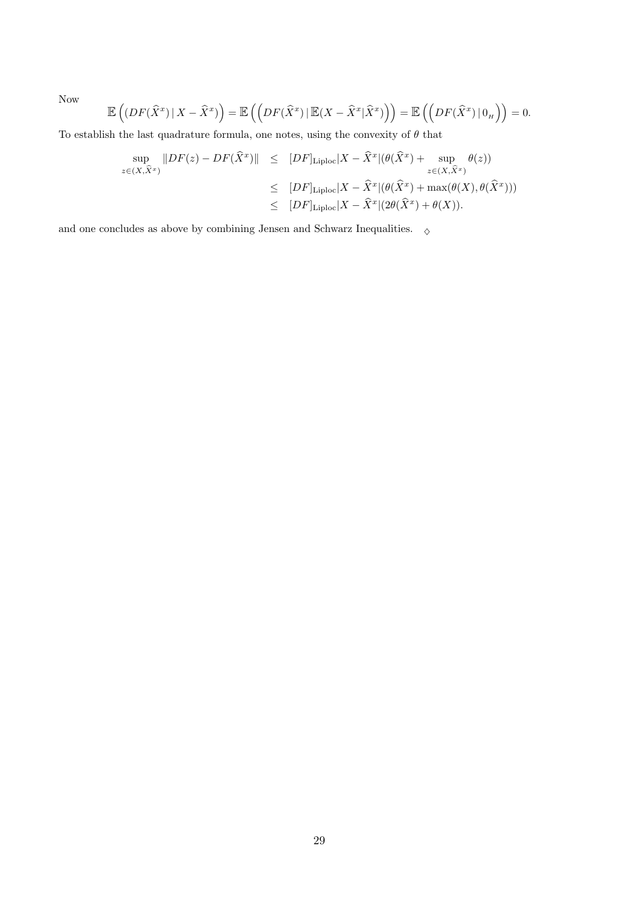Now

$$\mathbb{E}\left((DF(\widehat{X}^x)\,|\,X-\widehat{X}^x)\right)=\mathbb{E}\left(\left(DF(\widehat{X}^x)\,|\,\mathbb{E}(X-\widehat{X}^x|\widehat{X}^x)\right)\right)=\mathbb{E}\left(\left(DF(\widehat{X}^x)\,|\,0_{_H}\right)\right)=0.$$

To establish the last quadrature formula, one notes, using the convexity of $\theta$ that

$$\begin{aligned}
\sup_{z\in(X,\widehat{X}^x)}\|DF(z)-DF(\widehat{X}^x)\| &\leq [DF]_{\rm Liploc}|X-\widehat{X}^x|(\theta(\widehat{X}^x)+\sup_{z\in(X,\widehat{X}^x)}\theta(z))\\
&\leq [DF]_{\rm Liploc}|X-\widehat{X}^x|(\theta(\widehat{X}^x)+\max(\theta(X),\theta(\widehat{X}^x)))\\
&\leq [DF]_{\rm Liploc}|X-\widehat{X}^x|(2\theta(\widehat{X}^x)+\theta(X)).
\end{aligned}$$

and one concludes as above by combining Jensen and Schwarz Inequalities. $\diamond$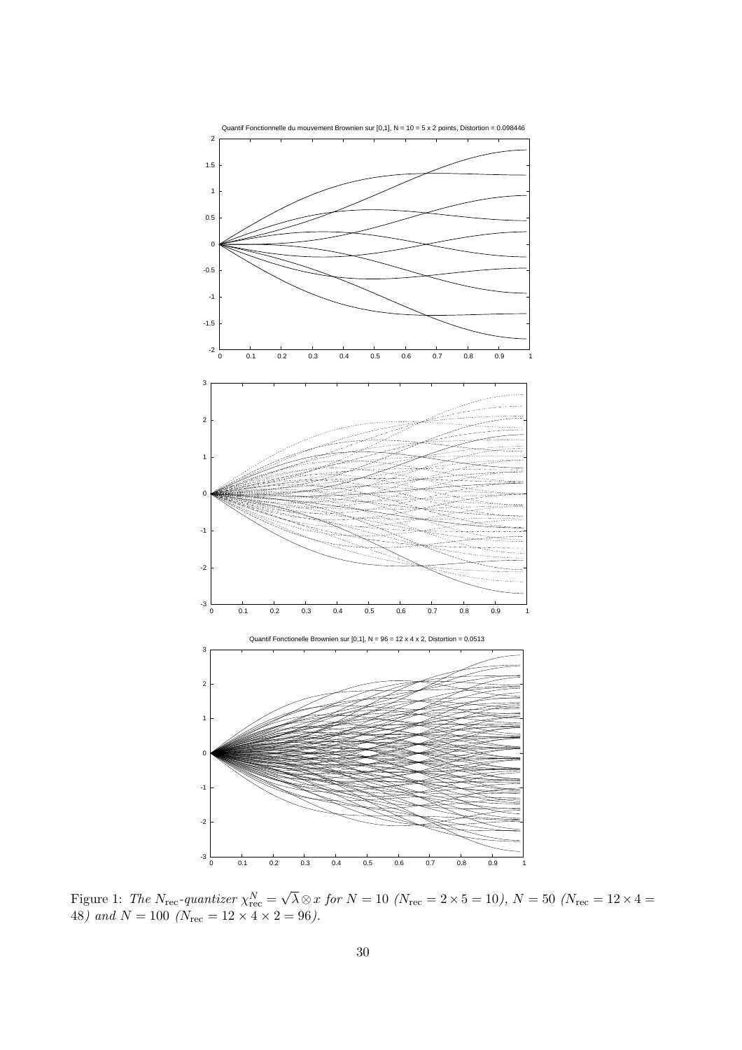Quantif Fonctionnelle du mouvement Brownien sur [0,1], N = 10 = 5 x 2 points, Distortion = 0.098446

Quantif Fonctionnelle Brownien sur [0,1], N = 96 = 12 x 4 x 2, Distortion = 0.0513

Figure 1: *The* $N_{\rm rec}$*-quantizer* $\chi^N_{\rm rec} = \sqrt{\lambda} \otimes x$ *for* $N = 10$ *(*$N_{\rm rec} = 2 \times 5 = 10$*),* $N = 50$ *(*$N_{\rm rec} = 12 \times 4 = 48$*) and* $N = 100$ *(*$N_{\rm rec} = 12 \times 4 \times 2 = 96$*).*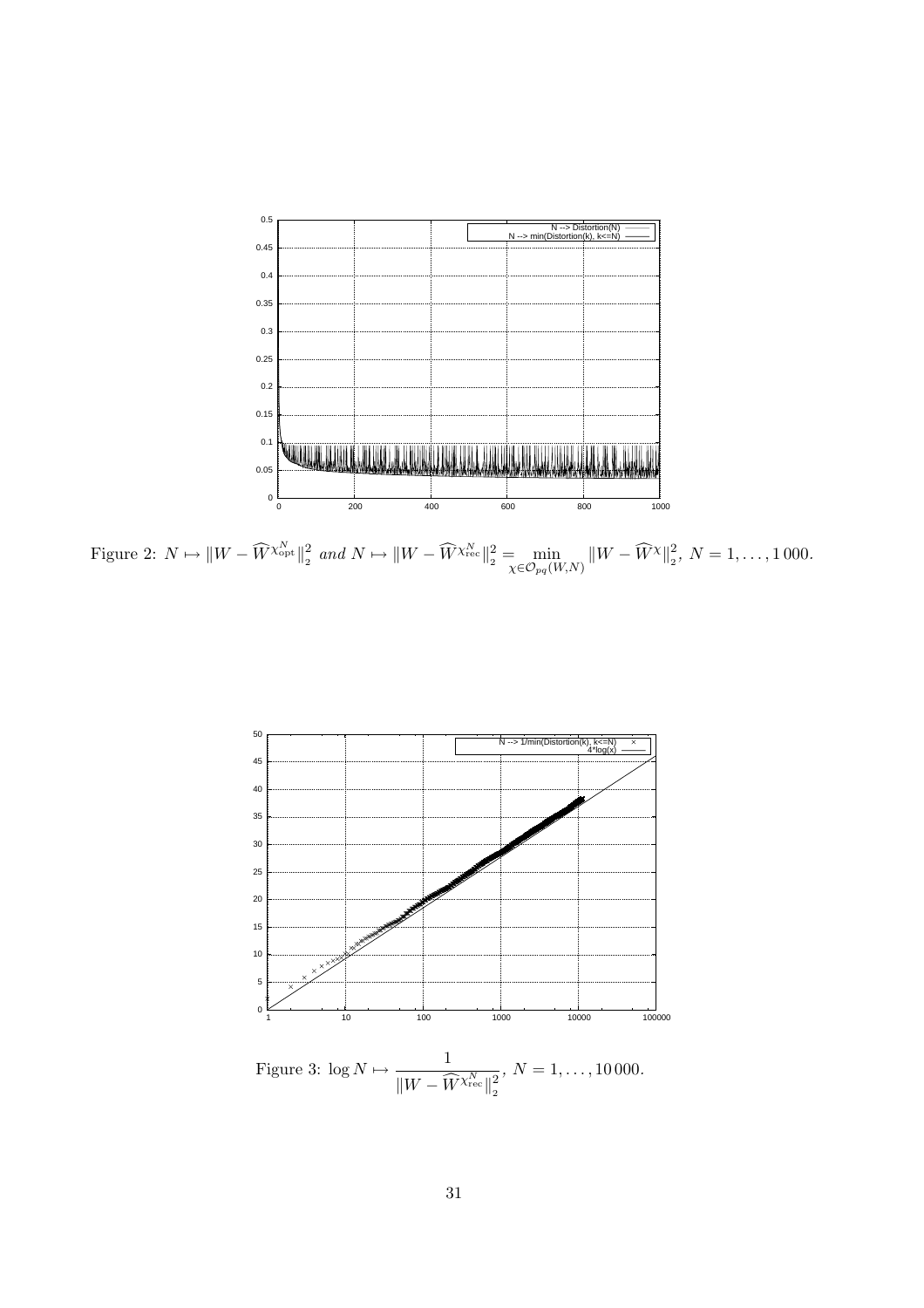0.5
0.45
0.4
0.35
0.3
0.25
0.2
0.15
0.1
0.05
0
0
200
400
600
800
1000

N --> Distortion(N)
N --> min(Distortion(k), k<=N)

Figure 2: $N \mapsto \|W - \widehat{W}^{\chi_{\rm opt}^N}\|_2^2$ *and* $N \mapsto \|W - \widehat{W}^{\chi_{\rm rec}^N}\|_2^2 = \min\limits_{\chi \in \mathcal{O}_{pq}(W,N)} \|W - \widehat{W}^{\chi}\|_2^2$, $N = 1, \ldots, 1\,000$.

50
45
40
35
30
25
20
15
10
5
0
1
10
100
1000
10000
100000

N --> 1/min(Distortion(k), k<=N)
4*log(x)

Figure 3: $\log N \mapsto \dfrac{1}{\|W - \widehat{W}^{\chi_{\rm rec}^N}\|_2^2}$, $N = 1, \ldots, 10\,000$.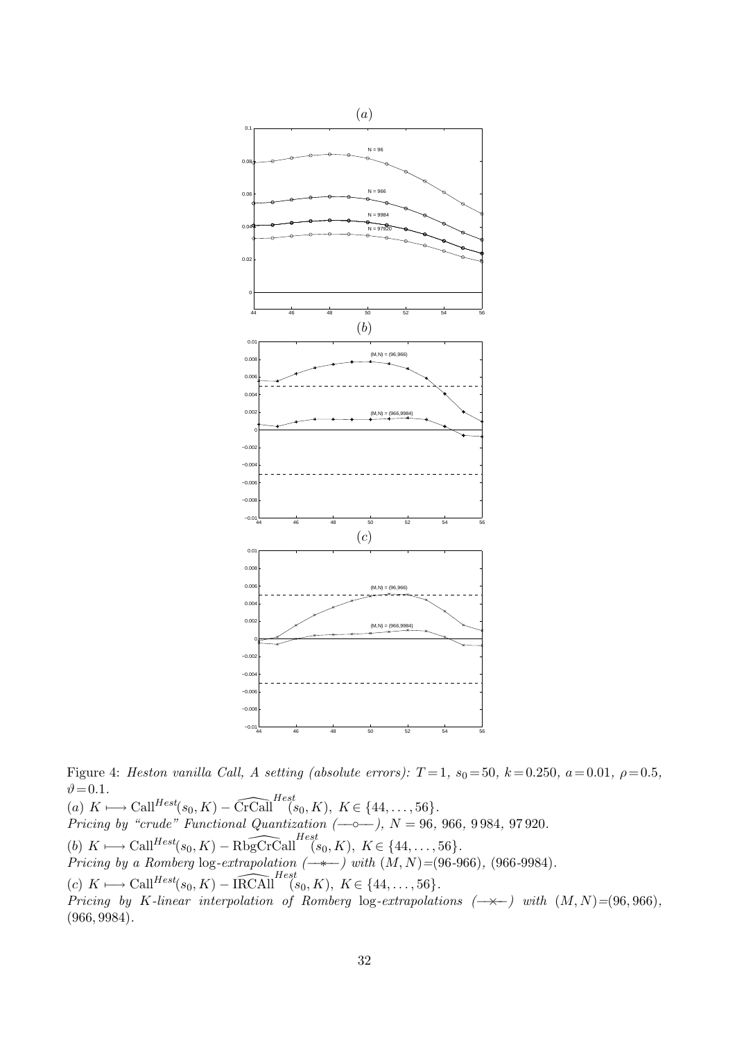(a)

0.1
0.08
0.06
0.04
0.02
0

44 46 48 50 52 54 56

N = 96
N = 966
N = 9984
N = 97920

(b)

0.01
0.008
0.006
0.004
0.002
0
−0.002
−0.004
−0.006
−0.008
−0.01

44 46 48 50 52 54 56

(M,N) = (96,966)
(M,N) = (966,9984)

(c)

0.01
0.008
0.006
0.004
0.002
0
−0.002
−0.004
−0.006
−0.008
−0.01

44 46 48 50 52 54 56

(M,N) = (96,966)
(M,N) = (966,9984)

Figure 4: *Heston vanilla Call, A setting (absolute errors):* $T=1$, $s_0=50$, $k=0.250$, $a=0.01$, $\rho=0.5$, $\vartheta=0.1$.
*(a)* $K \longmapsto \mathrm{Call}^{Hest}(s_0,K) - \widehat{\mathrm{CrCall}}^{Hest}(s_0,K)$, $K \in \{44,\dots,56\}$.
*Pricing by "crude" Functional Quantization (—○—), $N = 96$, 966, 9 984, 97 920.*
*(b)* $K \longmapsto \mathrm{Call}^{Hest}(s_0,K) - \widehat{\mathrm{RbgCrCall}}^{Hest}(s_0,K)$, $K \in \{44,\dots,56\}$.
*Pricing by a Romberg* log*-extrapolation (—∗—) with* $(M,N)$=(96-966), (966-9984).
*(c)* $K \longmapsto \mathrm{Call}^{Hest}(s_0,K) - \widehat{\mathrm{IRCAll}}^{Hest}(s_0,K)$, $K \in \{44,\dots,56\}$.
*Pricing by K-linear interpolation of Romberg* log*-extrapolations (—×—) with* $(M,N)=(96,966)$, $(966,9984)$.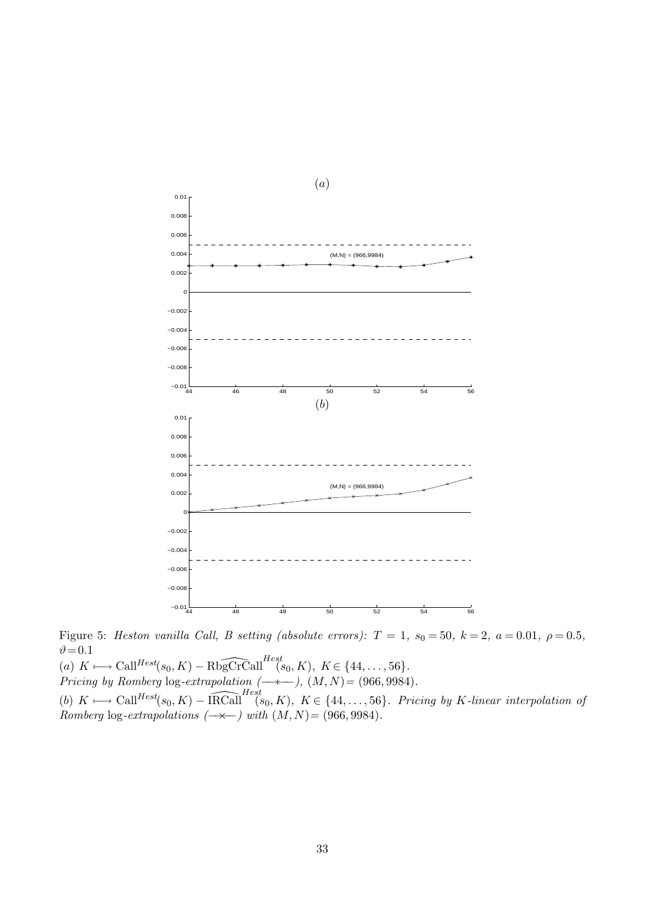(a)

0.01
0.008
0.006
0.004
0.002
0
−0.002
−0.004
−0.006
−0.008
−0.01

44 46 48 50 52 54 56

(M,N) = (966,9984)

(b)

0.01
0.008
0.006
0.004
0.002
0
−0.002
−0.004
−0.006
−0.008
−0.01

44 46 48 50 52 54 56

(M,N) = (966,9984)

Figure 5: *Heston vanilla Call, B setting (absolute errors):* $T = 1$, $s_0 = 50$, $k = 2$, $a = 0.01$, $\rho = 0.5$, $\vartheta = 0.1$

(a) $K \longmapsto \mathrm{Call}^{Hest}(s_0, K) - \widehat{\mathrm{RbgCrCall}}^{Hest}(s_0, K)$, $K \in \{44, \ldots, 56\}$.
*Pricing by Romberg* log*-extrapolation (—∗—),* $(M, N) = (966, 9984)$.

(b) $K \longmapsto \mathrm{Call}^{Hest}(s_0, K) - \widehat{\mathrm{IRCall}}^{Hest}(s_0, K)$, $K \in \{44, \ldots, 56\}$. *Pricing by K-linear interpolation of Romberg* log*-extrapolations (—×—) with* $(M, N) = (966, 9984)$.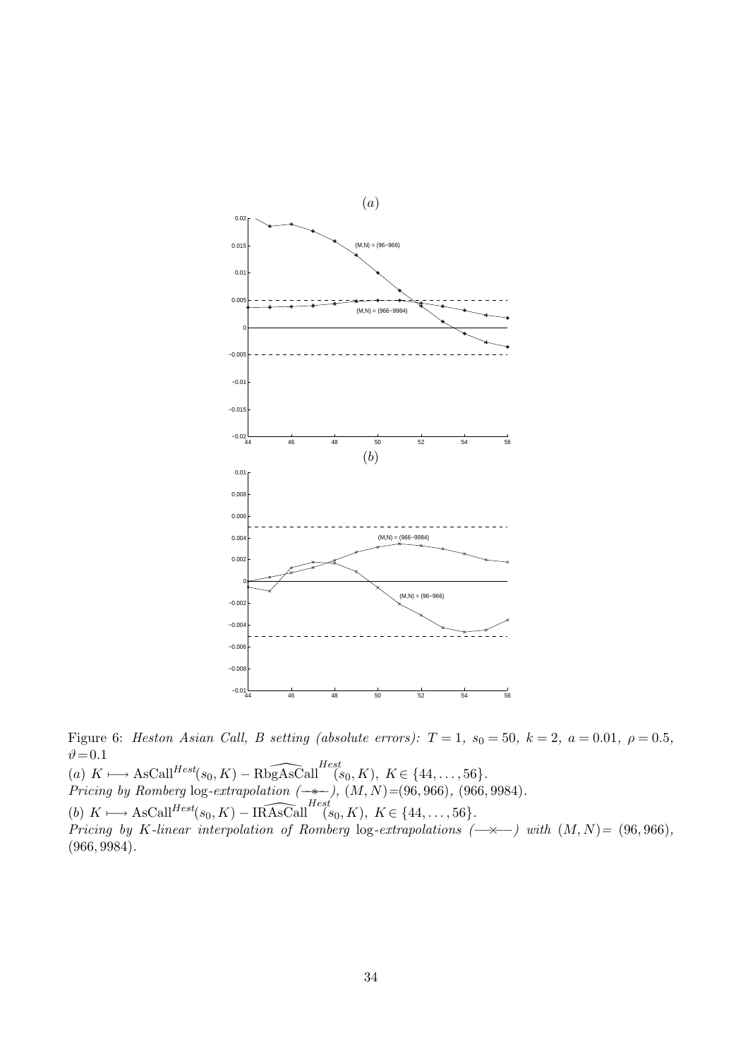(a)

0.02
0.015
0.01
0.005
0
−0.005
−0.01
−0.015
−0.02

44 46 48 50 52 54 56

(M,N) = (96−966)

(M,N) = (966−9984)

(b)

0.01
0.008
0.006
0.004
0.002
0
−0.002
−0.004
−0.006
−0.008
−0.01

44 46 48 50 52 54 56

(M,N) = (966−9984)

(M,N) = (96−966)

Figure 6: *Heston Asian Call, B setting (absolute errors):* $T=1$, $s_0=50$, $k=2$, $a=0.01$, $\rho=0.5$, $\vartheta=0.1$

*(a)* $K \longmapsto \mathrm{AsCall}^{Hest}(s_0,K) - \widehat{\mathrm{RbgAsCall}}^{Hest}(s_0,K)$, $K \in \{44,\dots,56\}$.
*Pricing by Romberg* log*-extrapolation* (—∗—), $(M,N)$=(96, 966), (966, 9984).

*(b)* $K \longmapsto \mathrm{AsCall}^{Hest}(s_0,K) - \widehat{\mathrm{IRAsCall}}^{Hest}(s_0,K)$, $K \in \{44,\dots,56\}$.
*Pricing by* $K$*-linear interpolation of Romberg* log*-extrapolations* (—×—) *with* $(M,N)$= (96, 966), (966, 9984).